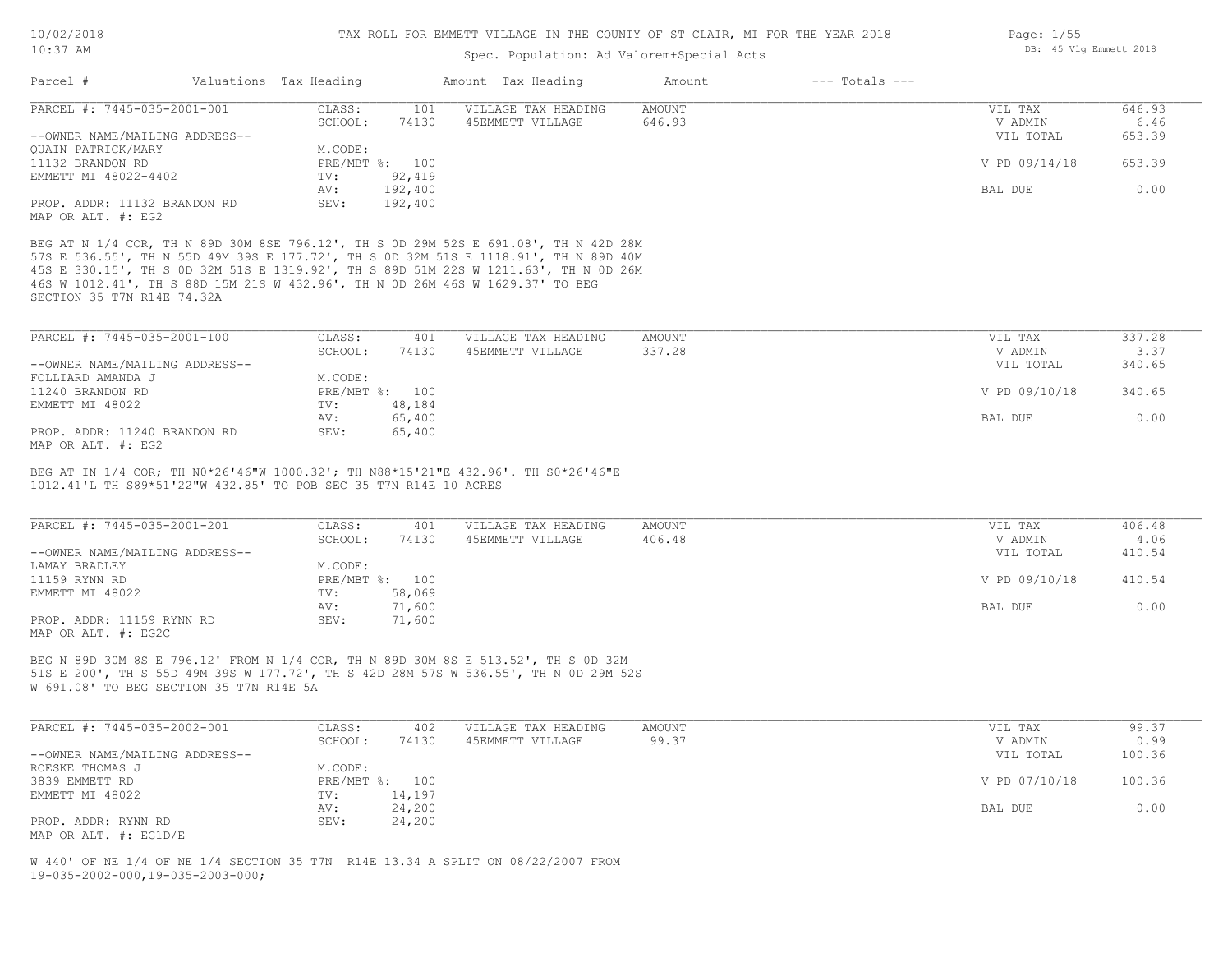TAX ROLL FOR EMMETT VILLAGE IN THE COUNTY OF ST CLAIR, MI FOR THE YEAR 2018

Spec. Population: Ad Valorem+Special Acts

10/02/2018
10:37 AM

DB: 45 Vlg Emmett 2018

| Parcel # | Valuations | Tax Heading | Amount | Tax Heading | Amount | --- Totals --- | |
|---|---|---|---|---|---|---|---|

---

**PARCEL #: 7445-035-2001-001**

| | | | | | |
|---|---|---|---|---|---|
| CLASS: | 101 | VILLAGE TAX HEADING | AMOUNT | VIL TAX | 646.93 |
| SCHOOL: | 74130 | 45EMMETT VILLAGE | 646.93 | V ADMIN | 6.46 |
| | | | | VIL TOTAL | 653.39 |
| M.CODE: | | | | | |
| PRE/MBT %: | 100 | | | V PD 09/14/18 | 653.39 |
| TV: | 92,419 | | | | |
| AV: | 192,400 | | | BAL DUE | 0.00 |
| SEV: | 192,400 | | | | |

--OWNER NAME/MAILING ADDRESS--
QUAIN PATRICK/MARY
11132 BRANDON RD
EMMETT MI 48022-4402

PROP. ADDR: 11132 BRANDON RD
MAP OR ALT. #: EG2

BEG AT N 1/4 COR, TH N 89D 30M 8SE 796.12', TH S 0D 29M 52S E 691.08', TH N 42D 28M 57S E 536.55', TH N 55D 49M 39S E 177.72', TH S 0D 32M 51S E 1118.91', TH N 89D 40M 45S E 330.15', TH S 0D 32M 51S E 1319.92', TH S 89D 51M 22S W 1211.63', TH N 0D 26M 46S W 1012.41', TH S 88D 15M 21S W 432.96', TH N 0D 26M 46S W 1629.37' TO BEG SECTION 35 T7N R14E 74.32A

---

**PARCEL #: 7445-035-2001-100**

| | | | | | |
|---|---|---|---|---|---|
| CLASS: | 401 | VILLAGE TAX HEADING | AMOUNT | VIL TAX | 337.28 |
| SCHOOL: | 74130 | 45EMMETT VILLAGE | 337.28 | V ADMIN | 3.37 |
| | | | | VIL TOTAL | 340.65 |
| M.CODE: | | | | | |
| PRE/MBT %: | 100 | | | V PD 09/10/18 | 340.65 |
| TV: | 48,184 | | | | |
| AV: | 65,400 | | | BAL DUE | 0.00 |
| SEV: | 65,400 | | | | |

--OWNER NAME/MAILING ADDRESS--
FOLLIARD AMANDA J
11240 BRANDON RD
EMMETT MI 48022

PROP. ADDR: 11240 BRANDON RD
MAP OR ALT. #: EG2

BEG AT IN 1/4 COR; TH N0*26'46"W 1000.32'; TH N88*15'21"E 432.96'. TH S0*26'46"E 1012.41'L TH S89*51'22"W 432.85' TO POB SEC 35 T7N R14E 10 ACRES

---

**PARCEL #: 7445-035-2001-201**

| | | | | | |
|---|---|---|---|---|---|
| CLASS: | 401 | VILLAGE TAX HEADING | AMOUNT | VIL TAX | 406.48 |
| SCHOOL: | 74130 | 45EMMETT VILLAGE | 406.48 | V ADMIN | 4.06 |
| | | | | VIL TOTAL | 410.54 |
| M.CODE: | | | | | |
| PRE/MBT %: | 100 | | | V PD 09/10/18 | 410.54 |
| TV: | 58,069 | | | | |
| AV: | 71,600 | | | BAL DUE | 0.00 |
| SEV: | 71,600 | | | | |

--OWNER NAME/MAILING ADDRESS--
LAMAY BRADLEY
11159 RYNN RD
EMMETT MI 48022

PROP. ADDR: 11159 RYNN RD
MAP OR ALT. #: EG2C

BEG N 89D 30M 8S E 796.12' FROM N 1/4 COR, TH N 89D 30M 8S E 513.52', TH S 0D 32M 51S E 200', TH S 55D 49M 39S W 177.72', TH S 42D 28M 57S W 536.55', TH N 0D 29M 52S W 691.08' TO BEG SECTION 35 T7N R14E 5A

---

**PARCEL #: 7445-035-2002-001**

| | | | | | |
|---|---|---|---|---|---|
| CLASS: | 402 | VILLAGE TAX HEADING | AMOUNT | VIL TAX | 99.37 |
| SCHOOL: | 74130 | 45EMMETT VILLAGE | 99.37 | V ADMIN | 0.99 |
| | | | | VIL TOTAL | 100.36 |
| M.CODE: | | | | | |
| PRE/MBT %: | 100 | | | V PD 07/10/18 | 100.36 |
| TV: | 14,197 | | | | |
| AV: | 24,200 | | | BAL DUE | 0.00 |
| SEV: | 24,200 | | | | |

--OWNER NAME/MAILING ADDRESS--
ROESKE THOMAS J
3839 EMMETT RD
EMMETT MI 48022

PROP. ADDR: RYNN RD
MAP OR ALT. #: EG1D/E

W 440' OF NE 1/4 OF NE 1/4 SECTION 35 T7N R14E 13.34 A SPLIT ON 08/22/2007 FROM 19-035-2002-000,19-035-2003-000;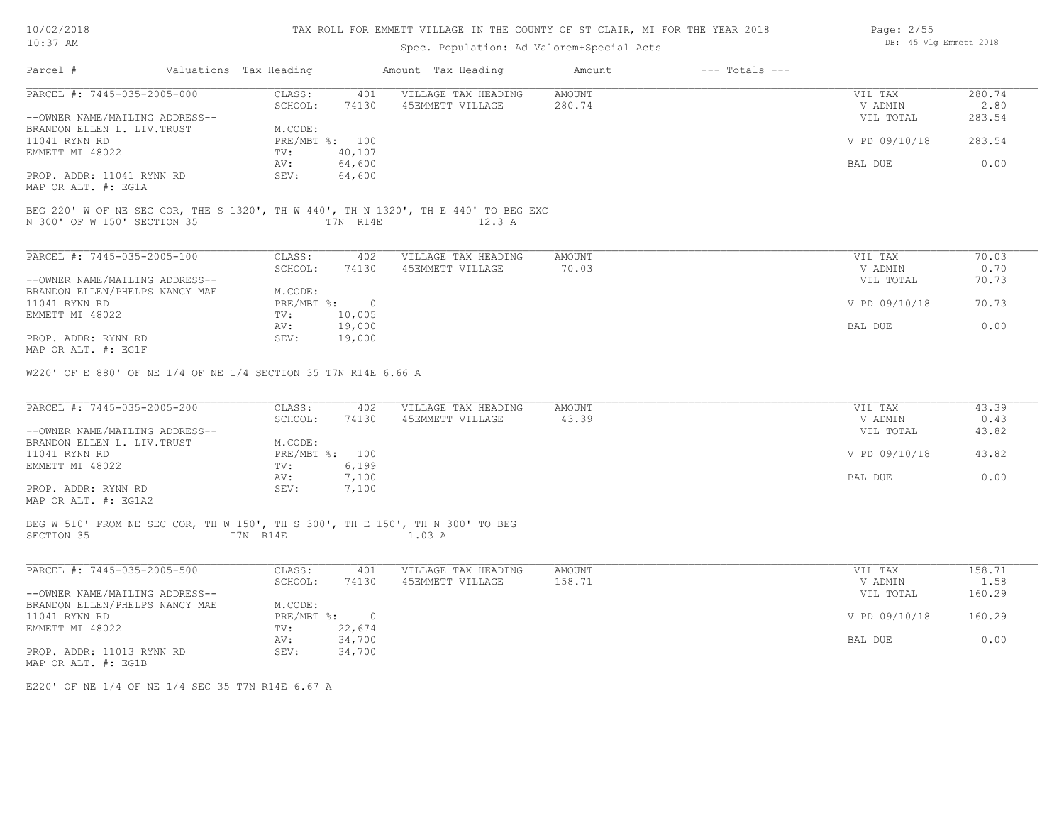TAX ROLL FOR EMMETT VILLAGE IN THE COUNTY OF ST CLAIR, MI FOR THE YEAR 2018

Spec. Population: Ad Valorem+Special Acts

| Parcel # | Valuations | Tax Heading | Amount | Tax Heading | Amount | --- Totals --- | |
|---|---|---|---|---|---|---|---|

---

**PARCEL #: 7445-035-2005-000**

| | | | | | |
|---|---|---|---|---|---|
| CLASS: | 401 | VILLAGE TAX HEADING | AMOUNT | VIL TAX | 280.74 |
| SCHOOL: | 74130 | 45EMMETT VILLAGE | 280.74 | V ADMIN | 2.80 |
| | | | | VIL TOTAL | 283.54 |
| M.CODE: | | | | | |
| PRE/MBT %: | 100 | | | V PD 09/10/18 | 283.54 |
| TV: | 40,107 | | | | |
| AV: | 64,600 | | | BAL DUE | 0.00 |
| SEV: | 64,600 | | | | |

--OWNER NAME/MAILING ADDRESS--
BRANDON ELLEN L. LIV.TRUST
11041 RYNN RD
EMMETT MI 48022

PROP. ADDR: 11041 RYNN RD
MAP OR ALT. #: EG1A

BEG 220' W OF NE SEC COR, THE S 1320', TH W 440', TH N 1320', TH E 440' TO BEG EXC N 300' OF W 150' SECTION 35 T7N R14E 12.3 A

---

**PARCEL #: 7445-035-2005-100**

| | | | | | |
|---|---|---|---|---|---|
| CLASS: | 402 | VILLAGE TAX HEADING | AMOUNT | VIL TAX | 70.03 |
| SCHOOL: | 74130 | 45EMMETT VILLAGE | 70.03 | V ADMIN | 0.70 |
| | | | | VIL TOTAL | 70.73 |
| M.CODE: | | | | | |
| PRE/MBT %: | 0 | | | V PD 09/10/18 | 70.73 |
| TV: | 10,005 | | | | |
| AV: | 19,000 | | | BAL DUE | 0.00 |
| SEV: | 19,000 | | | | |

--OWNER NAME/MAILING ADDRESS--
BRANDON ELLEN/PHELPS NANCY MAE
11041 RYNN RD
EMMETT MI 48022

PROP. ADDR: RYNN RD
MAP OR ALT. #: EG1F

W220' OF E 880' OF NE 1/4 OF NE 1/4 SECTION 35 T7N R14E 6.66 A

---

**PARCEL #: 7445-035-2005-200**

| | | | | | |
|---|---|---|---|---|---|
| CLASS: | 402 | VILLAGE TAX HEADING | AMOUNT | VIL TAX | 43.39 |
| SCHOOL: | 74130 | 45EMMETT VILLAGE | 43.39 | V ADMIN | 0.43 |
| | | | | VIL TOTAL | 43.82 |
| M.CODE: | | | | | |
| PRE/MBT %: | 100 | | | V PD 09/10/18 | 43.82 |
| TV: | 6,199 | | | | |
| AV: | 7,100 | | | BAL DUE | 0.00 |
| SEV: | 7,100 | | | | |

--OWNER NAME/MAILING ADDRESS--
BRANDON ELLEN L. LIV.TRUST
11041 RYNN RD
EMMETT MI 48022

PROP. ADDR: RYNN RD
MAP OR ALT. #: EG1A2

BEG W 510' FROM NE SEC COR, TH W 150', TH S 300', TH E 150', TH N 300' TO BEG SECTION 35 T7N R14E 1.03 A

---

**PARCEL #: 7445-035-2005-500**

| | | | | | |
|---|---|---|---|---|---|
| CLASS: | 401 | VILLAGE TAX HEADING | AMOUNT | VIL TAX | 158.71 |
| SCHOOL: | 74130 | 45EMMETT VILLAGE | 158.71 | V ADMIN | 1.58 |
| | | | | VIL TOTAL | 160.29 |
| M.CODE: | | | | | |
| PRE/MBT %: | 0 | | | V PD 09/10/18 | 160.29 |
| TV: | 22,674 | | | | |
| AV: | 34,700 | | | BAL DUE | 0.00 |
| SEV: | 34,700 | | | | |

--OWNER NAME/MAILING ADDRESS--
BRANDON ELLEN/PHELPS NANCY MAE
11041 RYNN RD
EMMETT MI 48022

PROP. ADDR: 11013 RYNN RD
MAP OR ALT. #: EG1B

E220' OF NE 1/4 OF NE 1/4 SEC 35 T7N R14E 6.67 A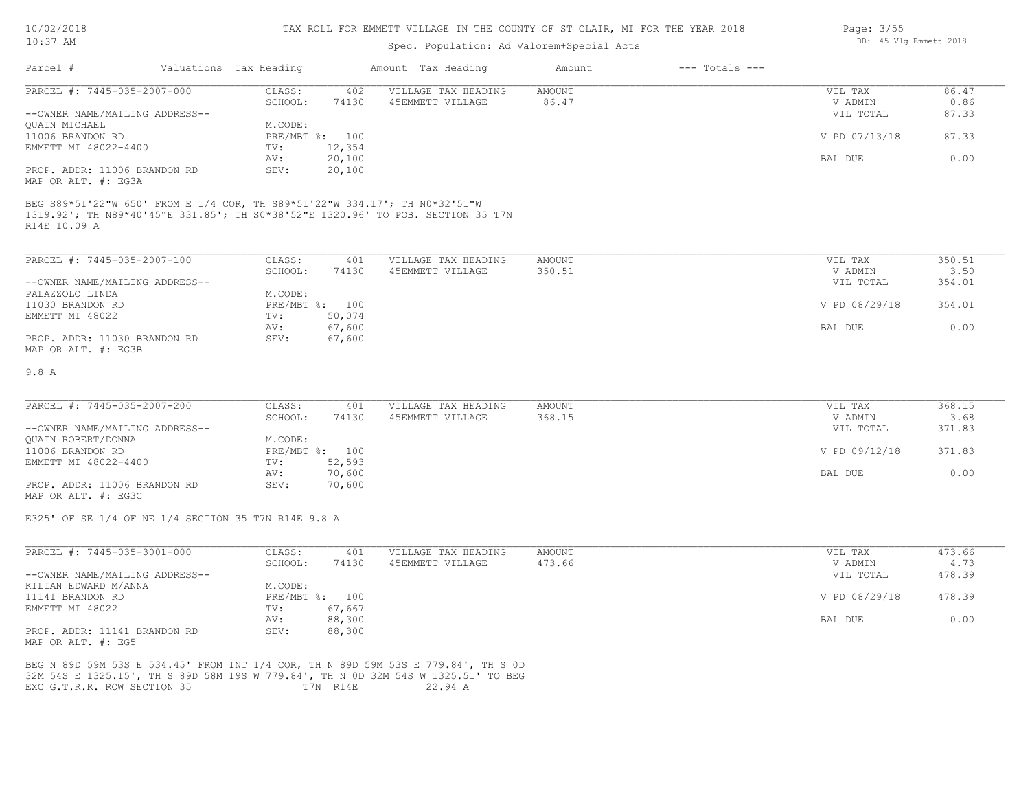TAX ROLL FOR EMMETT VILLAGE IN THE COUNTY OF ST CLAIR, MI FOR THE YEAR 2018

Spec. Population: Ad Valorem+Special Acts

| Parcel # | Valuations | Tax Heading | Amount | Tax Heading | Amount | --- Totals --- |
|---|---|---|---|---|---|---|

---

**PARCEL #: 7445-035-2007-000**

| | | | | | |
|---|---|---|---|---|---|
| CLASS: | 402 | VILLAGE TAX HEADING | AMOUNT | VIL TAX | 86.47 |
| SCHOOL: | 74130 | 45EMMETT VILLAGE | 86.47 | V ADMIN | 0.86 |
| | | | | VIL TOTAL | 87.33 |
| M.CODE: | | | | | |
| PRE/MBT %: | 100 | | | V PD 07/13/18 | 87.33 |
| TV: | 12,354 | | | | |
| AV: | 20,100 | | | BAL DUE | 0.00 |
| SEV: | 20,100 | | | | |

--OWNER NAME/MAILING ADDRESS--
QUAIN MICHAEL
11006 BRANDON RD
EMMETT MI 48022-4400

PROP. ADDR: 11006 BRANDON RD
MAP OR ALT. #: EG3A

BEG S89*51'22"W 650' FROM E 1/4 COR, TH S89*51'22"W 334.17'; TH N0*32'51"W 1319.92'; TH N89*40'45"E 331.85'; TH S0*38'52"E 1320.96' TO POB. SECTION 35 T7N R14E 10.09 A

---

**PARCEL #: 7445-035-2007-100**

| | | | | | |
|---|---|---|---|---|---|
| CLASS: | 401 | VILLAGE TAX HEADING | AMOUNT | VIL TAX | 350.51 |
| SCHOOL: | 74130 | 45EMMETT VILLAGE | 350.51 | V ADMIN | 3.50 |
| | | | | VIL TOTAL | 354.01 |
| M.CODE: | | | | | |
| PRE/MBT %: | 100 | | | V PD 08/29/18 | 354.01 |
| TV: | 50,074 | | | | |
| AV: | 67,600 | | | BAL DUE | 0.00 |
| SEV: | 67,600 | | | | |

--OWNER NAME/MAILING ADDRESS--
PALAZZOLO LINDA
11030 BRANDON RD
EMMETT MI 48022

PROP. ADDR: 11030 BRANDON RD
MAP OR ALT. #: EG3B

9.8 A

---

**PARCEL #: 7445-035-2007-200**

| | | | | | |
|---|---|---|---|---|---|
| CLASS: | 401 | VILLAGE TAX HEADING | AMOUNT | VIL TAX | 368.15 |
| SCHOOL: | 74130 | 45EMMETT VILLAGE | 368.15 | V ADMIN | 3.68 |
| | | | | VIL TOTAL | 371.83 |
| M.CODE: | | | | | |
| PRE/MBT %: | 100 | | | V PD 09/12/18 | 371.83 |
| TV: | 52,593 | | | | |
| AV: | 70,600 | | | BAL DUE | 0.00 |
| SEV: | 70,600 | | | | |

--OWNER NAME/MAILING ADDRESS--
QUAIN ROBERT/DONNA
11006 BRANDON RD
EMMETT MI 48022-4400

PROP. ADDR: 11006 BRANDON RD
MAP OR ALT. #: EG3C

E325' OF SE 1/4 OF NE 1/4 SECTION 35 T7N R14E 9.8 A

---

**PARCEL #: 7445-035-3001-000**

| | | | | | |
|---|---|---|---|---|---|
| CLASS: | 401 | VILLAGE TAX HEADING | AMOUNT | VIL TAX | 473.66 |
| SCHOOL: | 74130 | 45EMMETT VILLAGE | 473.66 | V ADMIN | 4.73 |
| | | | | VIL TOTAL | 478.39 |
| M.CODE: | | | | | |
| PRE/MBT %: | 100 | | | V PD 08/29/18 | 478.39 |
| TV: | 67,667 | | | | |
| AV: | 88,300 | | | BAL DUE | 0.00 |
| SEV: | 88,300 | | | | |

--OWNER NAME/MAILING ADDRESS--
KILIAN EDWARD M/ANNA
11141 BRANDON RD
EMMETT MI 48022

PROP. ADDR: 11141 BRANDON RD
MAP OR ALT. #: EG5

BEG N 89D 59M 53S E 534.45' FROM INT 1/4 COR, TH N 89D 59M 53S E 779.84', TH S 0D 32M 54S E 1325.15', TH S 89D 58M 19S W 779.84', TH N 0D 32M 54S W 1325.51' TO BEG EXC G.T.R.R. ROW SECTION 35 T7N R14E 22.94 A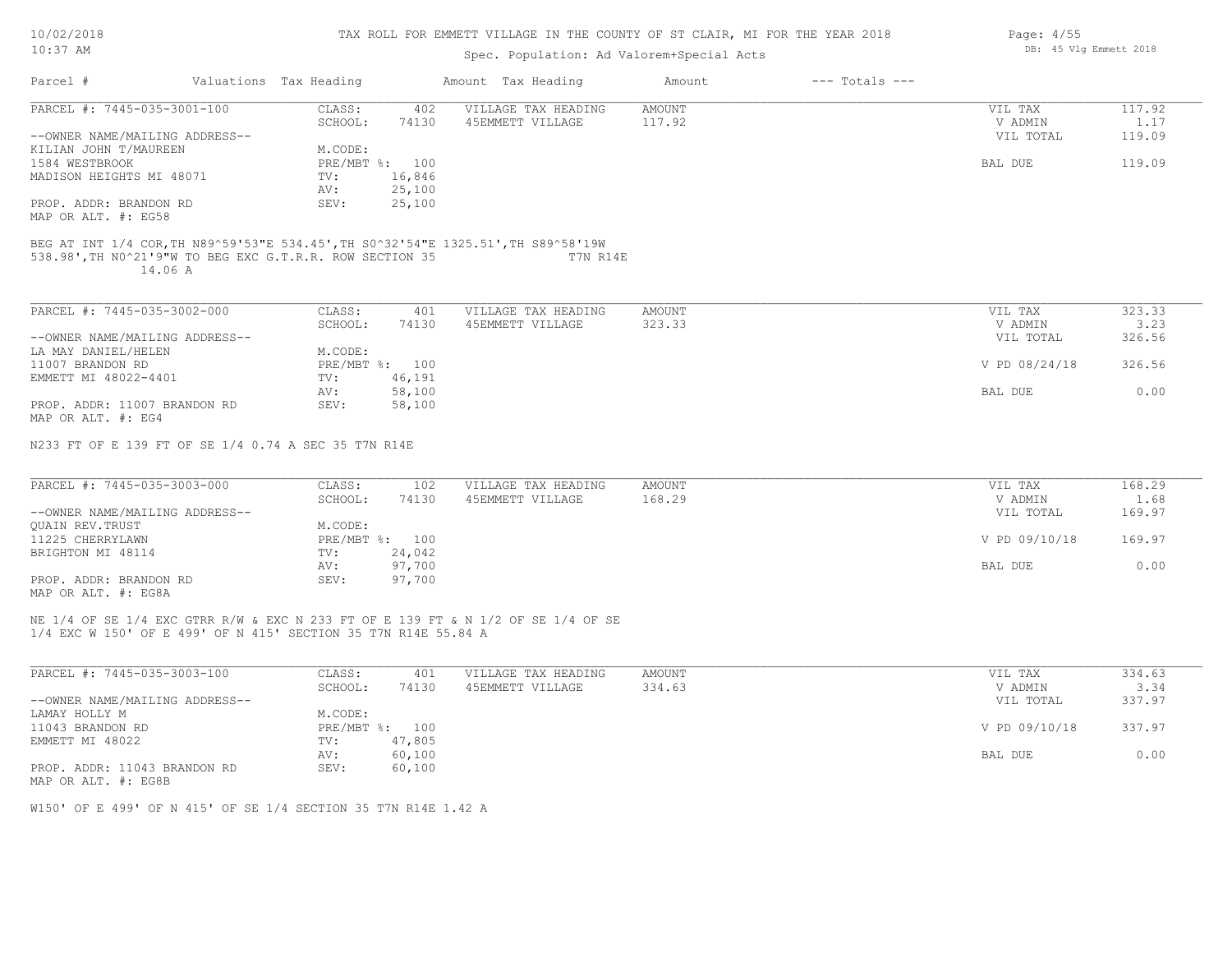# TAX ROLL FOR EMMETT VILLAGE IN THE COUNTY OF ST CLAIR, MI FOR THE YEAR 2018

Spec. Population: Ad Valorem+Special Acts

10/02/2018
10:37 AM

DB: 45 Vlg Emmett 2018

| Parcel # | Valuations | Tax Heading | Amount | Tax Heading | Amount | --- Totals --- |
|---|---|---|---|---|---|---|

---

**PARCEL #: 7445-035-3001-100**

| | | | | | |
|---|---|---|---|---|---|
| CLASS: | 402 | VILLAGE TAX HEADING | AMOUNT | VIL TAX | 117.92 |
| SCHOOL: | 74130 | 45EMMETT VILLAGE | 117.92 | V ADMIN | 1.17 |
| | | | | VIL TOTAL | 119.09 |
| M.CODE: | | | | | |
| PRE/MBT %: | 100 | | | BAL DUE | 119.09 |
| TV: | 16,846 | | | | |
| AV: | 25,100 | | | | |
| SEV: | 25,100 | | | | |

--OWNER NAME/MAILING ADDRESS--
KILIAN JOHN T/MAUREEN
1584 WESTBROOK
MADISON HEIGHTS MI 48071

PROP. ADDR: BRANDON RD
MAP OR ALT. #: EG58

BEG AT INT 1/4 COR,TH N89^59'53"E 534.45',TH S0^32'54"E 1325.51',TH S89^58'19W 538.98',TH N0^21'9"W TO BEG EXC G.T.R.R. ROW SECTION 35 T7N R14E 14.06 A

---

**PARCEL #: 7445-035-3002-000**

| | | | | | |
|---|---|---|---|---|---|
| CLASS: | 401 | VILLAGE TAX HEADING | AMOUNT | VIL TAX | 323.33 |
| SCHOOL: | 74130 | 45EMMETT VILLAGE | 323.33 | V ADMIN | 3.23 |
| | | | | VIL TOTAL | 326.56 |
| M.CODE: | | | | | |
| PRE/MBT %: | 100 | | | V PD 08/24/18 | 326.56 |
| TV: | 46,191 | | | | |
| AV: | 58,100 | | | BAL DUE | 0.00 |
| SEV: | 58,100 | | | | |

--OWNER NAME/MAILING ADDRESS--
LA MAY DANIEL/HELEN
11007 BRANDON RD
EMMETT MI 48022-4401

PROP. ADDR: 11007 BRANDON RD
MAP OR ALT. #: EG4

N233 FT OF E 139 FT OF SE 1/4 0.74 A SEC 35 T7N R14E

---

**PARCEL #: 7445-035-3003-000**

| | | | | | |
|---|---|---|---|---|---|
| CLASS: | 102 | VILLAGE TAX HEADING | AMOUNT | VIL TAX | 168.29 |
| SCHOOL: | 74130 | 45EMMETT VILLAGE | 168.29 | V ADMIN | 1.68 |
| | | | | VIL TOTAL | 169.97 |
| M.CODE: | | | | | |
| PRE/MBT %: | 100 | | | V PD 09/10/18 | 169.97 |
| TV: | 24,042 | | | | |
| AV: | 97,700 | | | BAL DUE | 0.00 |
| SEV: | 97,700 | | | | |

--OWNER NAME/MAILING ADDRESS--
QUAIN REV.TRUST
11225 CHERRYLAWN
BRIGHTON MI 48114

PROP. ADDR: BRANDON RD
MAP OR ALT. #: EG8A

NE 1/4 OF SE 1/4 EXC GTRR R/W & EXC N 233 FT OF E 139 FT & N 1/2 OF SE 1/4 OF SE 1/4 EXC W 150' OF E 499' OF N 415' SECTION 35 T7N R14E 55.84 A

---

**PARCEL #: 7445-035-3003-100**

| | | | | | |
|---|---|---|---|---|---|
| CLASS: | 401 | VILLAGE TAX HEADING | AMOUNT | VIL TAX | 334.63 |
| SCHOOL: | 74130 | 45EMMETT VILLAGE | 334.63 | V ADMIN | 3.34 |
| | | | | VIL TOTAL | 337.97 |
| M.CODE: | | | | | |
| PRE/MBT %: | 100 | | | V PD 09/10/18 | 337.97 |
| TV: | 47,805 | | | | |
| AV: | 60,100 | | | BAL DUE | 0.00 |
| SEV: | 60,100 | | | | |

--OWNER NAME/MAILING ADDRESS--
LAMAY HOLLY M
11043 BRANDON RD
EMMETT MI 48022

PROP. ADDR: 11043 BRANDON RD
MAP OR ALT. #: EG8B

W150' OF E 499' OF N 415' OF SE 1/4 SECTION 35 T7N R14E 1.42 A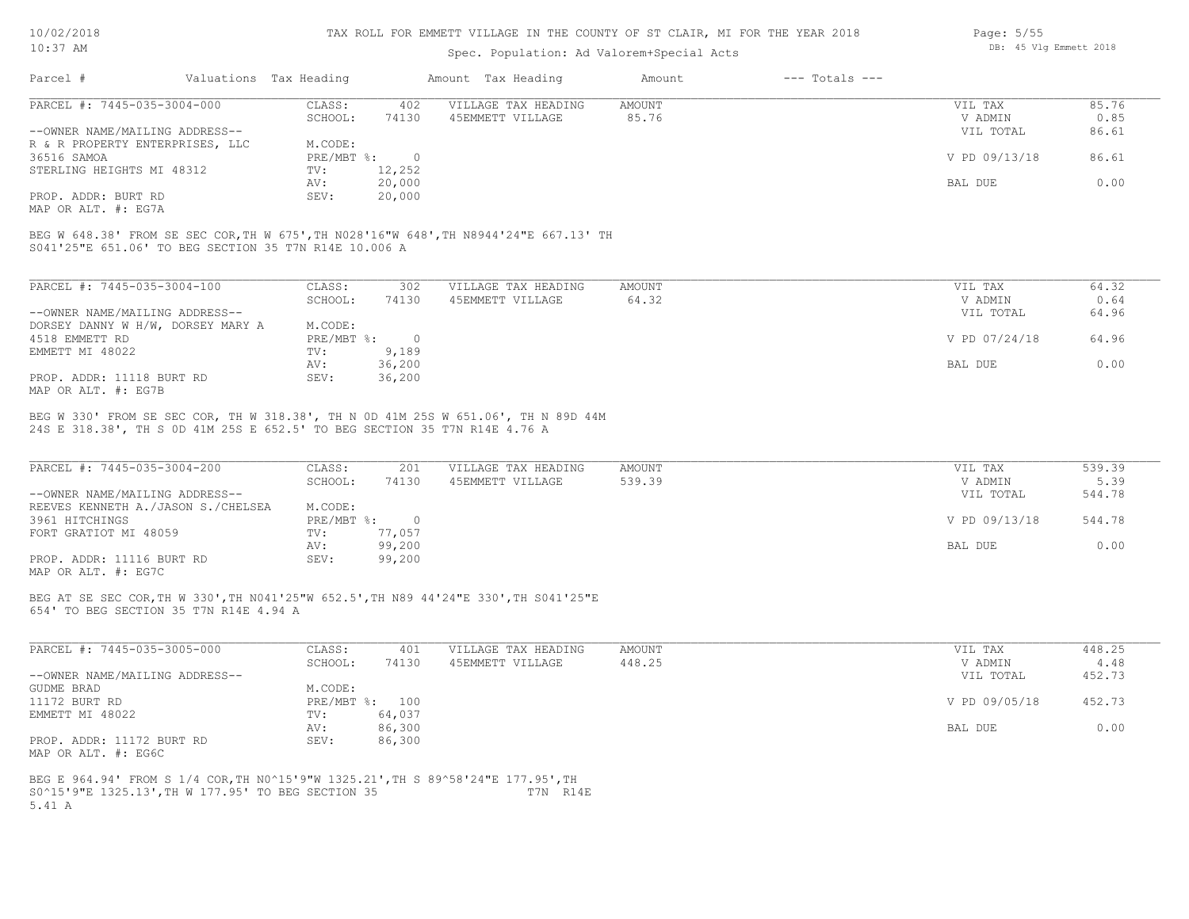TAX ROLL FOR EMMETT VILLAGE IN THE COUNTY OF ST CLAIR, MI FOR THE YEAR 2018

Spec. Population: Ad Valorem+Special Acts

| Parcel # | Valuations | Tax Heading | Amount | Tax Heading | Amount | --- Totals --- |
|---|---|---|---|---|---|---|

**PARCEL #: 7445-035-3004-000**

| | | | | | | |
|---|---|---|---|---|---|---|
| | CLASS: | 402 | VILLAGE TAX HEADING | AMOUNT | VIL TAX | 85.76 |
| | SCHOOL: | 74130 | 45EMMETT VILLAGE | 85.76 | V ADMIN | 0.85 |
| --OWNER NAME/MAILING ADDRESS-- | | | | | VIL TOTAL | 86.61 |
| R & R PROPERTY ENTERPRISES, LLC | M.CODE: | | | | | |
| 36516 SAMOA | PRE/MBT %: | 0 | | | V PD 09/13/18 | 86.61 |
| STERLING HEIGHTS MI 48312 | TV: | 12,252 | | | | |
| | AV: | 20,000 | | | BAL DUE | 0.00 |
| PROP. ADDR: BURT RD | SEV: | 20,000 | | | | |
| MAP OR ALT. #: EG7A | | | | | | |

BEG W 648.38' FROM SE SEC COR,TH W 675',TH N028'16"W 648',TH N8944'24"E 667.13' TH S041'25"E 651.06' TO BEG SECTION 35 T7N R14E 10.006 A

**PARCEL #: 7445-035-3004-100**

| | | | | | | |
|---|---|---|---|---|---|---|
| | CLASS: | 302 | VILLAGE TAX HEADING | AMOUNT | VIL TAX | 64.32 |
| | SCHOOL: | 74130 | 45EMMETT VILLAGE | 64.32 | V ADMIN | 0.64 |
| --OWNER NAME/MAILING ADDRESS-- | | | | | VIL TOTAL | 64.96 |
| DORSEY DANNY W H/W, DORSEY MARY A | M.CODE: | | | | | |
| 4518 EMMETT RD | PRE/MBT %: | 0 | | | V PD 07/24/18 | 64.96 |
| EMMETT MI 48022 | TV: | 9,189 | | | | |
| | AV: | 36,200 | | | BAL DUE | 0.00 |
| PROP. ADDR: 11118 BURT RD | SEV: | 36,200 | | | | |
| MAP OR ALT. #: EG7B | | | | | | |

BEG W 330' FROM SE SEC COR, TH W 318.38', TH N 0D 41M 25S W 651.06', TH N 89D 44M 24S E 318.38', TH S 0D 41M 25S E 652.5' TO BEG SECTION 35 T7N R14E 4.76 A

**PARCEL #: 7445-035-3004-200**

| | | | | | | |
|---|---|---|---|---|---|---|
| | CLASS: | 201 | VILLAGE TAX HEADING | AMOUNT | VIL TAX | 539.39 |
| | SCHOOL: | 74130 | 45EMMETT VILLAGE | 539.39 | V ADMIN | 5.39 |
| --OWNER NAME/MAILING ADDRESS-- | | | | | VIL TOTAL | 544.78 |
| REEVES KENNETH A./JASON S./CHELSEA | M.CODE: | | | | | |
| 3961 HITCHINGS | PRE/MBT %: | 0 | | | V PD 09/13/18 | 544.78 |
| FORT GRATIOT MI 48059 | TV: | 77,057 | | | | |
| | AV: | 99,200 | | | BAL DUE | 0.00 |
| PROP. ADDR: 11116 BURT RD | SEV: | 99,200 | | | | |
| MAP OR ALT. #: EG7C | | | | | | |

BEG AT SE SEC COR,TH W 330',TH N041'25"W 652.5',TH N89 44'24"E 330',TH S041'25"E 654' TO BEG SECTION 35 T7N R14E 4.94 A

**PARCEL #: 7445-035-3005-000**

| | | | | | | |
|---|---|---|---|---|---|---|
| | CLASS: | 401 | VILLAGE TAX HEADING | AMOUNT | VIL TAX | 448.25 |
| | SCHOOL: | 74130 | 45EMMETT VILLAGE | 448.25 | V ADMIN | 4.48 |
| --OWNER NAME/MAILING ADDRESS-- | | | | | VIL TOTAL | 452.73 |
| GUDME BRAD | M.CODE: | | | | | |
| 11172 BURT RD | PRE/MBT %: | 100 | | | V PD 09/05/18 | 452.73 |
| EMMETT MI 48022 | TV: | 64,037 | | | | |
| | AV: | 86,300 | | | BAL DUE | 0.00 |
| PROP. ADDR: 11172 BURT RD | SEV: | 86,300 | | | | |
| MAP OR ALT. #: EG6C | | | | | | |

BEG E 964.94' FROM S 1/4 COR,TH N0^15'9"W 1325.21',TH S 89^58'24"E 177.95',TH S0^15'9"E 1325.13',TH W 177.95' TO BEG SECTION 35 T7N R14E 5.41 A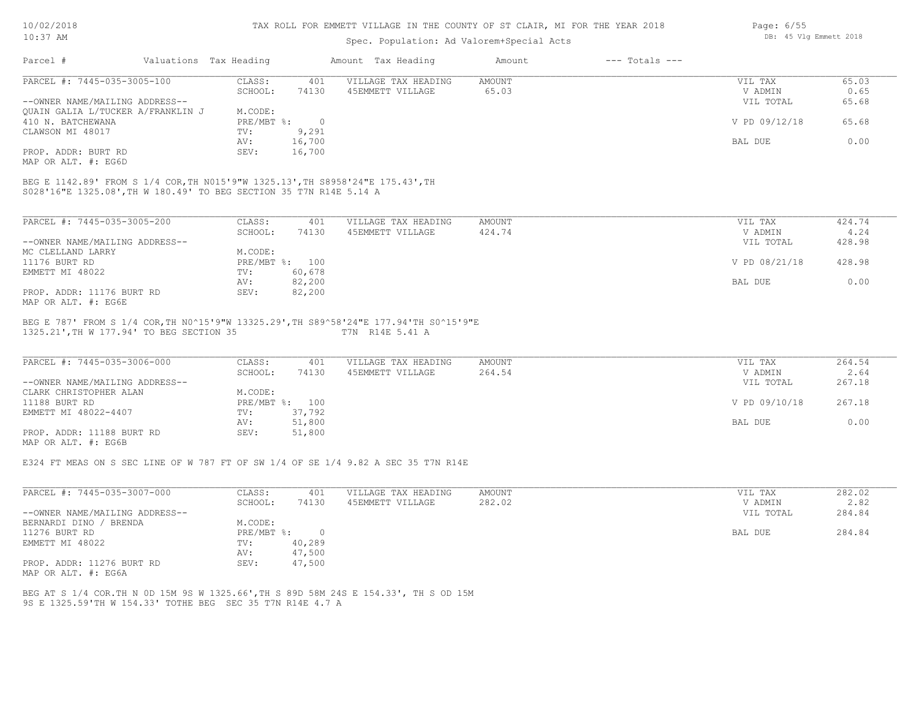TAX ROLL FOR EMMETT VILLAGE IN THE COUNTY OF ST CLAIR, MI FOR THE YEAR 2018

Spec. Population: Ad Valorem+Special Acts

| Parcel # | Valuations | Tax Heading | Amount | Tax Heading | Amount | --- Totals --- |
|---|---|---|---|---|---|---|

---

PARCEL #: 7445-035-3005-100

| | | | | | |
|---|---|---|---|---|---|
| CLASS: | 401 | VILLAGE TAX HEADING | AMOUNT | VIL TAX | 65.03 |
| SCHOOL: | 74130 | 45EMMETT VILLAGE | 65.03 | V ADMIN | 0.65 |
| | | | | VIL TOTAL | 65.68 |
| M.CODE: | | | | | |
| PRE/MBT %: | 0 | | | V PD 09/12/18 | 65.68 |
| TV: | 9,291 | | | | |
| AV: | 16,700 | | | BAL DUE | 0.00 |
| SEV: | 16,700 | | | | |

--OWNER NAME/MAILING ADDRESS--
QUAIN GALIA L/TUCKER A/FRANKLIN J
410 N. BATCHEWANA
CLAWSON MI 48017

PROP. ADDR: BURT RD
MAP OR ALT. #: EG6D

BEG E 1142.89' FROM S 1/4 COR,TH N015'9"W 1325.13',TH S8958'24"E 175.43',TH S028'16"E 1325.08',TH W 180.49' TO BEG SECTION 35 T7N R14E 5.14 A

---

PARCEL #: 7445-035-3005-200

| | | | | | |
|---|---|---|---|---|---|
| CLASS: | 401 | VILLAGE TAX HEADING | AMOUNT | VIL TAX | 424.74 |
| SCHOOL: | 74130 | 45EMMETT VILLAGE | 424.74 | V ADMIN | 4.24 |
| | | | | VIL TOTAL | 428.98 |
| M.CODE: | | | | | |
| PRE/MBT %: | 100 | | | V PD 08/21/18 | 428.98 |
| TV: | 60,678 | | | | |
| AV: | 82,200 | | | BAL DUE | 0.00 |
| SEV: | 82,200 | | | | |

--OWNER NAME/MAILING ADDRESS--
MC CLELLAND LARRY
11176 BURT RD
EMMETT MI 48022

PROP. ADDR: 11176 BURT RD
MAP OR ALT. #: EG6E

BEG E 787' FROM S 1/4 COR,TH N0^15'9"W 13325.29',TH S89^58'24"E 177.94'TH S0^15'9"E 1325.21',TH W 177.94' TO BEG SECTION 35 T7N R14E 5.41 A

---

PARCEL #: 7445-035-3006-000

| | | | | | |
|---|---|---|---|---|---|
| CLASS: | 401 | VILLAGE TAX HEADING | AMOUNT | VIL TAX | 264.54 |
| SCHOOL: | 74130 | 45EMMETT VILLAGE | 264.54 | V ADMIN | 2.64 |
| | | | | VIL TOTAL | 267.18 |
| M.CODE: | | | | | |
| PRE/MBT %: | 100 | | | V PD 09/10/18 | 267.18 |
| TV: | 37,792 | | | | |
| AV: | 51,800 | | | BAL DUE | 0.00 |
| SEV: | 51,800 | | | | |

--OWNER NAME/MAILING ADDRESS--
CLARK CHRISTOPHER ALAN
11188 BURT RD
EMMETT MI 48022-4407

PROP. ADDR: 11188 BURT RD
MAP OR ALT. #: EG6B

E324 FT MEAS ON S SEC LINE OF W 787 FT OF SW 1/4 OF SE 1/4 9.82 A SEC 35 T7N R14E

---

PARCEL #: 7445-035-3007-000

| | | | | | |
|---|---|---|---|---|---|
| CLASS: | 401 | VILLAGE TAX HEADING | AMOUNT | VIL TAX | 282.02 |
| SCHOOL: | 74130 | 45EMMETT VILLAGE | 282.02 | V ADMIN | 2.82 |
| | | | | VIL TOTAL | 284.84 |
| M.CODE: | | | | | |
| PRE/MBT %: | 0 | | | BAL DUE | 284.84 |
| TV: | 40,289 | | | | |
| AV: | 47,500 | | | | |
| SEV: | 47,500 | | | | |

--OWNER NAME/MAILING ADDRESS--
BERNARDI DINO / BRENDA
11276 BURT RD
EMMETT MI 48022

PROP. ADDR: 11276 BURT RD
MAP OR ALT. #: EG6A

BEG AT S 1/4 COR.TH N 0D 15M 9S W 1325.66',TH S 89D 58M 24S E 154.33', TH S OD 15M 9S E 1325.59'TH W 154.33' TOTHE BEG SEC 35 T7N R14E 4.7 A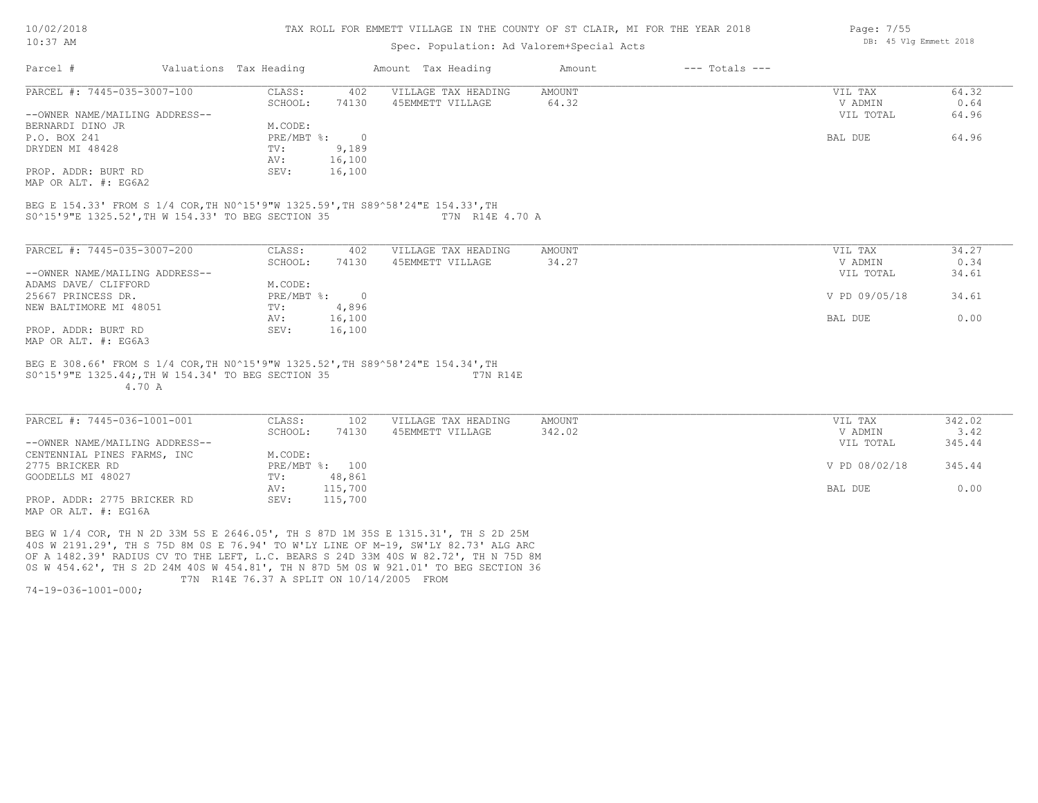# TAX ROLL FOR EMMETT VILLAGE IN THE COUNTY OF ST CLAIR, MI FOR THE YEAR 2018

Spec. Population: Ad Valorem+Special Acts

| Parcel # | Valuations | Tax Heading | Amount | Tax Heading | Amount | --- Totals --- | |
|---|---|---|---|---|---|---|---|

---

**PARCEL #: 7445-035-3007-100**

| | | | | | |
|---|---|---|---|---|---|
| CLASS: | 402 | VILLAGE TAX HEADING | AMOUNT | VIL TAX | 64.32 |
| SCHOOL: | 74130 | 45EMMETT VILLAGE | 64.32 | V ADMIN | 0.64 |
| | | | | VIL TOTAL | 64.96 |
| M.CODE: | | | | | |
| PRE/MBT %: | 0 | | | BAL DUE | 64.96 |
| TV: | 9,189 | | | | |
| AV: | 16,100 | | | | |
| SEV: | 16,100 | | | | |

--OWNER NAME/MAILING ADDRESS--
BERNARDI DINO JR
P.O. BOX 241
DRYDEN MI 48428

PROP. ADDR: BURT RD
MAP OR ALT. #: EG6A2

BEG E 154.33' FROM S 1/4 COR,TH N0^15'9"W 1325.59',TH S89^58'24"E 154.33',TH S0^15'9"E 1325.52',TH W 154.33' TO BEG SECTION 35 T7N R14E 4.70 A

---

**PARCEL #: 7445-035-3007-200**

| | | | | | |
|---|---|---|---|---|---|
| CLASS: | 402 | VILLAGE TAX HEADING | AMOUNT | VIL TAX | 34.27 |
| SCHOOL: | 74130 | 45EMMETT VILLAGE | 34.27 | V ADMIN | 0.34 |
| | | | | VIL TOTAL | 34.61 |
| M.CODE: | | | | | |
| PRE/MBT %: | 0 | | | V PD 09/05/18 | 34.61 |
| TV: | 4,896 | | | | |
| AV: | 16,100 | | | BAL DUE | 0.00 |
| SEV: | 16,100 | | | | |

--OWNER NAME/MAILING ADDRESS--
ADAMS DAVE/ CLIFFORD
25667 PRINCESS DR.
NEW BALTIMORE MI 48051

PROP. ADDR: BURT RD
MAP OR ALT. #: EG6A3

BEG E 308.66' FROM S 1/4 COR,TH N0^15'9"W 1325.52',TH S89^58'24"E 154.34',TH S0^15'9"E 1325.44;,TH W 154.34' TO BEG SECTION 35 T7N R14E 4.70 A

---

**PARCEL #: 7445-036-1001-001**

| | | | | | |
|---|---|---|---|---|---|
| CLASS: | 102 | VILLAGE TAX HEADING | AMOUNT | VIL TAX | 342.02 |
| SCHOOL: | 74130 | 45EMMETT VILLAGE | 342.02 | V ADMIN | 3.42 |
| | | | | VIL TOTAL | 345.44 |
| M.CODE: | | | | | |
| PRE/MBT %: | 100 | | | V PD 08/02/18 | 345.44 |
| TV: | 48,861 | | | | |
| AV: | 115,700 | | | BAL DUE | 0.00 |
| SEV: | 115,700 | | | | |

--OWNER NAME/MAILING ADDRESS--
CENTENNIAL PINES FARMS, INC
2775 BRICKER RD
GOODELLS MI 48027

PROP. ADDR: 2775 BRICKER RD
MAP OR ALT. #: EG16A

BEG W 1/4 COR, TH N 2D 33M 5S E 2646.05', TH S 87D 1M 35S E 1315.31', TH S 2D 25M 40S W 2191.29', TH S 75D 8M 0S E 76.94' TO W'LY LINE OF M-19, SW'LY 82.73' ALG ARC OF A 1482.39' RADIUS CV TO THE LEFT, L.C. BEARS S 24D 33M 40S W 82.72', TH N 75D 8M 0S W 454.62', TH S 2D 24M 40S W 454.81', TH N 87D 5M 0S W 921.01' TO BEG SECTION 36 T7N R14E 76.37 A SPLIT ON 10/14/2005 FROM 74-19-036-1001-000;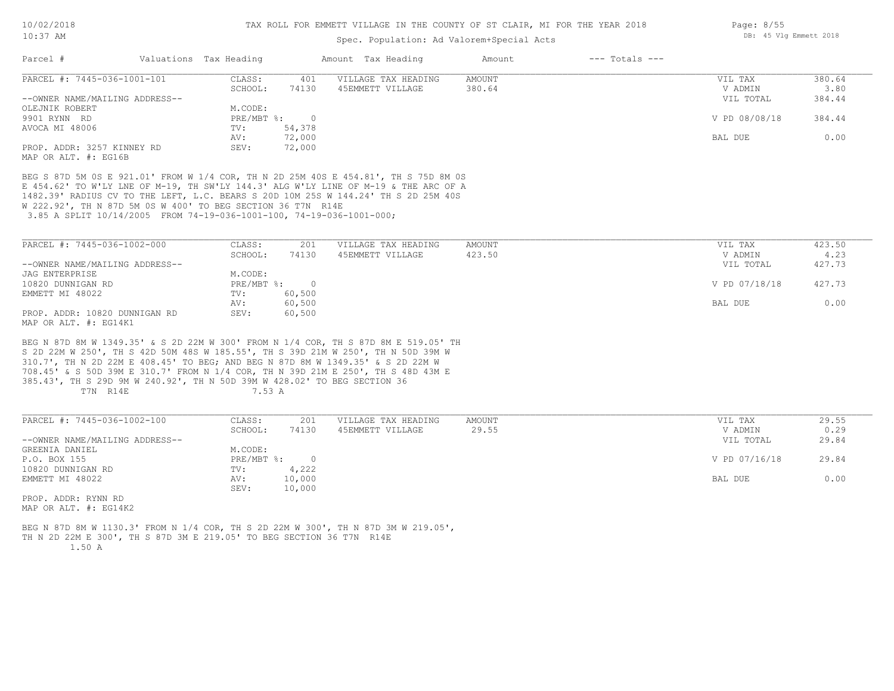TAX ROLL FOR EMMETT VILLAGE IN THE COUNTY OF ST CLAIR, MI FOR THE YEAR 2018

Spec. Population: Ad Valorem+Special Acts

| Parcel # | Valuations | Tax Heading | Amount | Tax Heading | Amount | --- Totals --- | |
|---|---|---|---|---|---|---|---|
| PARCEL #: 7445-036-1001-101 | CLASS: | 401 | VILLAGE TAX HEADING | AMOUNT | | VIL TAX | 380.64 |
| | SCHOOL: | 74130 | 45EMMETT VILLAGE | 380.64 | | V ADMIN | 3.80 |
| --OWNER NAME/MAILING ADDRESS-- | | | | | | VIL TOTAL | 384.44 |
| OLEJNIK ROBERT | M.CODE: | | | | | | |
| 9901 RYNN RD | PRE/MBT %: | 0 | | | | V PD 08/08/18 | 384.44 |
| AVOCA MI 48006 | TV: | 54,378 | | | | | |
| | AV: | 72,000 | | | | BAL DUE | 0.00 |
| PROP. ADDR: 3257 KINNEY RD | SEV: | 72,000 | | | | | |
| MAP OR ALT. #: EG16B | | | | | | | |

BEG S 87D 5M 0S E 921.01' FROM W 1/4 COR, TH N 2D 25M 40S E 454.81', TH S 75D 8M 0S E 454.62' TO W'LY LNE OF M-19, TH SW'LY 144.3' ALG W'LY LINE OF M-19 & THE ARC OF A 1482.39' RADIUS CV TO THE LEFT, L.C. BEARS S 20D 10M 25S W 144.24' TH S 2D 25M 40S W 222.92', TH N 87D 5M 0S W 400' TO BEG SECTION 36 T7N R14E
3.85 A SPLIT 10/14/2005 FROM 74-19-036-1001-100, 74-19-036-1001-000;

| Parcel # | Valuations | Tax Heading | Amount | Tax Heading | Amount | --- Totals --- | |
|---|---|---|---|---|---|---|---|
| PARCEL #: 7445-036-1002-000 | CLASS: | 201 | VILLAGE TAX HEADING | AMOUNT | | VIL TAX | 423.50 |
| | SCHOOL: | 74130 | 45EMMETT VILLAGE | 423.50 | | V ADMIN | 4.23 |
| --OWNER NAME/MAILING ADDRESS-- | | | | | | VIL TOTAL | 427.73 |
| JAG ENTERPRISE | M.CODE: | | | | | | |
| 10820 DUNNIGAN RD | PRE/MBT %: | 0 | | | | V PD 07/18/18 | 427.73 |
| EMMETT MI 48022 | TV: | 60,500 | | | | | |
| | AV: | 60,500 | | | | BAL DUE | 0.00 |
| PROP. ADDR: 10820 DUNNIGAN RD | SEV: | 60,500 | | | | | |
| MAP OR ALT. #: EG14K1 | | | | | | | |

BEG N 87D 8M W 1349.35' & S 2D 22M W 300' FROM N 1/4 COR, TH S 87D 8M E 519.05' TH S 2D 22M W 250', TH S 42D 50M 48S W 185.55', TH S 39D 21M W 250', TH N 50D 39M W 310.7', TH N 2D 22M E 408.45' TO BEG; AND BEG N 87D 8M W 1349.35' & S 2D 22M W 708.45' & S 50D 39M E 310.7' FROM N 1/4 COR, TH N 39D 21M E 250', TH S 48D 43M E 385.43', TH S 29D 9M W 240.92', TH N 50D 39M W 428.02' TO BEG SECTION 36
T7N R14E 7.53 A

| Parcel # | Valuations | Tax Heading | Amount | Tax Heading | Amount | --- Totals --- | |
|---|---|---|---|---|---|---|---|
| PARCEL #: 7445-036-1002-100 | CLASS: | 201 | VILLAGE TAX HEADING | AMOUNT | | VIL TAX | 29.55 |
| | SCHOOL: | 74130 | 45EMMETT VILLAGE | 29.55 | | V ADMIN | 0.29 |
| --OWNER NAME/MAILING ADDRESS-- | | | | | | VIL TOTAL | 29.84 |
| GREENIA DANIEL | M.CODE: | | | | | | |
| P.O. BOX 155 | PRE/MBT %: | 0 | | | | V PD 07/16/18 | 29.84 |
| 10820 DUNNIGAN RD | TV: | 4,222 | | | | | |
| EMMETT MI 48022 | AV: | 10,000 | | | | BAL DUE | 0.00 |
| | SEV: | 10,000 | | | | | |
| PROP. ADDR: RYNN RD | | | | | | | |
| MAP OR ALT. #: EG14K2 | | | | | | | |

BEG N 87D 8M W 1130.3' FROM N 1/4 COR, TH S 2D 22M W 300', TH N 87D 3M W 219.05', TH N 2D 22M E 300', TH S 87D 3M E 219.05' TO BEG SECTION 36 T7N R14E
1.50 A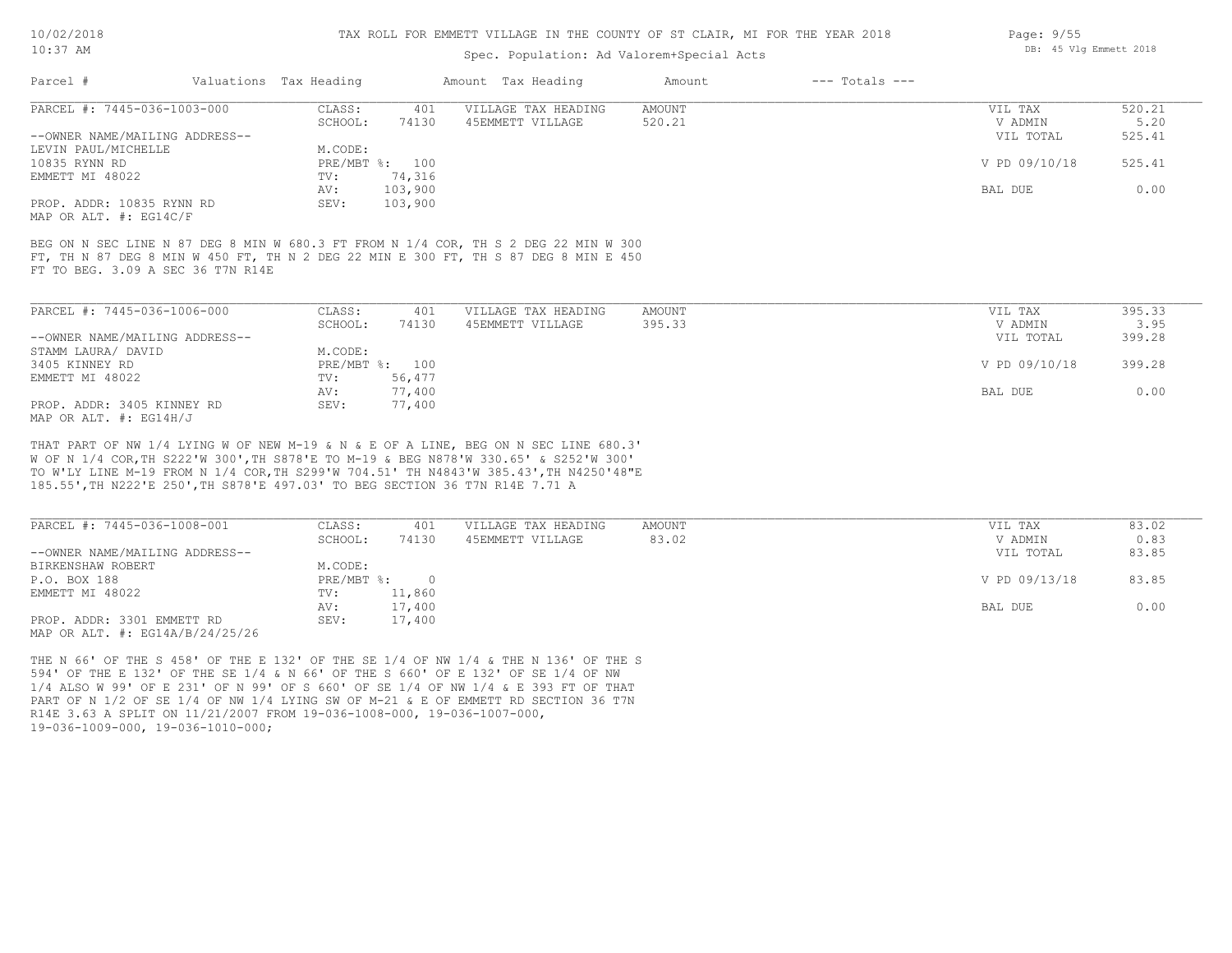TAX ROLL FOR EMMETT VILLAGE IN THE COUNTY OF ST CLAIR, MI FOR THE YEAR 2018

Spec. Population: Ad Valorem+Special Acts

| Parcel # | Valuations | Tax Heading | Amount | Tax Heading | Amount | --- Totals --- | |
|---|---|---|---|---|---|---|---|
| PARCEL #: 7445-036-1003-000 | CLASS: | 401 | VILLAGE TAX HEADING | AMOUNT | | VIL TAX | 520.21 |
| | SCHOOL: | 74130 | 45EMMETT VILLAGE | 520.21 | | V ADMIN | 5.20 |
| --OWNER NAME/MAILING ADDRESS-- | | | | | | VIL TOTAL | 525.41 |
| LEVIN PAUL/MICHELLE | M.CODE: | | | | | | |
| 10835 RYNN RD | PRE/MBT %: | 100 | | | | V PD 09/10/18 | 525.41 |
| EMMETT MI 48022 | TV: | 74,316 | | | | | |
| | AV: | 103,900 | | | | BAL DUE | 0.00 |
| PROP. ADDR: 10835 RYNN RD | SEV: | 103,900 | | | | | |
| MAP OR ALT. #: EG14C/F | | | | | | | |

BEG ON N SEC LINE N 87 DEG 8 MIN W 680.3 FT FROM N 1/4 COR, TH S 2 DEG 22 MIN W 300 FT, TH N 87 DEG 8 MIN W 450 FT, TH N 2 DEG 22 MIN E 300 FT, TH S 87 DEG 8 MIN E 450 FT TO BEG. 3.09 A SEC 36 T7N R14E

| Parcel # | Valuations | Tax Heading | Amount | Tax Heading | Amount | --- Totals --- | |
|---|---|---|---|---|---|---|---|
| PARCEL #: 7445-036-1006-000 | CLASS: | 401 | VILLAGE TAX HEADING | AMOUNT | | VIL TAX | 395.33 |
| | SCHOOL: | 74130 | 45EMMETT VILLAGE | 395.33 | | V ADMIN | 3.95 |
| --OWNER NAME/MAILING ADDRESS-- | | | | | | VIL TOTAL | 399.28 |
| STAMM LAURA/ DAVID | M.CODE: | | | | | | |
| 3405 KINNEY RD | PRE/MBT %: | 100 | | | | V PD 09/10/18 | 399.28 |
| EMMETT MI 48022 | TV: | 56,477 | | | | | |
| | AV: | 77,400 | | | | BAL DUE | 0.00 |
| PROP. ADDR: 3405 KINNEY RD | SEV: | 77,400 | | | | | |
| MAP OR ALT. #: EG14H/J | | | | | | | |

THAT PART OF NW 1/4 LYING W OF NEW M-19 & N & E OF A LINE, BEG ON N SEC LINE 680.3' W OF N 1/4 COR,TH S222'W 300',TH S878'E TO M-19 & BEG N878'W 330.65' & S252'W 300' TO W'LY LINE M-19 FROM N 1/4 COR,TH S299'W 704.51' TH N4843'W 385.43',TH N4250'48"E 185.55',TH N222'E 250',TH S878'E 497.03' TO BEG SECTION 36 T7N R14E 7.71 A

| Parcel # | Valuations | Tax Heading | Amount | Tax Heading | Amount | --- Totals --- | |
|---|---|---|---|---|---|---|---|
| PARCEL #: 7445-036-1008-001 | CLASS: | 401 | VILLAGE TAX HEADING | AMOUNT | | VIL TAX | 83.02 |
| | SCHOOL: | 74130 | 45EMMETT VILLAGE | 83.02 | | V ADMIN | 0.83 |
| --OWNER NAME/MAILING ADDRESS-- | | | | | | VIL TOTAL | 83.85 |
| BIRKENSHAW ROBERT | M.CODE: | | | | | | |
| P.O. BOX 188 | PRE/MBT %: | 0 | | | | V PD 09/13/18 | 83.85 |
| EMMETT MI 48022 | TV: | 11,860 | | | | | |
| | AV: | 17,400 | | | | BAL DUE | 0.00 |
| PROP. ADDR: 3301 EMMETT RD | SEV: | 17,400 | | | | | |
| MAP OR ALT. #: EG14A/B/24/25/26 | | | | | | | |

THE N 66' OF THE S 458' OF THE E 132' OF THE SE 1/4 OF NW 1/4 & THE N 136' OF THE S 594' OF THE E 132' OF THE SE 1/4 & N 66' OF THE S 660' OF E 132' OF SE 1/4 OF NW 1/4 ALSO W 99' OF E 231' OF N 99' OF S 660' OF SE 1/4 OF NW 1/4 & E 393 FT OF THAT PART OF N 1/2 OF SE 1/4 OF NW 1/4 LYING SW OF M-21 & E OF EMMETT RD SECTION 36 T7N R14E 3.63 A SPLIT ON 11/21/2007 FROM 19-036-1008-000, 19-036-1007-000, 19-036-1009-000, 19-036-1010-000;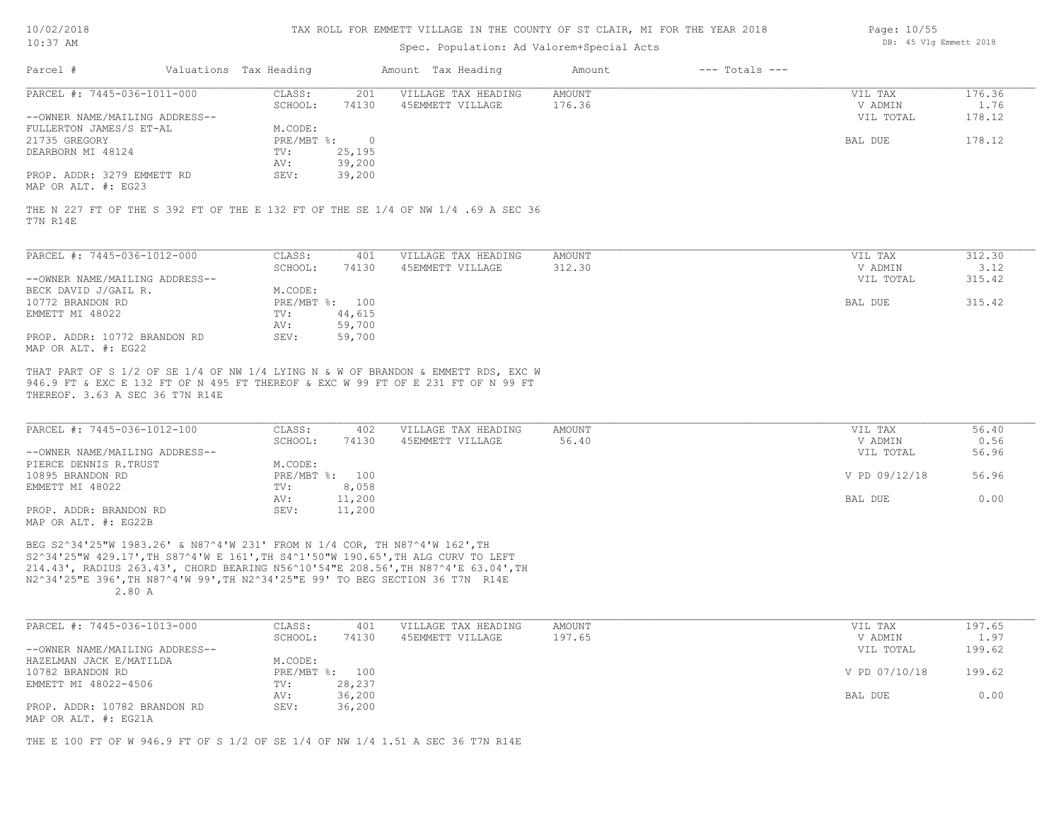TAX ROLL FOR EMMETT VILLAGE IN THE COUNTY OF ST CLAIR, MI FOR THE YEAR 2018

Spec. Population: Ad Valorem+Special Acts

| Parcel # | Valuations | Tax Heading | Amount | Tax Heading | Amount | --- Totals --- | |
|---|---|---|---|---|---|---|---|
| PARCEL #: 7445-036-1011-000 | CLASS: | 201 | VILLAGE TAX HEADING | AMOUNT | | VIL TAX | 176.36 |
| | SCHOOL: | 74130 | 45EMMETT VILLAGE | 176.36 | | V ADMIN | 1.76 |
| --OWNER NAME/MAILING ADDRESS-- | | | | | | VIL TOTAL | 178.12 |
| FULLERTON JAMES/S ET-AL | M.CODE: | | | | | | |
| 21735 GREGORY | PRE/MBT %: | 0 | | | | BAL DUE | 178.12 |
| DEARBORN MI 48124 | TV: | 25,195 | | | | | |
| | AV: | 39,200 | | | | | |
| PROP. ADDR: 3279 EMMETT RD | SEV: | 39,200 | | | | | |
| MAP OR ALT. #: EG23 | | | | | | | |

THE N 227 FT OF THE S 392 FT OF THE E 132 FT OF THE SE 1/4 OF NW 1/4 .69 A SEC 36 T7N R14E

| Parcel # | Valuations | Tax Heading | Amount | Tax Heading | Amount | --- Totals --- | |
|---|---|---|---|---|---|---|---|
| PARCEL #: 7445-036-1012-000 | CLASS: | 401 | VILLAGE TAX HEADING | AMOUNT | | VIL TAX | 312.30 |
| | SCHOOL: | 74130 | 45EMMETT VILLAGE | 312.30 | | V ADMIN | 3.12 |
| --OWNER NAME/MAILING ADDRESS-- | | | | | | VIL TOTAL | 315.42 |
| BECK DAVID J/GAIL R. | M.CODE: | | | | | | |
| 10772 BRANDON RD | PRE/MBT %: | 100 | | | | BAL DUE | 315.42 |
| EMMETT MI 48022 | TV: | 44,615 | | | | | |
| | AV: | 59,700 | | | | | |
| PROP. ADDR: 10772 BRANDON RD | SEV: | 59,700 | | | | | |
| MAP OR ALT. #: EG22 | | | | | | | |

THAT PART OF S 1/2 OF SE 1/4 OF NW 1/4 LYING N & W OF BRANDON & EMMETT RDS, EXC W 946.9 FT & EXC E 132 FT OF N 495 FT THEREOF & EXC W 99 FT OF E 231 FT OF N 99 FT THEREOF. 3.63 A SEC 36 T7N R14E

| Parcel # | Valuations | Tax Heading | Amount | Tax Heading | Amount | --- Totals --- | |
|---|---|---|---|---|---|---|---|
| PARCEL #: 7445-036-1012-100 | CLASS: | 402 | VILLAGE TAX HEADING | AMOUNT | | VIL TAX | 56.40 |
| | SCHOOL: | 74130 | 45EMMETT VILLAGE | 56.40 | | V ADMIN | 0.56 |
| --OWNER NAME/MAILING ADDRESS-- | | | | | | VIL TOTAL | 56.96 |
| PIERCE DENNIS R.TRUST | M.CODE: | | | | | | |
| 10895 BRANDON RD | PRE/MBT %: | 100 | | | | V PD 09/12/18 | 56.96 |
| EMMETT MI 48022 | TV: | 8,058 | | | | | |
| | AV: | 11,200 | | | | BAL DUE | 0.00 |
| PROP. ADDR: BRANDON RD | SEV: | 11,200 | | | | | |
| MAP OR ALT. #: EG22B | | | | | | | |

BEG S2^34'25"W 1983.26' & N87^4'W 231' FROM N 1/4 COR, TH N87^4'W 162',TH S2^34'25"W 429.17',TH S87^4'W E 161',TH S4^1'50"W 190.65',TH ALG CURV TO LEFT 214.43', RADIUS 263.43', CHORD BEARING N56^10'54"E 208.56',TH N87^4'E 63.04',TH N2^34'25"E 396',TH N87^4'W 99',TH N2^34'25"E 99' TO BEG SECTION 36 T7N R14E 2.80 A

| Parcel # | Valuations | Tax Heading | Amount | Tax Heading | Amount | --- Totals --- | |
|---|---|---|---|---|---|---|---|
| PARCEL #: 7445-036-1013-000 | CLASS: | 401 | VILLAGE TAX HEADING | AMOUNT | | VIL TAX | 197.65 |
| | SCHOOL: | 74130 | 45EMMETT VILLAGE | 197.65 | | V ADMIN | 1.97 |
| --OWNER NAME/MAILING ADDRESS-- | | | | | | VIL TOTAL | 199.62 |
| HAZELMAN JACK E/MATILDA | M.CODE: | | | | | | |
| 10782 BRANDON RD | PRE/MBT %: | 100 | | | | V PD 07/10/18 | 199.62 |
| EMMETT MI 48022-4506 | TV: | 28,237 | | | | | |
| | AV: | 36,200 | | | | BAL DUE | 0.00 |
| PROP. ADDR: 10782 BRANDON RD | SEV: | 36,200 | | | | | |
| MAP OR ALT. #: EG21A | | | | | | | |

THE E 100 FT OF W 946.9 FT OF S 1/2 OF SE 1/4 OF NW 1/4 1.51 A SEC 36 T7N R14E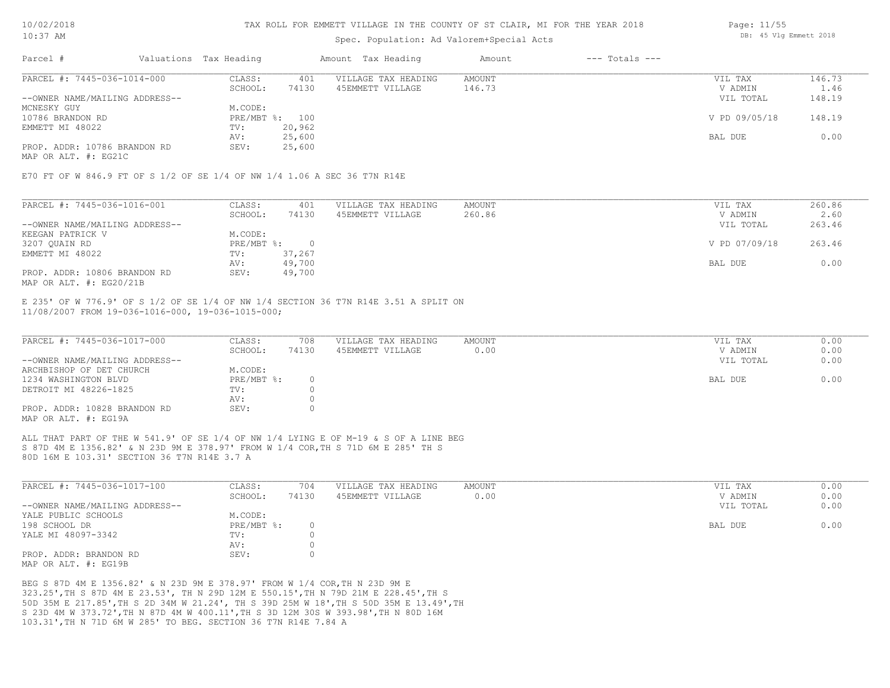# TAX ROLL FOR EMMETT VILLAGE IN THE COUNTY OF ST CLAIR, MI FOR THE YEAR 2018

Spec. Population: Ad Valorem+Special Acts

DB: 45 Vlg Emmett 2018

| Parcel # | Valuations | Tax Heading | Amount | Tax Heading | Amount | --- Totals --- | |
|---|---|---|---|---|---|---|---|

## PARCEL #: 7445-036-1014-000

| | | | | | | | |
|---|---|---|---|---|---|---|---|
| PARCEL #: 7445-036-1014-000 | CLASS: | 401 | VILLAGE TAX HEADING | AMOUNT | | VIL TAX | 146.73 |
| | SCHOOL: | 74130 | 45EMMETT VILLAGE | 146.73 | | V ADMIN | 1.46 |
| --OWNER NAME/MAILING ADDRESS-- | | | | | | VIL TOTAL | 148.19 |
| MCNESKY GUY | M.CODE: | | | | | | |
| 10786 BRANDON RD | PRE/MBT %: | 100 | | | | V PD 09/05/18 | 148.19 |
| EMMETT MI 48022 | TV: | 20,962 | | | | | |
| | AV: | 25,600 | | | | BAL DUE | 0.00 |
| PROP. ADDR: 10786 BRANDON RD | SEV: | 25,600 | | | | | |
| MAP OR ALT. #: EG21C | | | | | | | |

E70 FT OF W 846.9 FT OF S 1/2 OF SE 1/4 OF NW 1/4 1.06 A SEC 36 T7N R14E

## PARCEL #: 7445-036-1016-001

| | | | | | | | |
|---|---|---|---|---|---|---|---|
| PARCEL #: 7445-036-1016-001 | CLASS: | 401 | VILLAGE TAX HEADING | AMOUNT | | VIL TAX | 260.86 |
| | SCHOOL: | 74130 | 45EMMETT VILLAGE | 260.86 | | V ADMIN | 2.60 |
| --OWNER NAME/MAILING ADDRESS-- | | | | | | VIL TOTAL | 263.46 |
| KEEGAN PATRICK V | M.CODE: | | | | | | |
| 3207 QUAIN RD | PRE/MBT %: | 0 | | | | V PD 07/09/18 | 263.46 |
| EMMETT MI 48022 | TV: | 37,267 | | | | | |
| | AV: | 49,700 | | | | BAL DUE | 0.00 |
| PROP. ADDR: 10806 BRANDON RD | SEV: | 49,700 | | | | | |
| MAP OR ALT. #: EG20/21B | | | | | | | |

E 235' OF W 776.9' OF S 1/2 OF SE 1/4 OF NW 1/4 SECTION 36 T7N R14E 3.51 A SPLIT ON 11/08/2007 FROM 19-036-1016-000, 19-036-1015-000;

## PARCEL #: 7445-036-1017-000

| | | | | | | | |
|---|---|---|---|---|---|---|---|
| PARCEL #: 7445-036-1017-000 | CLASS: | 708 | VILLAGE TAX HEADING | AMOUNT | | VIL TAX | 0.00 |
| | SCHOOL: | 74130 | 45EMMETT VILLAGE | 0.00 | | V ADMIN | 0.00 |
| --OWNER NAME/MAILING ADDRESS-- | | | | | | VIL TOTAL | 0.00 |
| ARCHBISHOP OF DET CHURCH | M.CODE: | | | | | | |
| 1234 WASHINGTON BLVD | PRE/MBT %: | 0 | | | | BAL DUE | 0.00 |
| DETROIT MI 48226-1825 | TV: | 0 | | | | | |
| | AV: | 0 | | | | | |
| PROP. ADDR: 10828 BRANDON RD | SEV: | 0 | | | | | |
| MAP OR ALT. #: EG19A | | | | | | | |

ALL THAT PART OF THE W 541.9' OF SE 1/4 OF NW 1/4 LYING E OF M-19 & S OF A LINE BEG S 87D 4M E 1356.82' & N 23D 9M E 378.97' FROM W 1/4 COR,TH S 71D 6M E 285' TH S 80D 16M E 103.31' SECTION 36 T7N R14E 3.7 A

## PARCEL #: 7445-036-1017-100

| | | | | | | | |
|---|---|---|---|---|---|---|---|
| PARCEL #: 7445-036-1017-100 | CLASS: | 704 | VILLAGE TAX HEADING | AMOUNT | | VIL TAX | 0.00 |
| | SCHOOL: | 74130 | 45EMMETT VILLAGE | 0.00 | | V ADMIN | 0.00 |
| --OWNER NAME/MAILING ADDRESS-- | | | | | | VIL TOTAL | 0.00 |
| YALE PUBLIC SCHOOLS | M.CODE: | | | | | | |
| 198 SCHOOL DR | PRE/MBT %: | 0 | | | | BAL DUE | 0.00 |
| YALE MI 48097-3342 | TV: | 0 | | | | | |
| | AV: | 0 | | | | | |
| PROP. ADDR: BRANDON RD | SEV: | 0 | | | | | |
| MAP OR ALT. #: EG19B | | | | | | | |

BEG S 87D 4M E 1356.82' & N 23D 9M E 378.97' FROM W 1/4 COR,TH N 23D 9M E 323.25',TH S 87D 4M E 23.53', TH N 29D 12M E 550.15',TH N 79D 21M E 228.45',TH S 50D 35M E 217.85',TH S 2D 34M W 21.24', TH S 39D 25M W 18',TH S 50D 35M E 13.49',TH S 23D 4M W 373.72',TH N 87D 4M W 400.11',TH S 3D 12M 30S W 393.98',TH N 80D 16M 103.31',TH N 71D 6M W 285' TO BEG. SECTION 36 T7N R14E 7.84 A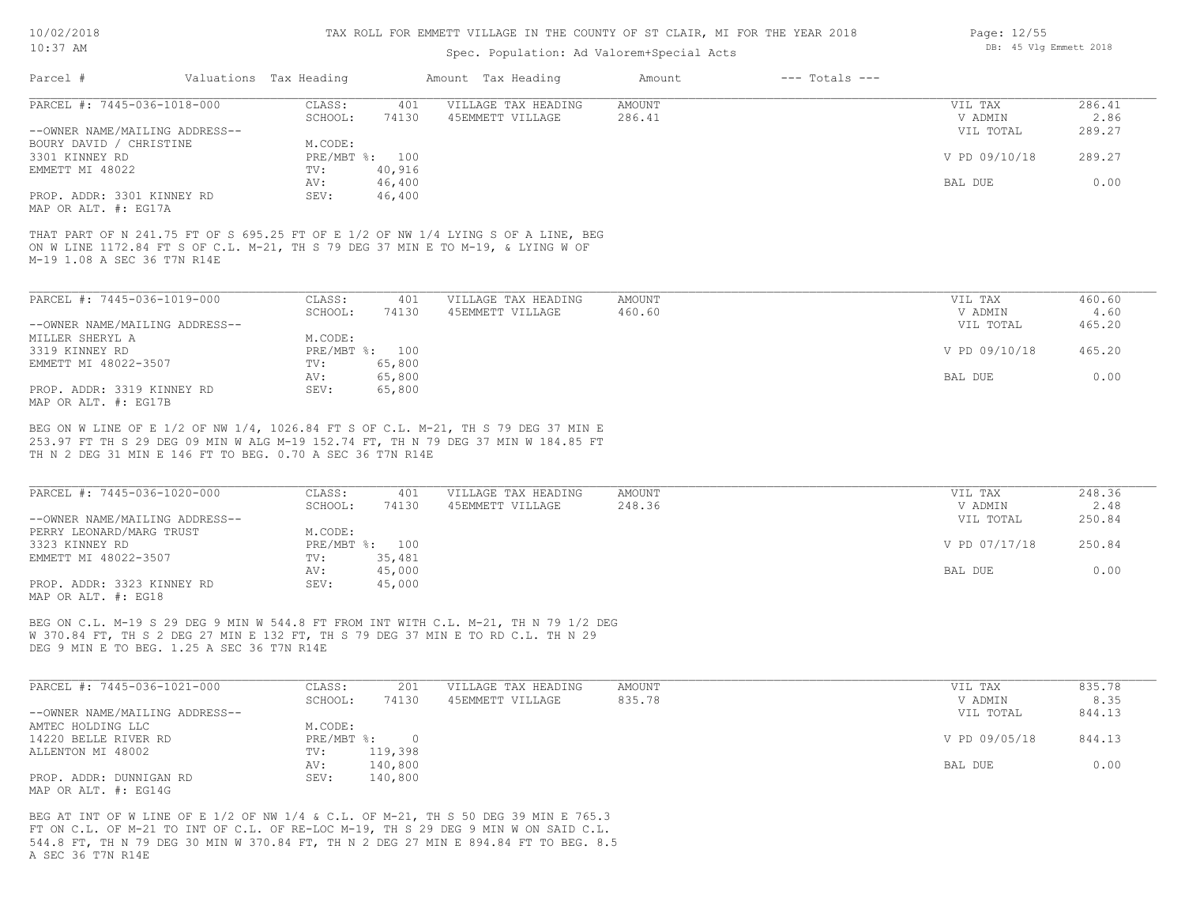# TAX ROLL FOR EMMETT VILLAGE IN THE COUNTY OF ST CLAIR, MI FOR THE YEAR 2018

Spec. Population: Ad Valorem+Special Acts

| Parcel # | Valuations | Tax Heading | Amount | Tax Heading | Amount | --- Totals --- | |
|---|---|---|---|---|---|---|---|

---

**PARCEL #: 7445-036-1018-000**

| | | | | | |
|---|---|---|---|---|---|
| CLASS: | 401 | VILLAGE TAX HEADING | AMOUNT | VIL TAX | 286.41 |
| SCHOOL: | 74130 | 45EMMETT VILLAGE | 286.41 | V ADMIN | 2.86 |
| | | | | VIL TOTAL | 289.27 |
| M.CODE: | | | | | |
| PRE/MBT %: | 100 | | | V PD 09/10/18 | 289.27 |
| TV: | 40,916 | | | | |
| AV: | 46,400 | | | BAL DUE | 0.00 |
| SEV: | 46,400 | | | | |

--OWNER NAME/MAILING ADDRESS--
BOURY DAVID / CHRISTINE
3301 KINNEY RD
EMMETT MI 48022

PROP. ADDR: 3301 KINNEY RD
MAP OR ALT. #: EG17A

THAT PART OF N 241.75 FT OF S 695.25 FT OF E 1/2 OF NW 1/4 LYING S OF A LINE, BEG ON W LINE 1172.84 FT S OF C.L. M-21, TH S 79 DEG 37 MIN E TO M-19, & LYING W OF M-19 1.08 A SEC 36 T7N R14E

---

**PARCEL #: 7445-036-1019-000**

| | | | | | |
|---|---|---|---|---|---|
| CLASS: | 401 | VILLAGE TAX HEADING | AMOUNT | VIL TAX | 460.60 |
| SCHOOL: | 74130 | 45EMMETT VILLAGE | 460.60 | V ADMIN | 4.60 |
| | | | | VIL TOTAL | 465.20 |
| M.CODE: | | | | | |
| PRE/MBT %: | 100 | | | V PD 09/10/18 | 465.20 |
| TV: | 65,800 | | | | |
| AV: | 65,800 | | | BAL DUE | 0.00 |
| SEV: | 65,800 | | | | |

--OWNER NAME/MAILING ADDRESS--
MILLER SHERYL A
3319 KINNEY RD
EMMETT MI 48022-3507

PROP. ADDR: 3319 KINNEY RD
MAP OR ALT. #: EG17B

BEG ON W LINE OF E 1/2 OF NW 1/4, 1026.84 FT S OF C.L. M-21, TH S 79 DEG 37 MIN E 253.97 FT TH S 29 DEG 09 MIN W ALG M-19 152.74 FT, TH N 79 DEG 37 MIN W 184.85 FT TH N 2 DEG 31 MIN E 146 FT TO BEG. 0.70 A SEC 36 T7N R14E

---

**PARCEL #: 7445-036-1020-000**

| | | | | | |
|---|---|---|---|---|---|
| CLASS: | 401 | VILLAGE TAX HEADING | AMOUNT | VIL TAX | 248.36 |
| SCHOOL: | 74130 | 45EMMETT VILLAGE | 248.36 | V ADMIN | 2.48 |
| | | | | VIL TOTAL | 250.84 |
| M.CODE: | | | | | |
| PRE/MBT %: | 100 | | | V PD 07/17/18 | 250.84 |
| TV: | 35,481 | | | | |
| AV: | 45,000 | | | BAL DUE | 0.00 |
| SEV: | 45,000 | | | | |

--OWNER NAME/MAILING ADDRESS--
PERRY LEONARD/MARG TRUST
3323 KINNEY RD
EMMETT MI 48022-3507

PROP. ADDR: 3323 KINNEY RD
MAP OR ALT. #: EG18

BEG ON C.L. M-19 S 29 DEG 9 MIN W 544.8 FT FROM INT WITH C.L. M-21, TH N 79 1/2 DEG W 370.84 FT, TH S 2 DEG 27 MIN E 132 FT, TH S 79 DEG 37 MIN E TO RD C.L. TH N 29 DEG 9 MIN E TO BEG. 1.25 A SEC 36 T7N R14E

---

**PARCEL #: 7445-036-1021-000**

| | | | | | |
|---|---|---|---|---|---|
| CLASS: | 201 | VILLAGE TAX HEADING | AMOUNT | VIL TAX | 835.78 |
| SCHOOL: | 74130 | 45EMMETT VILLAGE | 835.78 | V ADMIN | 8.35 |
| | | | | VIL TOTAL | 844.13 |
| M.CODE: | | | | | |
| PRE/MBT %: | 0 | | | V PD 09/05/18 | 844.13 |
| TV: | 119,398 | | | | |
| AV: | 140,800 | | | BAL DUE | 0.00 |
| SEV: | 140,800 | | | | |

--OWNER NAME/MAILING ADDRESS--
AMTEC HOLDING LLC
14220 BELLE RIVER RD
ALLENTON MI 48002

PROP. ADDR: DUNNIGAN RD
MAP OR ALT. #: EG14G

BEG AT INT OF W LINE OF E 1/2 OF NW 1/4 & C.L. OF M-21, TH S 50 DEG 39 MIN E 765.3 FT ON C.L. OF M-21 TO INT OF C.L. OF RE-LOC M-19, TH S 29 DEG 9 MIN W ON SAID C.L. 544.8 FT, TH N 79 DEG 30 MIN W 370.84 FT, TH N 2 DEG 27 MIN E 894.84 FT TO BEG. 8.5 A SEC 36 T7N R14E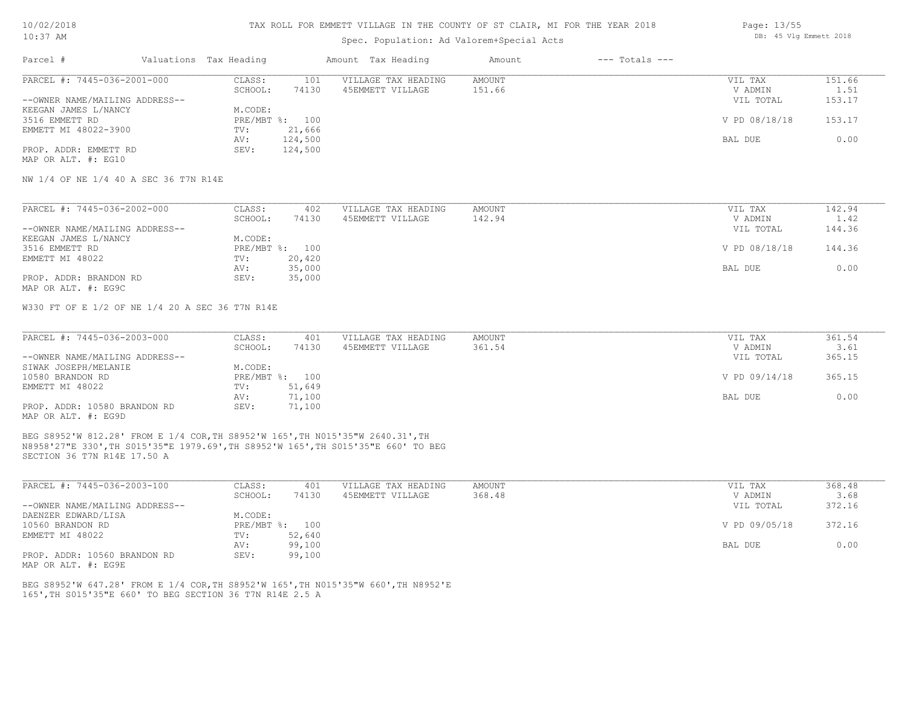# TAX ROLL FOR EMMETT VILLAGE IN THE COUNTY OF ST CLAIR, MI FOR THE YEAR 2018

Spec. Population: Ad Valorem+Special Acts

| Parcel # | Valuations | Tax Heading | Amount | Tax Heading | Amount | --- Totals --- | |
|---|---|---|---|---|---|---|---|

---

**PARCEL #: 7445-036-2001-000**

| | | | | | |
|---|---|---|---|---|---|
| CLASS: | 101 | VILLAGE TAX HEADING | AMOUNT | VIL TAX | 151.66 |
| SCHOOL: | 74130 | 45EMMETT VILLAGE | 151.66 | V ADMIN | 1.51 |
| | | | | VIL TOTAL | 153.17 |
| M.CODE: | | | | | |
| PRE/MBT %: | 100 | | | V PD 08/18/18 | 153.17 |
| TV: | 21,666 | | | | |
| AV: | 124,500 | | | BAL DUE | 0.00 |
| SEV: | 124,500 | | | | |

--OWNER NAME/MAILING ADDRESS--
KEEGAN JAMES L/NANCY
3516 EMMETT RD
EMMETT MI 48022-3900

PROP. ADDR: EMMETT RD
MAP OR ALT. #: EG10

NW 1/4 OF NE 1/4 40 A SEC 36 T7N R14E

---

**PARCEL #: 7445-036-2002-000**

| | | | | | |
|---|---|---|---|---|---|
| CLASS: | 402 | VILLAGE TAX HEADING | AMOUNT | VIL TAX | 142.94 |
| SCHOOL: | 74130 | 45EMMETT VILLAGE | 142.94 | V ADMIN | 1.42 |
| | | | | VIL TOTAL | 144.36 |
| M.CODE: | | | | | |
| PRE/MBT %: | 100 | | | V PD 08/18/18 | 144.36 |
| TV: | 20,420 | | | | |
| AV: | 35,000 | | | BAL DUE | 0.00 |
| SEV: | 35,000 | | | | |

--OWNER NAME/MAILING ADDRESS--
KEEGAN JAMES L/NANCY
3516 EMMETT RD
EMMETT MI 48022

PROP. ADDR: BRANDON RD
MAP OR ALT. #: EG9C

W330 FT OF E 1/2 OF NE 1/4 20 A SEC 36 T7N R14E

---

**PARCEL #: 7445-036-2003-000**

| | | | | | |
|---|---|---|---|---|---|
| CLASS: | 401 | VILLAGE TAX HEADING | AMOUNT | VIL TAX | 361.54 |
| SCHOOL: | 74130 | 45EMMETT VILLAGE | 361.54 | V ADMIN | 3.61 |
| | | | | VIL TOTAL | 365.15 |
| M.CODE: | | | | | |
| PRE/MBT %: | 100 | | | V PD 09/14/18 | 365.15 |
| TV: | 51,649 | | | | |
| AV: | 71,100 | | | BAL DUE | 0.00 |
| SEV: | 71,100 | | | | |

--OWNER NAME/MAILING ADDRESS--
SIWAK JOSEPH/MELANIE
10580 BRANDON RD
EMMETT MI 48022

PROP. ADDR: 10580 BRANDON RD
MAP OR ALT. #: EG9D

BEG S8952'W 812.28' FROM E 1/4 COR,TH S8952'W 165',TH N015'35"W 2640.31',TH N8958'27"E 330',TH S015'35"E 1979.69',TH S8952'W 165',TH S015'35"E 660' TO BEG SECTION 36 T7N R14E 17.50 A

---

**PARCEL #: 7445-036-2003-100**

| | | | | | |
|---|---|---|---|---|---|
| CLASS: | 401 | VILLAGE TAX HEADING | AMOUNT | VIL TAX | 368.48 |
| SCHOOL: | 74130 | 45EMMETT VILLAGE | 368.48 | V ADMIN | 3.68 |
| | | | | VIL TOTAL | 372.16 |
| M.CODE: | | | | | |
| PRE/MBT %: | 100 | | | V PD 09/05/18 | 372.16 |
| TV: | 52,640 | | | | |
| AV: | 99,100 | | | BAL DUE | 0.00 |
| SEV: | 99,100 | | | | |

--OWNER NAME/MAILING ADDRESS--
DAENZER EDWARD/LISA
10560 BRANDON RD
EMMETT MI 48022

PROP. ADDR: 10560 BRANDON RD
MAP OR ALT. #: EG9E

BEG S8952'W 647.28' FROM E 1/4 COR,TH S8952'W 165',TH N015'35"W 660',TH N8952'E 165',TH S015'35"E 660' TO BEG SECTION 36 T7N R14E 2.5 A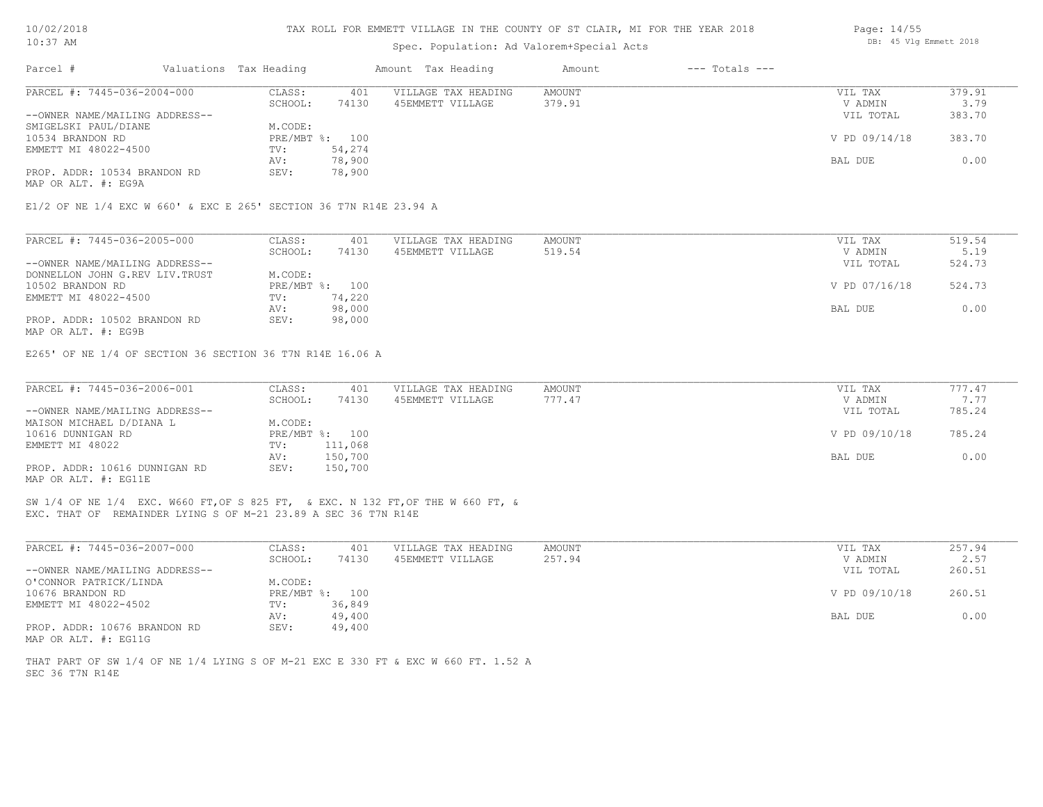TAX ROLL FOR EMMETT VILLAGE IN THE COUNTY OF ST CLAIR, MI FOR THE YEAR 2018

Spec. Population: Ad Valorem+Special Acts

| Parcel # | Valuations | Tax Heading | Amount | Tax Heading | Amount | --- Totals --- | |
|---|---|---|---|---|---|---|---|
| PARCEL #: 7445-036-2004-000 | CLASS: | 401 | VILLAGE TAX HEADING | AMOUNT | | VIL TAX | 379.91 |
| | SCHOOL: | 74130 | 45EMMETT VILLAGE | 379.91 | | V ADMIN | 3.79 |
| --OWNER NAME/MAILING ADDRESS-- | | | | | | VIL TOTAL | 383.70 |
| SMIGELSKI PAUL/DIANE | M.CODE: | | | | | | |
| 10534 BRANDON RD | PRE/MBT %: | 100 | | | | V PD 09/14/18 | 383.70 |
| EMMETT MI 48022-4500 | TV: | 54,274 | | | | | |
| | AV: | 78,900 | | | | BAL DUE | 0.00 |
| PROP. ADDR: 10534 BRANDON RD | SEV: | 78,900 | | | | | |
| MAP OR ALT. #: EG9A | | | | | | | |

E1/2 OF NE 1/4 EXC W 660' & EXC E 265' SECTION 36 T7N R14E 23.94 A

| Parcel # | Valuations | Tax Heading | Amount | Tax Heading | Amount | --- Totals --- | |
|---|---|---|---|---|---|---|---|
| PARCEL #: 7445-036-2005-000 | CLASS: | 401 | VILLAGE TAX HEADING | AMOUNT | | VIL TAX | 519.54 |
| | SCHOOL: | 74130 | 45EMMETT VILLAGE | 519.54 | | V ADMIN | 5.19 |
| --OWNER NAME/MAILING ADDRESS-- | | | | | | VIL TOTAL | 524.73 |
| DONNELLON JOHN G.REV LIV.TRUST | M.CODE: | | | | | | |
| 10502 BRANDON RD | PRE/MBT %: | 100 | | | | V PD 07/16/18 | 524.73 |
| EMMETT MI 48022-4500 | TV: | 74,220 | | | | | |
| | AV: | 98,000 | | | | BAL DUE | 0.00 |
| PROP. ADDR: 10502 BRANDON RD | SEV: | 98,000 | | | | | |
| MAP OR ALT. #: EG9B | | | | | | | |

E265' OF NE 1/4 OF SECTION 36 SECTION 36 T7N R14E 16.06 A

| Parcel # | Valuations | Tax Heading | Amount | Tax Heading | Amount | --- Totals --- | |
|---|---|---|---|---|---|---|---|
| PARCEL #: 7445-036-2006-001 | CLASS: | 401 | VILLAGE TAX HEADING | AMOUNT | | VIL TAX | 777.47 |
| | SCHOOL: | 74130 | 45EMMETT VILLAGE | 777.47 | | V ADMIN | 7.77 |
| --OWNER NAME/MAILING ADDRESS-- | | | | | | VIL TOTAL | 785.24 |
| MAISON MICHAEL D/DIANA L | M.CODE: | | | | | | |
| 10616 DUNNIGAN RD | PRE/MBT %: | 100 | | | | V PD 09/10/18 | 785.24 |
| EMMETT MI 48022 | TV: | 111,068 | | | | | |
| | AV: | 150,700 | | | | BAL DUE | 0.00 |
| PROP. ADDR: 10616 DUNNIGAN RD | SEV: | 150,700 | | | | | |
| MAP OR ALT. #: EG11E | | | | | | | |

SW 1/4 OF NE 1/4 EXC. W660 FT,OF S 825 FT, & EXC. N 132 FT,OF THE W 660 FT, &
EXC. THAT OF REMAINDER LYING S OF M-21 23.89 A SEC 36 T7N R14E

| Parcel # | Valuations | Tax Heading | Amount | Tax Heading | Amount | --- Totals --- | |
|---|---|---|---|---|---|---|---|
| PARCEL #: 7445-036-2007-000 | CLASS: | 401 | VILLAGE TAX HEADING | AMOUNT | | VIL TAX | 257.94 |
| | SCHOOL: | 74130 | 45EMMETT VILLAGE | 257.94 | | V ADMIN | 2.57 |
| --OWNER NAME/MAILING ADDRESS-- | | | | | | VIL TOTAL | 260.51 |
| O'CONNOR PATRICK/LINDA | M.CODE: | | | | | | |
| 10676 BRANDON RD | PRE/MBT %: | 100 | | | | V PD 09/10/18 | 260.51 |
| EMMETT MI 48022-4502 | TV: | 36,849 | | | | | |
| | AV: | 49,400 | | | | BAL DUE | 0.00 |
| PROP. ADDR: 10676 BRANDON RD | SEV: | 49,400 | | | | | |
| MAP OR ALT. #: EG11G | | | | | | | |

THAT PART OF SW 1/4 OF NE 1/4 LYING S OF M-21 EXC E 330 FT & EXC W 660 FT. 1.52 A
SEC 36 T7N R14E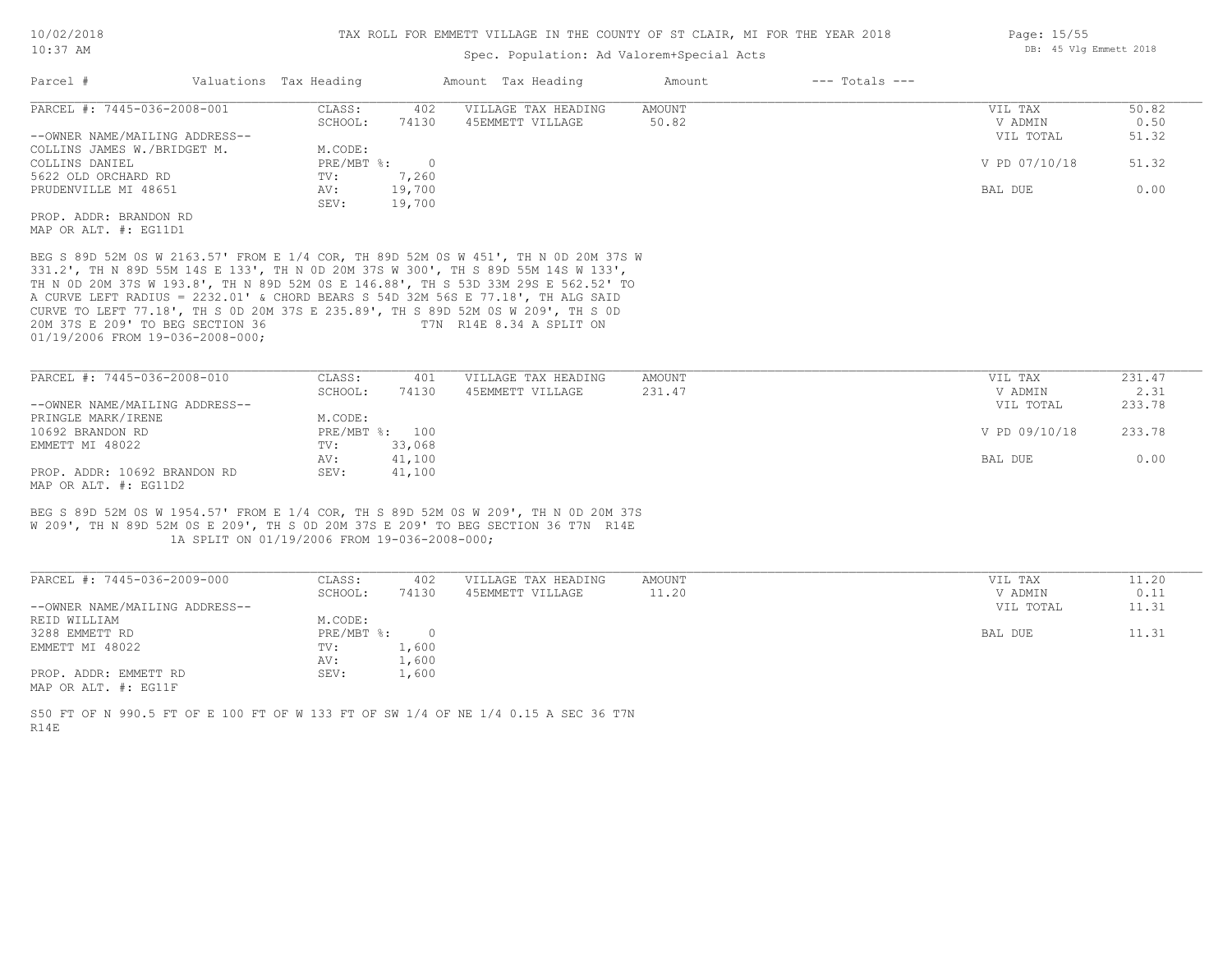TAX ROLL FOR EMMETT VILLAGE IN THE COUNTY OF ST CLAIR, MI FOR THE YEAR 2018

Spec. Population: Ad Valorem+Special Acts

| Parcel # | Valuations | Tax Heading | Amount | Tax Heading | Amount | --- Totals --- |
|---|---|---|---|---|---|---|

---

PARCEL #: 7445-036-2008-001

| | | | | | |
|---|---|---|---|---|---|
| CLASS: | 402 | VILLAGE TAX HEADING | AMOUNT | VIL TAX | 50.82 |
| SCHOOL: | 74130 | 45EMMETT VILLAGE | 50.82 | V ADMIN | 0.50 |
| | | | | VIL TOTAL | 51.32 |
| M.CODE: | | | | | |
| PRE/MBT %: | 0 | | | V PD 07/10/18 | 51.32 |
| TV: | 7,260 | | | | |
| AV: | 19,700 | | | BAL DUE | 0.00 |
| SEV: | 19,700 | | | | |

--OWNER NAME/MAILING ADDRESS--
COLLINS JAMES W./BRIDGET M.
COLLINS DANIEL
5622 OLD ORCHARD RD
PRUDENVILLE MI 48651

PROP. ADDR: BRANDON RD
MAP OR ALT. #: EG11D1

BEG S 89D 52M 0S W 2163.57' FROM E 1/4 COR, TH 89D 52M 0S W 451', TH N 0D 20M 37S W 331.2', TH N 89D 55M 14S E 133', TH N 0D 20M 37S W 300', TH S 89D 55M 14S W 133', TH N 0D 20M 37S W 193.8', TH N 89D 52M 0S E 146.88', TH S 53D 33M 29S E 562.52' TO A CURVE LEFT RADIUS = 2232.01' & CHORD BEARS S 54D 32M 56S E 77.18', TH ALG SAID CURVE TO LEFT 77.18', TH S 0D 20M 37S E 235.89', TH S 89D 52M 0S W 209', TH S 0D 20M 37S E 209' TO BEG SECTION 36 T7N R14E 8.34 A SPLIT ON 01/19/2006 FROM 19-036-2008-000;

---

PARCEL #: 7445-036-2008-010

| | | | | | |
|---|---|---|---|---|---|
| CLASS: | 401 | VILLAGE TAX HEADING | AMOUNT | VIL TAX | 231.47 |
| SCHOOL: | 74130 | 45EMMETT VILLAGE | 231.47 | V ADMIN | 2.31 |
| | | | | VIL TOTAL | 233.78 |
| M.CODE: | | | | | |
| PRE/MBT %: | 100 | | | V PD 09/10/18 | 233.78 |
| TV: | 33,068 | | | | |
| AV: | 41,100 | | | BAL DUE | 0.00 |
| SEV: | 41,100 | | | | |

--OWNER NAME/MAILING ADDRESS--
PRINGLE MARK/IRENE
10692 BRANDON RD
EMMETT MI 48022

PROP. ADDR: 10692 BRANDON RD
MAP OR ALT. #: EG11D2

BEG S 89D 52M 0S W 1954.57' FROM E 1/4 COR, TH S 89D 52M 0S W 209', TH N 0D 20M 37S W 209', TH N 89D 52M 0S E 209', TH S 0D 20M 37S E 209' TO BEG SECTION 36 T7N R14E 1A SPLIT ON 01/19/2006 FROM 19-036-2008-000;

---

PARCEL #: 7445-036-2009-000

| | | | | | |
|---|---|---|---|---|---|
| CLASS: | 402 | VILLAGE TAX HEADING | AMOUNT | VIL TAX | 11.20 |
| SCHOOL: | 74130 | 45EMMETT VILLAGE | 11.20 | V ADMIN | 0.11 |
| | | | | VIL TOTAL | 11.31 |
| M.CODE: | | | | | |
| PRE/MBT %: | 0 | | | BAL DUE | 11.31 |
| TV: | 1,600 | | | | |
| AV: | 1,600 | | | | |
| SEV: | 1,600 | | | | |

--OWNER NAME/MAILING ADDRESS--
REID WILLIAM
3288 EMMETT RD
EMMETT MI 48022

PROP. ADDR: EMMETT RD
MAP OR ALT. #: EG11F

S50 FT OF N 990.5 FT OF E 100 FT OF W 133 FT OF SW 1/4 OF NE 1/4 0.15 A SEC 36 T7N R14E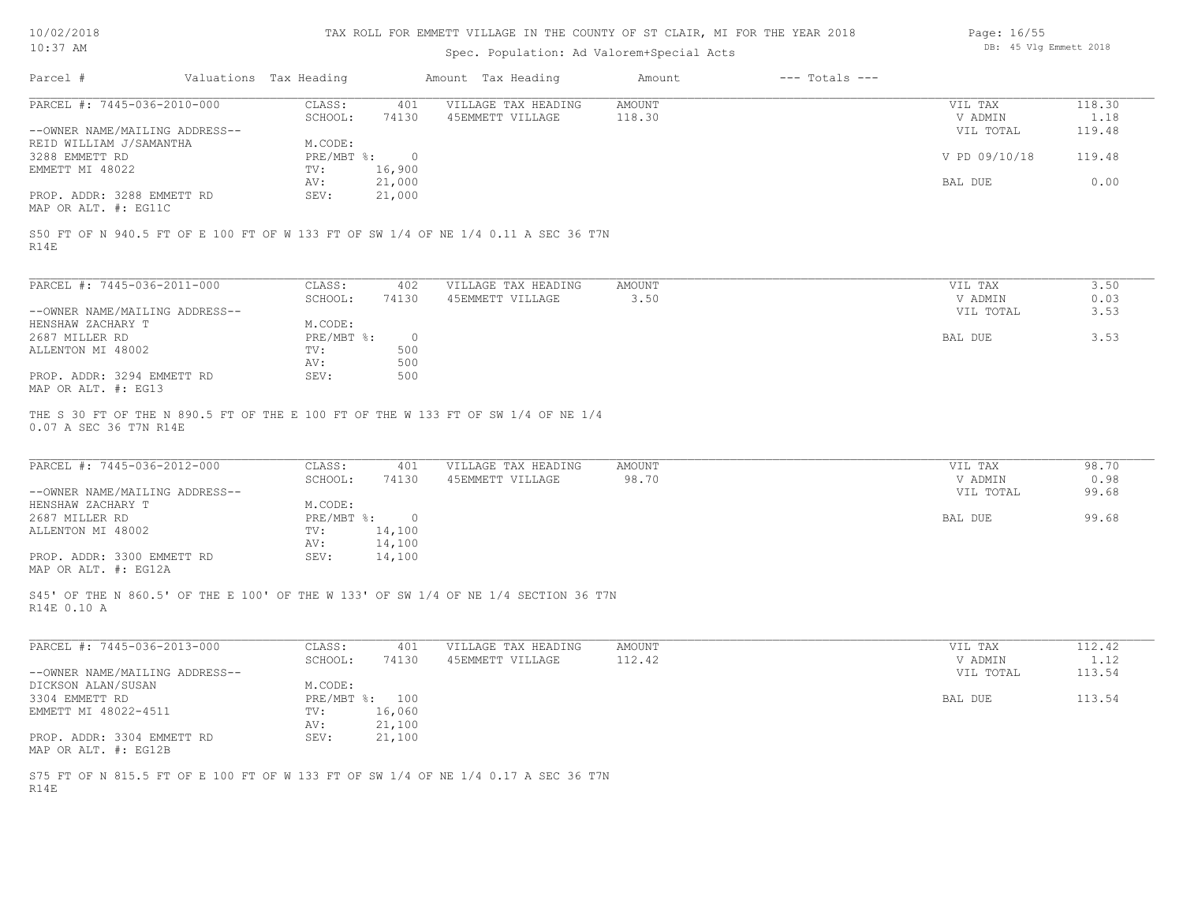TAX ROLL FOR EMMETT VILLAGE IN THE COUNTY OF ST CLAIR, MI FOR THE YEAR 2018

Spec. Population: Ad Valorem+Special Acts

| Parcel # | Valuations | Tax Heading | Amount | Tax Heading | Amount | --- Totals --- | |
|---|---|---|---|---|---|---|---|
| PARCEL #: 7445-036-2010-000 | CLASS: | 401 | VILLAGE TAX HEADING | AMOUNT | | VIL TAX | 118.30 |
| | SCHOOL: | 74130 | 45EMMETT VILLAGE | 118.30 | | V ADMIN | 1.18 |
| --OWNER NAME/MAILING ADDRESS-- | | | | | | VIL TOTAL | 119.48 |
| REID WILLIAM J/SAMANTHA | M.CODE: | | | | | | |
| 3288 EMMETT RD | PRE/MBT %: | 0 | | | | V PD 09/10/18 | 119.48 |
| EMMETT MI 48022 | TV: | 16,900 | | | | | |
| | AV: | 21,000 | | | | BAL DUE | 0.00 |
| PROP. ADDR: 3288 EMMETT RD | SEV: | 21,000 | | | | | |
| MAP OR ALT. #: EG11C | | | | | | | |

S50 FT OF N 940.5 FT OF E 100 FT OF W 133 FT OF SW 1/4 OF NE 1/4 0.11 A SEC 36 T7N R14E

| Parcel # | Valuations | Tax Heading | Amount | Tax Heading | Amount | --- Totals --- | |
|---|---|---|---|---|---|---|---|
| PARCEL #: 7445-036-2011-000 | CLASS: | 402 | VILLAGE TAX HEADING | AMOUNT | | VIL TAX | 3.50 |
| | SCHOOL: | 74130 | 45EMMETT VILLAGE | 3.50 | | V ADMIN | 0.03 |
| --OWNER NAME/MAILING ADDRESS-- | | | | | | VIL TOTAL | 3.53 |
| HENSHAW ZACHARY T | M.CODE: | | | | | | |
| 2687 MILLER RD | PRE/MBT %: | 0 | | | | BAL DUE | 3.53 |
| ALLENTON MI 48002 | TV: | 500 | | | | | |
| | AV: | 500 | | | | | |
| PROP. ADDR: 3294 EMMETT RD | SEV: | 500 | | | | | |
| MAP OR ALT. #: EG13 | | | | | | | |

THE S 30 FT OF THE N 890.5 FT OF THE E 100 FT OF THE W 133 FT OF SW 1/4 OF NE 1/4 0.07 A SEC 36 T7N R14E

| Parcel # | Valuations | Tax Heading | Amount | Tax Heading | Amount | --- Totals --- | |
|---|---|---|---|---|---|---|---|
| PARCEL #: 7445-036-2012-000 | CLASS: | 401 | VILLAGE TAX HEADING | AMOUNT | | VIL TAX | 98.70 |
| | SCHOOL: | 74130 | 45EMMETT VILLAGE | 98.70 | | V ADMIN | 0.98 |
| --OWNER NAME/MAILING ADDRESS-- | | | | | | VIL TOTAL | 99.68 |
| HENSHAW ZACHARY T | M.CODE: | | | | | | |
| 2687 MILLER RD | PRE/MBT %: | 0 | | | | BAL DUE | 99.68 |
| ALLENTON MI 48002 | TV: | 14,100 | | | | | |
| | AV: | 14,100 | | | | | |
| PROP. ADDR: 3300 EMMETT RD | SEV: | 14,100 | | | | | |
| MAP OR ALT. #: EG12A | | | | | | | |

S45' OF THE N 860.5' OF THE E 100' OF THE W 133' OF SW 1/4 OF NE 1/4 SECTION 36 T7N R14E 0.10 A

| Parcel # | Valuations | Tax Heading | Amount | Tax Heading | Amount | --- Totals --- | |
|---|---|---|---|---|---|---|---|
| PARCEL #: 7445-036-2013-000 | CLASS: | 401 | VILLAGE TAX HEADING | AMOUNT | | VIL TAX | 112.42 |
| | SCHOOL: | 74130 | 45EMMETT VILLAGE | 112.42 | | V ADMIN | 1.12 |
| --OWNER NAME/MAILING ADDRESS-- | | | | | | VIL TOTAL | 113.54 |
| DICKSON ALAN/SUSAN | M.CODE: | | | | | | |
| 3304 EMMETT RD | PRE/MBT %: | 100 | | | | BAL DUE | 113.54 |
| EMMETT MI 48022-4511 | TV: | 16,060 | | | | | |
| | AV: | 21,100 | | | | | |
| PROP. ADDR: 3304 EMMETT RD | SEV: | 21,100 | | | | | |
| MAP OR ALT. #: EG12B | | | | | | | |

S75 FT OF N 815.5 FT OF E 100 FT OF W 133 FT OF SW 1/4 OF NE 1/4 0.17 A SEC 36 T7N R14E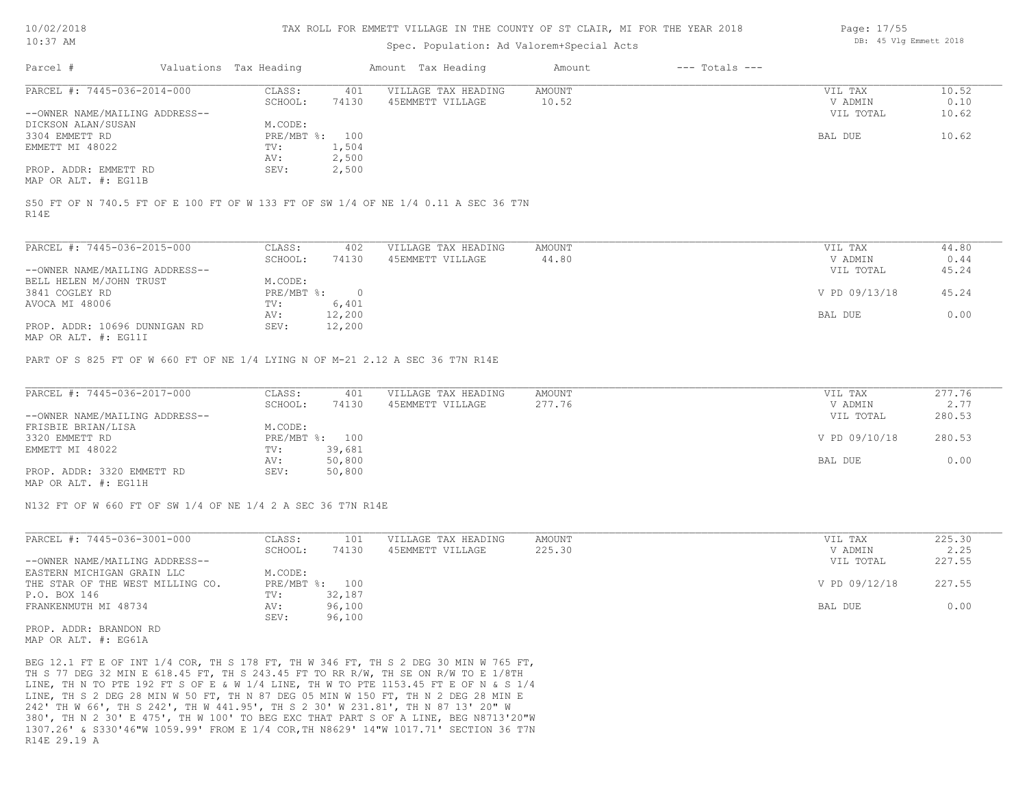# TAX ROLL FOR EMMETT VILLAGE IN THE COUNTY OF ST CLAIR, MI FOR THE YEAR 2018

Spec. Population: Ad Valorem+Special Acts

| Parcel # | Valuations | Tax Heading | Amount | Tax Heading | Amount | --- Totals --- | |
|---|---|---|---|---|---|---|---|

---

**PARCEL #: 7445-036-2014-000**

| | | | | | | |
|---|---|---|---|---|---|---|
| CLASS: | 401 | VILLAGE TAX HEADING | AMOUNT | | VIL TAX | 10.52 |
| SCHOOL: | 74130 | 45EMMETT VILLAGE | 10.52 | | V ADMIN | 0.10 |
| | | | | | VIL TOTAL | 10.62 |
| M.CODE: | | | | | | |
| PRE/MBT %: | 100 | | | | BAL DUE | 10.62 |
| TV: | 1,504 | | | | | |
| AV: | 2,500 | | | | | |
| SEV: | 2,500 | | | | | |

--OWNER NAME/MAILING ADDRESS--
DICKSON ALAN/SUSAN
3304 EMMETT RD
EMMETT MI 48022

PROP. ADDR: EMMETT RD
MAP OR ALT. #: EG11B

S50 FT OF N 740.5 FT OF E 100 FT OF W 133 FT OF SW 1/4 OF NE 1/4 0.11 A SEC 36 T7N R14E

---

**PARCEL #: 7445-036-2015-000**

| | | | | | | |
|---|---|---|---|---|---|---|
| CLASS: | 402 | VILLAGE TAX HEADING | AMOUNT | | VIL TAX | 44.80 |
| SCHOOL: | 74130 | 45EMMETT VILLAGE | 44.80 | | V ADMIN | 0.44 |
| | | | | | VIL TOTAL | 45.24 |
| M.CODE: | | | | | | |
| PRE/MBT %: | 0 | | | | V PD 09/13/18 | 45.24 |
| TV: | 6,401 | | | | | |
| AV: | 12,200 | | | | BAL DUE | 0.00 |
| SEV: | 12,200 | | | | | |

--OWNER NAME/MAILING ADDRESS--
BELL HELEN M/JOHN TRUST
3841 COGLEY RD
AVOCA MI 48006

PROP. ADDR: 10696 DUNNIGAN RD
MAP OR ALT. #: EG11I

PART OF S 825 FT OF W 660 FT OF NE 1/4 LYING N OF M-21 2.12 A SEC 36 T7N R14E

---

**PARCEL #: 7445-036-2017-000**

| | | | | | | |
|---|---|---|---|---|---|---|
| CLASS: | 401 | VILLAGE TAX HEADING | AMOUNT | | VIL TAX | 277.76 |
| SCHOOL: | 74130 | 45EMMETT VILLAGE | 277.76 | | V ADMIN | 2.77 |
| | | | | | VIL TOTAL | 280.53 |
| M.CODE: | | | | | | |
| PRE/MBT %: | 100 | | | | V PD 09/10/18 | 280.53 |
| TV: | 39,681 | | | | | |
| AV: | 50,800 | | | | BAL DUE | 0.00 |
| SEV: | 50,800 | | | | | |

--OWNER NAME/MAILING ADDRESS--
FRISBIE BRIAN/LISA
3320 EMMETT RD
EMMETT MI 48022

PROP. ADDR: 3320 EMMETT RD
MAP OR ALT. #: EG11H

N132 FT OF W 660 FT OF SW 1/4 OF NE 1/4 2 A SEC 36 T7N R14E

---

**PARCEL #: 7445-036-3001-000**

| | | | | | | |
|---|---|---|---|---|---|---|
| CLASS: | 101 | VILLAGE TAX HEADING | AMOUNT | | VIL TAX | 225.30 |
| SCHOOL: | 74130 | 45EMMETT VILLAGE | 225.30 | | V ADMIN | 2.25 |
| | | | | | VIL TOTAL | 227.55 |
| M.CODE: | | | | | | |
| PRE/MBT %: | 100 | | | | V PD 09/12/18 | 227.55 |
| TV: | 32,187 | | | | | |
| AV: | 96,100 | | | | BAL DUE | 0.00 |
| SEV: | 96,100 | | | | | |

--OWNER NAME/MAILING ADDRESS--
EASTERN MICHIGAN GRAIN LLC
THE STAR OF THE WEST MILLING CO.
P.O. BOX 146
FRANKENMUTH MI 48734

PROP. ADDR: BRANDON RD
MAP OR ALT. #: EG61A

BEG 12.1 FT E OF INT 1/4 COR, TH S 178 FT, TH W 346 FT, TH S 2 DEG 30 MIN W 765 FT, TH S 77 DEG 32 MIN E 618.45 FT, TH S 243.45 FT TO RR R/W, TH SE ON R/W TO E 1/8TH LINE, TH N TO PTE 192 FT S OF E & W 1/4 LINE, TH W TO PTE 1153.45 FT E OF N & S 1/4 LINE, TH S 2 DEG 28 MIN W 50 FT, TH N 87 DEG 05 MIN W 150 FT, TH N 2 DEG 28 MIN E 242' TH W 66', TH S 242', TH W 441.95', TH S 2 30' W 231.81', TH N 87 13' 20" W 380', TH N 2 30' E 475', TH W 100' TO BEG EXC THAT PART S OF A LINE, BEG N8713'20"W 1307.26' & S330'46"W 1059.99' FROM E 1/4 COR,TH N8629' 14"W 1017.71' SECTION 36 T7N R14E 29.19 A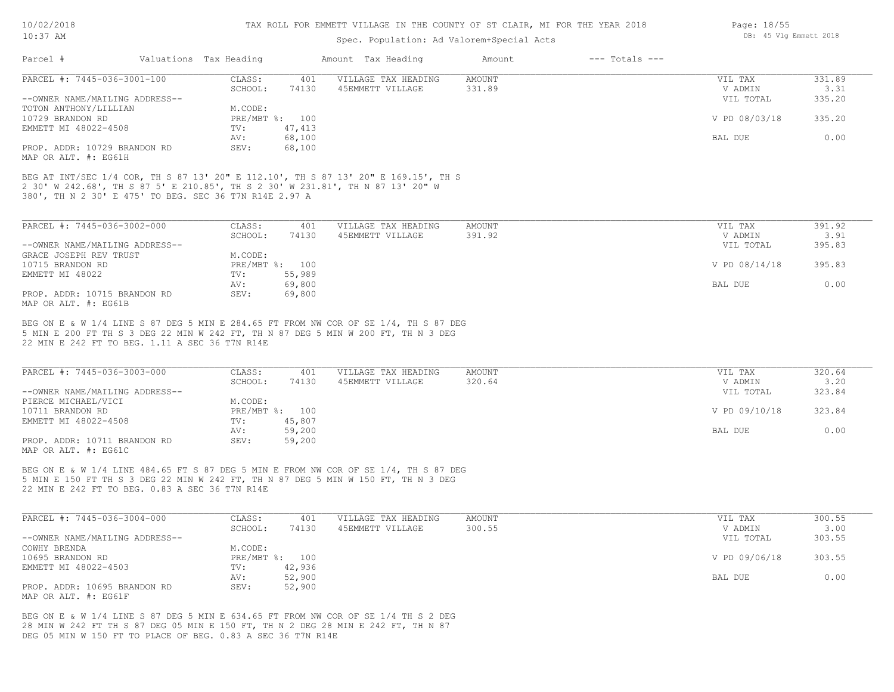TAX ROLL FOR EMMETT VILLAGE IN THE COUNTY OF ST CLAIR, MI FOR THE YEAR 2018

Spec. Population: Ad Valorem+Special Acts

| Parcel # | Valuations | Tax Heading | Amount | Tax Heading | Amount | --- Totals --- | |
|---|---|---|---|---|---|---|---|

PARCEL #: 7445-036-3001-100

| | | | | | |
|---|---|---|---|---|---|
| CLASS: | 401 | VILLAGE TAX HEADING | AMOUNT | VIL TAX | 331.89 |
| SCHOOL: | 74130 | 45EMMETT VILLAGE | 331.89 | V ADMIN | 3.31 |
| | | | | VIL TOTAL | 335.20 |
| M.CODE: | | | | | |
| PRE/MBT %: | 100 | | | V PD 08/03/18 | 335.20 |
| TV: | 47,413 | | | | |
| AV: | 68,100 | | | BAL DUE | 0.00 |
| SEV: | 68,100 | | | | |

--OWNER NAME/MAILING ADDRESS--
TOTON ANTHONY/LILLIAN
10729 BRANDON RD
EMMETT MI 48022-4508

PROP. ADDR: 10729 BRANDON RD
MAP OR ALT. #: EG61H

BEG AT INT/SEC 1/4 COR, TH S 87 13' 20" E 112.10', TH S 87 13' 20" E 169.15', TH S 2 30' W 242.68', TH S 87 5' E 210.85', TH S 2 30' W 231.81', TH N 87 13' 20" W 380', TH N 2 30' E 475' TO BEG. SEC 36 T7N R14E 2.97 A

PARCEL #: 7445-036-3002-000

| | | | | | |
|---|---|---|---|---|---|
| CLASS: | 401 | VILLAGE TAX HEADING | AMOUNT | VIL TAX | 391.92 |
| SCHOOL: | 74130 | 45EMMETT VILLAGE | 391.92 | V ADMIN | 3.91 |
| | | | | VIL TOTAL | 395.83 |
| M.CODE: | | | | | |
| PRE/MBT %: | 100 | | | V PD 08/14/18 | 395.83 |
| TV: | 55,989 | | | | |
| AV: | 69,800 | | | BAL DUE | 0.00 |
| SEV: | 69,800 | | | | |

--OWNER NAME/MAILING ADDRESS--
GRACE JOSEPH REV TRUST
10715 BRANDON RD
EMMETT MI 48022

PROP. ADDR: 10715 BRANDON RD
MAP OR ALT. #: EG61B

BEG ON E & W 1/4 LINE S 87 DEG 5 MIN E 284.65 FT FROM NW COR OF SE 1/4, TH S 87 DEG 5 MIN E 200 FT TH S 3 DEG 22 MIN W 242 FT, TH N 87 DEG 5 MIN W 200 FT, TH N 3 DEG 22 MIN E 242 FT TO BEG. 1.11 A SEC 36 T7N R14E

PARCEL #: 7445-036-3003-000

| | | | | | |
|---|---|---|---|---|---|
| CLASS: | 401 | VILLAGE TAX HEADING | AMOUNT | VIL TAX | 320.64 |
| SCHOOL: | 74130 | 45EMMETT VILLAGE | 320.64 | V ADMIN | 3.20 |
| | | | | VIL TOTAL | 323.84 |
| M.CODE: | | | | | |
| PRE/MBT %: | 100 | | | V PD 09/10/18 | 323.84 |
| TV: | 45,807 | | | | |
| AV: | 59,200 | | | BAL DUE | 0.00 |
| SEV: | 59,200 | | | | |

--OWNER NAME/MAILING ADDRESS--
PIERCE MICHAEL/VICI
10711 BRANDON RD
EMMETT MI 48022-4508

PROP. ADDR: 10711 BRANDON RD
MAP OR ALT. #: EG61C

BEG ON E & W 1/4 LINE 484.65 FT S 87 DEG 5 MIN E FROM NW COR OF SE 1/4, TH S 87 DEG 5 MIN E 150 FT TH S 3 DEG 22 MIN W 242 FT, TH N 87 DEG 5 MIN W 150 FT, TH N 3 DEG 22 MIN E 242 FT TO BEG. 0.83 A SEC 36 T7N R14E

PARCEL #: 7445-036-3004-000

| | | | | | |
|---|---|---|---|---|---|
| CLASS: | 401 | VILLAGE TAX HEADING | AMOUNT | VIL TAX | 300.55 |
| SCHOOL: | 74130 | 45EMMETT VILLAGE | 300.55 | V ADMIN | 3.00 |
| | | | | VIL TOTAL | 303.55 |
| M.CODE: | | | | | |
| PRE/MBT %: | 100 | | | V PD 09/06/18 | 303.55 |
| TV: | 42,936 | | | | |
| AV: | 52,900 | | | BAL DUE | 0.00 |
| SEV: | 52,900 | | | | |

--OWNER NAME/MAILING ADDRESS--
COWHY BRENDA
10695 BRANDON RD
EMMETT MI 48022-4503

PROP. ADDR: 10695 BRANDON RD
MAP OR ALT. #: EG61F

BEG ON E & W 1/4 LINE S 87 DEG 5 MIN E 634.65 FT FROM NW COR OF SE 1/4 TH S 2 DEG 28 MIN W 242 FT TH S 87 DEG 05 MIN E 150 FT, TH N 2 DEG 28 MIN E 242 FT, TH N 87 DEG 05 MIN W 150 FT TO PLACE OF BEG. 0.83 A SEC 36 T7N R14E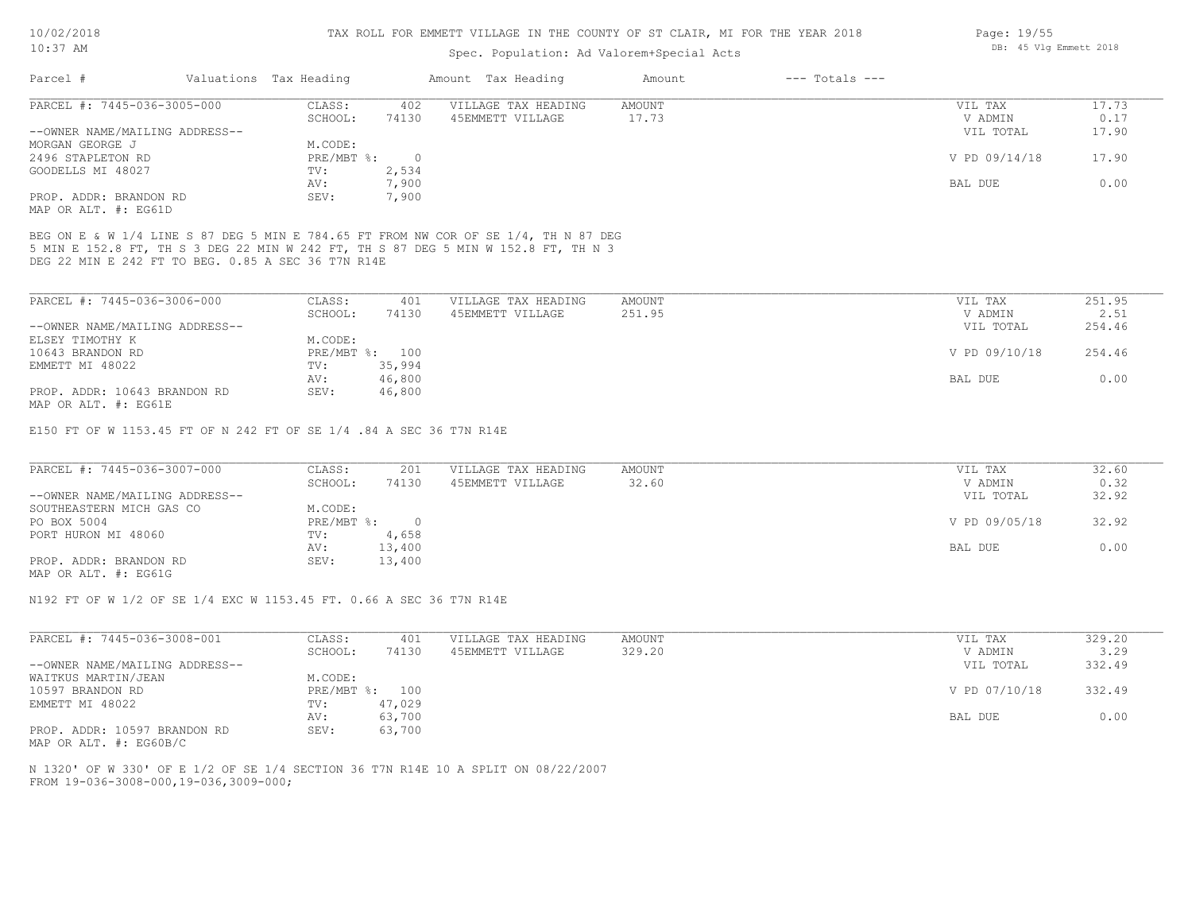# TAX ROLL FOR EMMETT VILLAGE IN THE COUNTY OF ST CLAIR, MI FOR THE YEAR 2018

Spec. Population: Ad Valorem+Special Acts

| Parcel # | Valuations | Tax Heading | Amount | Tax Heading | Amount | --- Totals --- | |
|---|---|---|---|---|---|---|---|

---

**PARCEL #: 7445-036-3005-000**

| | | | | | | |
|---|---|---|---|---|---|---|
| CLASS: | 402 | VILLAGE TAX HEADING | AMOUNT | | VIL TAX | 17.73 |
| SCHOOL: | 74130 | 45EMMETT VILLAGE | 17.73 | | V ADMIN | 0.17 |
| | | | | | VIL TOTAL | 17.90 |
| M.CODE: | | | | | | |
| PRE/MBT %: | 0 | | | | V PD 09/14/18 | 17.90 |
| TV: | 2,534 | | | | | |
| AV: | 7,900 | | | | BAL DUE | 0.00 |
| SEV: | 7,900 | | | | | |

--OWNER NAME/MAILING ADDRESS--
MORGAN GEORGE J
2496 STAPLETON RD
GOODELLS MI 48027

PROP. ADDR: BRANDON RD
MAP OR ALT. #: EG61D

BEG ON E & W 1/4 LINE S 87 DEG 5 MIN E 784.65 FT FROM NW COR OF SE 1/4, TH N 87 DEG 5 MIN E 152.8 FT, TH S 3 DEG 22 MIN W 242 FT, TH S 87 DEG 5 MIN W 152.8 FT, TH N 3 DEG 22 MIN E 242 FT TO BEG. 0.85 A SEC 36 T7N R14E

---

**PARCEL #: 7445-036-3006-000**

| | | | | | | |
|---|---|---|---|---|---|---|
| CLASS: | 401 | VILLAGE TAX HEADING | AMOUNT | | VIL TAX | 251.95 |
| SCHOOL: | 74130 | 45EMMETT VILLAGE | 251.95 | | V ADMIN | 2.51 |
| | | | | | VIL TOTAL | 254.46 |
| M.CODE: | | | | | | |
| PRE/MBT %: | 100 | | | | V PD 09/10/18 | 254.46 |
| TV: | 35,994 | | | | | |
| AV: | 46,800 | | | | BAL DUE | 0.00 |
| SEV: | 46,800 | | | | | |

--OWNER NAME/MAILING ADDRESS--
ELSEY TIMOTHY K
10643 BRANDON RD
EMMETT MI 48022

PROP. ADDR: 10643 BRANDON RD
MAP OR ALT. #: EG61E

E150 FT OF W 1153.45 FT OF N 242 FT OF SE 1/4 .84 A SEC 36 T7N R14E

---

**PARCEL #: 7445-036-3007-000**

| | | | | | | |
|---|---|---|---|---|---|---|
| CLASS: | 201 | VILLAGE TAX HEADING | AMOUNT | | VIL TAX | 32.60 |
| SCHOOL: | 74130 | 45EMMETT VILLAGE | 32.60 | | V ADMIN | 0.32 |
| | | | | | VIL TOTAL | 32.92 |
| M.CODE: | | | | | | |
| PRE/MBT %: | 0 | | | | V PD 09/05/18 | 32.92 |
| TV: | 4,658 | | | | | |
| AV: | 13,400 | | | | BAL DUE | 0.00 |
| SEV: | 13,400 | | | | | |

--OWNER NAME/MAILING ADDRESS--
SOUTHEASTERN MICH GAS CO
PO BOX 5004
PORT HURON MI 48060

PROP. ADDR: BRANDON RD
MAP OR ALT. #: EG61G

N192 FT OF W 1/2 OF SE 1/4 EXC W 1153.45 FT. 0.66 A SEC 36 T7N R14E

---

**PARCEL #: 7445-036-3008-001**

| | | | | | | |
|---|---|---|---|---|---|---|
| CLASS: | 401 | VILLAGE TAX HEADING | AMOUNT | | VIL TAX | 329.20 |
| SCHOOL: | 74130 | 45EMMETT VILLAGE | 329.20 | | V ADMIN | 3.29 |
| | | | | | VIL TOTAL | 332.49 |
| M.CODE: | | | | | | |
| PRE/MBT %: | 100 | | | | V PD 07/10/18 | 332.49 |
| TV: | 47,029 | | | | | |
| AV: | 63,700 | | | | BAL DUE | 0.00 |
| SEV: | 63,700 | | | | | |

--OWNER NAME/MAILING ADDRESS--
WAITKUS MARTIN/JEAN
10597 BRANDON RD
EMMETT MI 48022

PROP. ADDR: 10597 BRANDON RD
MAP OR ALT. #: EG60B/C

N 1320' OF W 330' OF E 1/2 OF SE 1/4 SECTION 36 T7N R14E 10 A SPLIT ON 08/22/2007 FROM 19-036-3008-000,19-036,3009-000;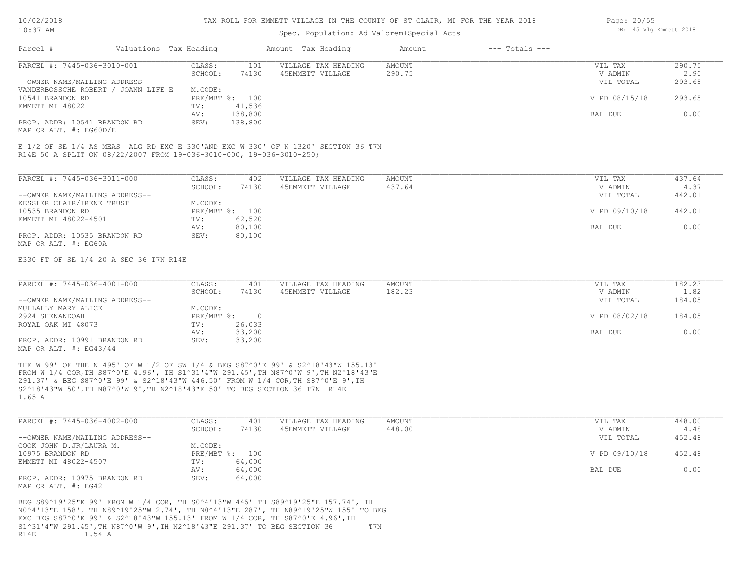TAX ROLL FOR EMMETT VILLAGE IN THE COUNTY OF ST CLAIR, MI FOR THE YEAR 2018

Spec. Population: Ad Valorem+Special Acts

| Parcel # | Valuations | Tax Heading | Amount | Tax Heading | Amount | --- Totals --- | |
|---|---|---|---|---|---|---|---|
| PARCEL #: 7445-036-3010-001 | CLASS: | 101 | VILLAGE TAX HEADING | AMOUNT | | VIL TAX | 290.75 |
| | SCHOOL: | 74130 | 45EMMETT VILLAGE | 290.75 | | V ADMIN | 2.90 |
| --OWNER NAME/MAILING ADDRESS-- | | | | | | VIL TOTAL | 293.65 |
| VANDERBOSSCHE ROBERT / JOANN LIFE E | M.CODE: | | | | | | |
| 10541 BRANDON RD | PRE/MBT %: | 100 | | | | V PD 08/15/18 | 293.65 |
| EMMETT MI 48022 | TV: | 41,536 | | | | | |
| | AV: | 138,800 | | | | BAL DUE | 0.00 |
| PROP. ADDR: 10541 BRANDON RD | SEV: | 138,800 | | | | | |
| MAP OR ALT. #: EG60D/E | | | | | | | |

E 1/2 OF SE 1/4 AS MEAS ALG RD EXC E 330'AND EXC W 330' OF N 1320' SECTION 36 T7N R14E 50 A SPLIT ON 08/22/2007 FROM 19-036-3010-000, 19-036-3010-250;

| Parcel # | Valuations | Tax Heading | Amount | Tax Heading | Amount | --- Totals --- | |
|---|---|---|---|---|---|---|---|
| PARCEL #: 7445-036-3011-000 | CLASS: | 402 | VILLAGE TAX HEADING | AMOUNT | | VIL TAX | 437.64 |
| | SCHOOL: | 74130 | 45EMMETT VILLAGE | 437.64 | | V ADMIN | 4.37 |
| --OWNER NAME/MAILING ADDRESS-- | | | | | | VIL TOTAL | 442.01 |
| KESSLER CLAIR/IRENE TRUST | M.CODE: | | | | | | |
| 10535 BRANDON RD | PRE/MBT %: | 100 | | | | V PD 09/10/18 | 442.01 |
| EMMETT MI 48022-4501 | TV: | 62,520 | | | | | |
| | AV: | 80,100 | | | | BAL DUE | 0.00 |
| PROP. ADDR: 10535 BRANDON RD | SEV: | 80,100 | | | | | |
| MAP OR ALT. #: EG60A | | | | | | | |

E330 FT OF SE 1/4 20 A SEC 36 T7N R14E

| Parcel # | Valuations | Tax Heading | Amount | Tax Heading | Amount | --- Totals --- | |
|---|---|---|---|---|---|---|---|
| PARCEL #: 7445-036-4001-000 | CLASS: | 401 | VILLAGE TAX HEADING | AMOUNT | | VIL TAX | 182.23 |
| | SCHOOL: | 74130 | 45EMMETT VILLAGE | 182.23 | | V ADMIN | 1.82 |
| --OWNER NAME/MAILING ADDRESS-- | | | | | | VIL TOTAL | 184.05 |
| MULLALLY MARY ALICE | M.CODE: | | | | | | |
| 2924 SHENANDOAH | PRE/MBT %: | 0 | | | | V PD 08/02/18 | 184.05 |
| ROYAL OAK MI 48073 | TV: | 26,033 | | | | | |
| | AV: | 33,200 | | | | BAL DUE | 0.00 |
| PROP. ADDR: 10991 BRANDON RD | SEV: | 33,200 | | | | | |
| MAP OR ALT. #: EG43/44 | | | | | | | |

THE W 99' OF THE N 495' OF W 1/2 OF SW 1/4 & BEG S87^0'E 99' & S2^18'43"W 155.13' FROM W 1/4 COR,TH S87^0'E 4.96', TH S1^31'4"W 291.45',TH N87^0'W 9',TH N2^18'43"E 291.37' & BEG S87^0'E 99' & S2^18'43"W 446.50' FROM W 1/4 COR,TH S87^0'E 9',TH S2^18'43"W 50',TH N87^0'W 9',TH N2^18'43"E 50' TO BEG SECTION 36 T7N R14E 1.65 A

| Parcel # | Valuations | Tax Heading | Amount | Tax Heading | Amount | --- Totals --- | |
|---|---|---|---|---|---|---|---|
| PARCEL #: 7445-036-4002-000 | CLASS: | 401 | VILLAGE TAX HEADING | AMOUNT | | VIL TAX | 448.00 |
| | SCHOOL: | 74130 | 45EMMETT VILLAGE | 448.00 | | V ADMIN | 4.48 |
| --OWNER NAME/MAILING ADDRESS-- | | | | | | VIL TOTAL | 452.48 |
| COOK JOHN D.JR/LAURA M. | M.CODE: | | | | | | |
| 10975 BRANDON RD | PRE/MBT %: | 100 | | | | V PD 09/10/18 | 452.48 |
| EMMETT MI 48022-4507 | TV: | 64,000 | | | | | |
| | AV: | 64,000 | | | | BAL DUE | 0.00 |
| PROP. ADDR: 10975 BRANDON RD | SEV: | 64,000 | | | | | |
| MAP OR ALT. #: EG42 | | | | | | | |

BEG S89^19'25"E 99' FROM W 1/4 COR, TH S0^4'13"W 445' TH S89^19'25"E 157.74', TH N0^4'13"E 158', TH N89^19'25"W 2.74', TH N0^4'13"E 287', TH N89^19'25"W 155' TO BEG EXC BEG S87^0'E 99' & S2^18'43"W 155.13' FROM W 1/4 COR, TH S87^0'E 4.96',TH S1^31'4"W 291.45',TH N87^0'W 9',TH N2^18'43"E 291.37' TO BEG SECTION 36 T7N R14E 1.54 A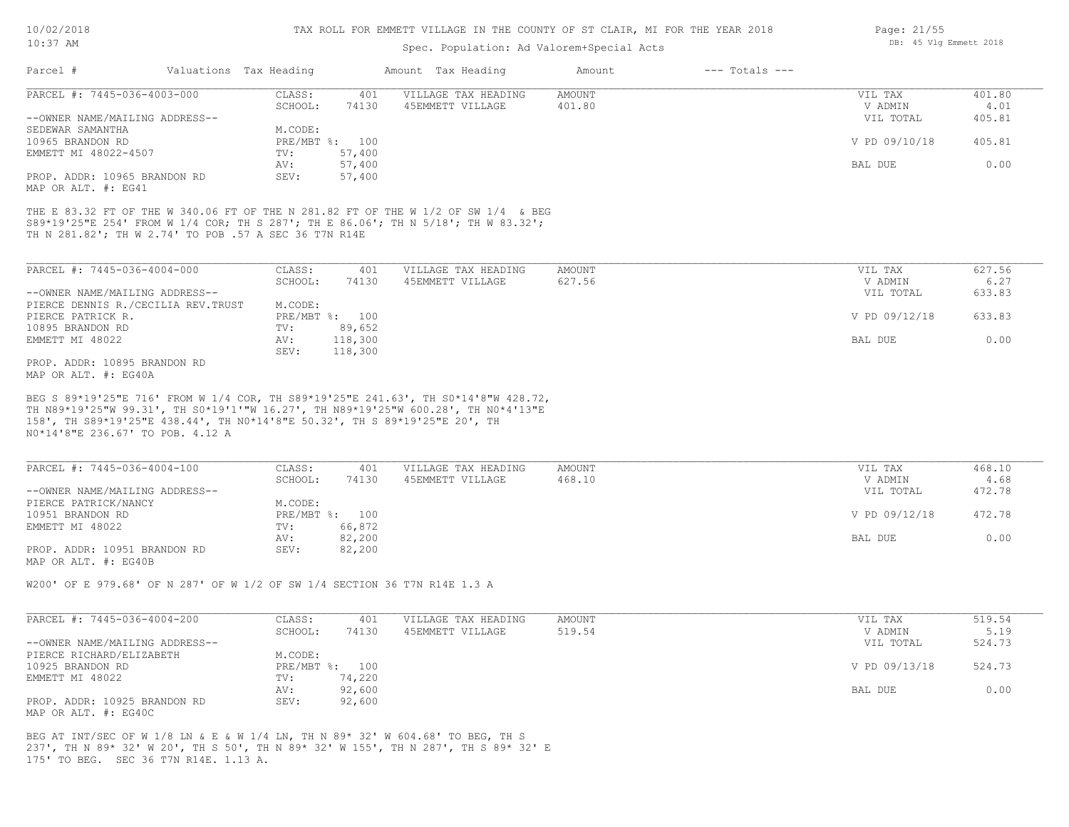# TAX ROLL FOR EMMETT VILLAGE IN THE COUNTY OF ST CLAIR, MI FOR THE YEAR 2018

Spec. Population: Ad Valorem+Special Acts

| Parcel # | Valuations | Tax Heading | Amount | Tax Heading | Amount | --- Totals --- | |
|---|---|---|---|---|---|---|---|
| PARCEL #: 7445-036-4003-000 | CLASS: | 401 | VILLAGE TAX HEADING | AMOUNT | | VIL TAX | 401.80 |
| | SCHOOL: | 74130 | 45EMMETT VILLAGE | 401.80 | | V ADMIN | 4.01 |
| --OWNER NAME/MAILING ADDRESS-- | | | | | | VIL TOTAL | 405.81 |
| SEDEWAR SAMANTHA | M.CODE: | | | | | | |
| 10965 BRANDON RD | PRE/MBT %: | 100 | | | | V PD 09/10/18 | 405.81 |
| EMMETT MI 48022-4507 | TV: | 57,400 | | | | | |
| | AV: | 57,400 | | | | BAL DUE | 0.00 |
| PROP. ADDR: 10965 BRANDON RD | SEV: | 57,400 | | | | | |
| MAP OR ALT. #: EG41 | | | | | | | |

THE E 83.32 FT OF THE W 340.06 FT OF THE N 281.82 FT OF THE W 1/2 OF SW 1/4 & BEG S89*19'25"E 254' FROM W 1/4 COR; TH S 287'; TH E 86.06'; TH N 5/18'; TH W 83.32'; TH N 281.82'; TH W 2.74' TO POB .57 A SEC 36 T7N R14E

| Parcel # | Valuations | Tax Heading | Amount | Tax Heading | Amount | --- Totals --- | |
|---|---|---|---|---|---|---|---|
| PARCEL #: 7445-036-4004-000 | CLASS: | 401 | VILLAGE TAX HEADING | AMOUNT | | VIL TAX | 627.56 |
| | SCHOOL: | 74130 | 45EMMETT VILLAGE | 627.56 | | V ADMIN | 6.27 |
| --OWNER NAME/MAILING ADDRESS-- | | | | | | VIL TOTAL | 633.83 |
| PIERCE DENNIS R./CECILIA REV.TRUST | M.CODE: | | | | | | |
| PIERCE PATRICK R. | PRE/MBT %: | 100 | | | | V PD 09/12/18 | 633.83 |
| 10895 BRANDON RD | TV: | 89,652 | | | | | |
| EMMETT MI 48022 | AV: | 118,300 | | | | BAL DUE | 0.00 |
| | SEV: | 118,300 | | | | | |
| PROP. ADDR: 10895 BRANDON RD | | | | | | | |
| MAP OR ALT. #: EG40A | | | | | | | |

BEG S 89*19'25"E 716' FROM W 1/4 COR, TH S89*19'25"E 241.63', TH S0*14'8"W 428.72, TH N89*19'25"W 99.31', TH S0*19'1'"W 16.27', TH N89*19'25"W 600.28', TH N0*4'13"E 158', TH S89*19'25"E 438.44', TH N0*14'8"E 50.32', TH S 89*19'25"E 20', TH N0*14'8"E 236.67' TO POB. 4.12 A

| Parcel # | Valuations | Tax Heading | Amount | Tax Heading | Amount | --- Totals --- | |
|---|---|---|---|---|---|---|---|
| PARCEL #: 7445-036-4004-100 | CLASS: | 401 | VILLAGE TAX HEADING | AMOUNT | | VIL TAX | 468.10 |
| | SCHOOL: | 74130 | 45EMMETT VILLAGE | 468.10 | | V ADMIN | 4.68 |
| --OWNER NAME/MAILING ADDRESS-- | | | | | | VIL TOTAL | 472.78 |
| PIERCE PATRICK/NANCY | M.CODE: | | | | | | |
| 10951 BRANDON RD | PRE/MBT %: | 100 | | | | V PD 09/12/18 | 472.78 |
| EMMETT MI 48022 | TV: | 66,872 | | | | | |
| | AV: | 82,200 | | | | BAL DUE | 0.00 |
| PROP. ADDR: 10951 BRANDON RD | SEV: | 82,200 | | | | | |
| MAP OR ALT. #: EG40B | | | | | | | |

W200' OF E 979.68' OF N 287' OF W 1/2 OF SW 1/4 SECTION 36 T7N R14E 1.3 A

| Parcel # | Valuations | Tax Heading | Amount | Tax Heading | Amount | --- Totals --- | |
|---|---|---|---|---|---|---|---|
| PARCEL #: 7445-036-4004-200 | CLASS: | 401 | VILLAGE TAX HEADING | AMOUNT | | VIL TAX | 519.54 |
| | SCHOOL: | 74130 | 45EMMETT VILLAGE | 519.54 | | V ADMIN | 5.19 |
| --OWNER NAME/MAILING ADDRESS-- | | | | | | VIL TOTAL | 524.73 |
| PIERCE RICHARD/ELIZABETH | M.CODE: | | | | | | |
| 10925 BRANDON RD | PRE/MBT %: | 100 | | | | V PD 09/13/18 | 524.73 |
| EMMETT MI 48022 | TV: | 74,220 | | | | | |
| | AV: | 92,600 | | | | BAL DUE | 0.00 |
| PROP. ADDR: 10925 BRANDON RD | SEV: | 92,600 | | | | | |
| MAP OR ALT. #: EG40C | | | | | | | |

BEG AT INT/SEC OF W 1/8 LN & E & W 1/4 LN, TH N 89* 32' W 604.68' TO BEG, TH S 237', TH N 89* 32' W 20', TH S 50', TH N 89* 32' W 155', TH N 287', TH S 89* 32' E 175' TO BEG. SEC 36 T7N R14E. 1.13 A.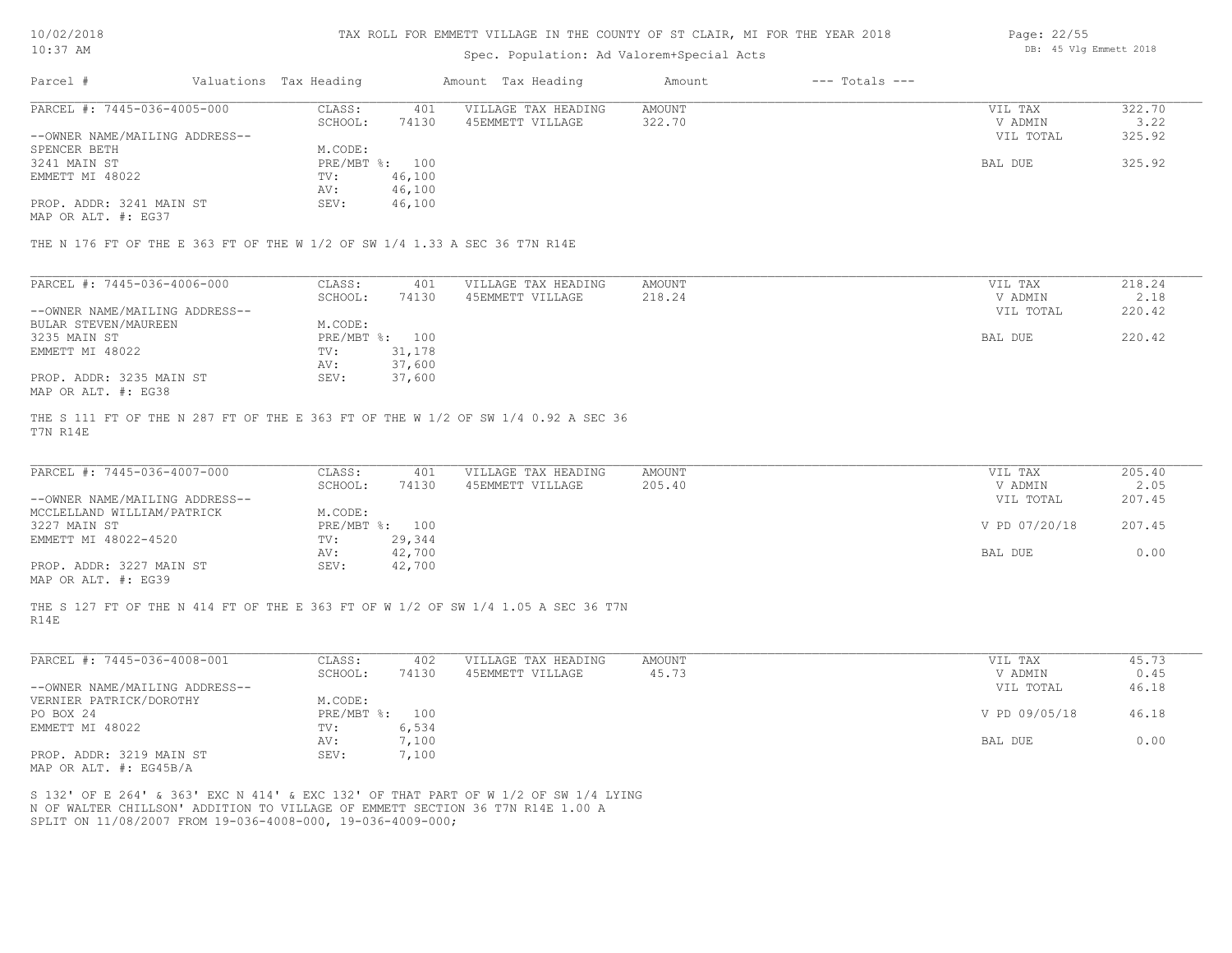TAX ROLL FOR EMMETT VILLAGE IN THE COUNTY OF ST CLAIR, MI FOR THE YEAR 2018

Spec. Population: Ad Valorem+Special Acts

| Parcel # | Valuations | Tax Heading | Amount | Tax Heading | Amount | --- Totals --- | |
|---|---|---|---|---|---|---|---|
| PARCEL #: 7445-036-4005-000 | CLASS: | 401 | VILLAGE TAX HEADING | AMOUNT | | VIL TAX | 322.70 |
| | SCHOOL: | 74130 | 45EMMETT VILLAGE | 322.70 | | V ADMIN | 3.22 |
| --OWNER NAME/MAILING ADDRESS-- | | | | | | VIL TOTAL | 325.92 |
| SPENCER BETH | M.CODE: | | | | | | |
| 3241 MAIN ST | PRE/MBT %: | 100 | | | | BAL DUE | 325.92 |
| EMMETT MI 48022 | TV: | 46,100 | | | | | |
| | AV: | 46,100 | | | | | |
| PROP. ADDR: 3241 MAIN ST | SEV: | 46,100 | | | | | |
| MAP OR ALT. #: EG37 | | | | | | | |

THE N 176 FT OF THE E 363 FT OF THE W 1/2 OF SW 1/4 1.33 A SEC 36 T7N R14E

| Parcel # | Valuations | Tax Heading | Amount | Tax Heading | Amount | --- Totals --- | |
|---|---|---|---|---|---|---|---|
| PARCEL #: 7445-036-4006-000 | CLASS: | 401 | VILLAGE TAX HEADING | AMOUNT | | VIL TAX | 218.24 |
| | SCHOOL: | 74130 | 45EMMETT VILLAGE | 218.24 | | V ADMIN | 2.18 |
| --OWNER NAME/MAILING ADDRESS-- | | | | | | VIL TOTAL | 220.42 |
| BULAR STEVEN/MAUREEN | M.CODE: | | | | | | |
| 3235 MAIN ST | PRE/MBT %: | 100 | | | | BAL DUE | 220.42 |
| EMMETT MI 48022 | TV: | 31,178 | | | | | |
| | AV: | 37,600 | | | | | |
| PROP. ADDR: 3235 MAIN ST | SEV: | 37,600 | | | | | |
| MAP OR ALT. #: EG38 | | | | | | | |

THE S 111 FT OF THE N 287 FT OF THE E 363 FT OF THE W 1/2 OF SW 1/4 0.92 A SEC 36 T7N R14E

| Parcel # | Valuations | Tax Heading | Amount | Tax Heading | Amount | --- Totals --- | |
|---|---|---|---|---|---|---|---|
| PARCEL #: 7445-036-4007-000 | CLASS: | 401 | VILLAGE TAX HEADING | AMOUNT | | VIL TAX | 205.40 |
| | SCHOOL: | 74130 | 45EMMETT VILLAGE | 205.40 | | V ADMIN | 2.05 |
| --OWNER NAME/MAILING ADDRESS-- | | | | | | VIL TOTAL | 207.45 |
| MCCLELLAND WILLIAM/PATRICK | M.CODE: | | | | | | |
| 3227 MAIN ST | PRE/MBT %: | 100 | | | | V PD 07/20/18 | 207.45 |
| EMMETT MI 48022-4520 | TV: | 29,344 | | | | | |
| | AV: | 42,700 | | | | BAL DUE | 0.00 |
| PROP. ADDR: 3227 MAIN ST | SEV: | 42,700 | | | | | |
| MAP OR ALT. #: EG39 | | | | | | | |

THE S 127 FT OF THE N 414 FT OF THE E 363 FT OF W 1/2 OF SW 1/4 1.05 A SEC 36 T7N R14E

| Parcel # | Valuations | Tax Heading | Amount | Tax Heading | Amount | --- Totals --- | |
|---|---|---|---|---|---|---|---|
| PARCEL #: 7445-036-4008-001 | CLASS: | 402 | VILLAGE TAX HEADING | AMOUNT | | VIL TAX | 45.73 |
| | SCHOOL: | 74130 | 45EMMETT VILLAGE | 45.73 | | V ADMIN | 0.45 |
| --OWNER NAME/MAILING ADDRESS-- | | | | | | VIL TOTAL | 46.18 |
| VERNIER PATRICK/DOROTHY | M.CODE: | | | | | | |
| PO BOX 24 | PRE/MBT %: | 100 | | | | V PD 09/05/18 | 46.18 |
| EMMETT MI 48022 | TV: | 6,534 | | | | | |
| | AV: | 7,100 | | | | BAL DUE | 0.00 |
| PROP. ADDR: 3219 MAIN ST | SEV: | 7,100 | | | | | |
| MAP OR ALT. #: EG45B/A | | | | | | | |

S 132' OF E 264' & 363' EXC N 414' & EXC 132' OF THAT PART OF W 1/2 OF SW 1/4 LYING N OF WALTER CHILLSON' ADDITION TO VILLAGE OF EMMETT SECTION 36 T7N R14E 1.00 A SPLIT ON 11/08/2007 FROM 19-036-4008-000, 19-036-4009-000;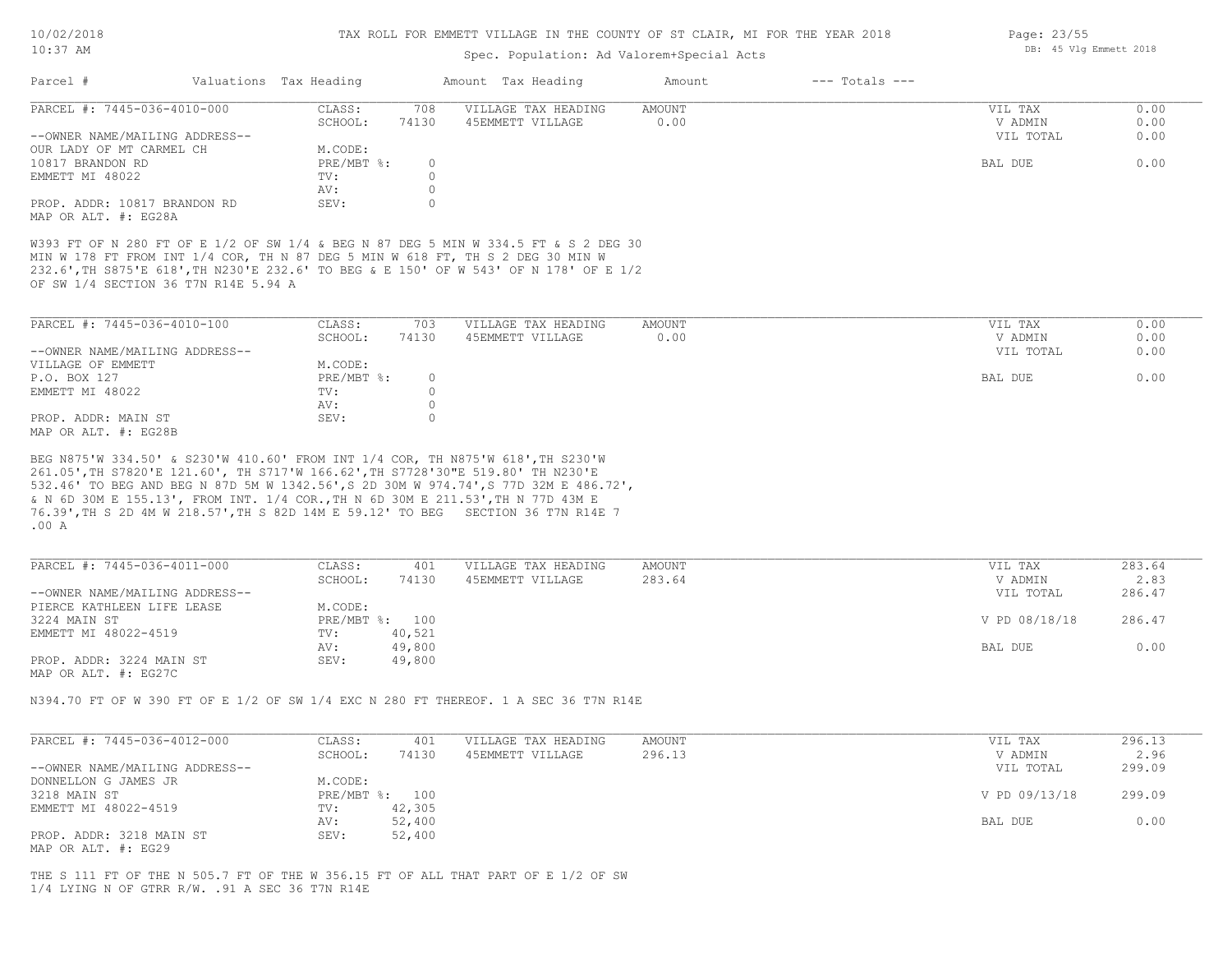TAX ROLL FOR EMMETT VILLAGE IN THE COUNTY OF ST CLAIR, MI FOR THE YEAR 2018

Spec. Population: Ad Valorem+Special Acts

| Parcel # | Valuations | Tax Heading | Amount | Tax Heading | Amount | --- Totals --- | |
|---|---|---|---|---|---|---|---|
| PARCEL #: 7445-036-4010-000 | CLASS: | 708 | VILLAGE TAX HEADING | AMOUNT | | VIL TAX | 0.00 |
| | SCHOOL: | 74130 | 45EMMETT VILLAGE | 0.00 | | V ADMIN | 0.00 |
| --OWNER NAME/MAILING ADDRESS-- | | | | | | VIL TOTAL | 0.00 |
| OUR LADY OF MT CARMEL CH | M.CODE: | | | | | | |
| 10817 BRANDON RD | PRE/MBT %: | 0 | | | | BAL DUE | 0.00 |
| EMMETT MI 48022 | TV: | 0 | | | | | |
| | AV: | 0 | | | | | |
| PROP. ADDR: 10817 BRANDON RD | SEV: | 0 | | | | | |
| MAP OR ALT. #: EG28A | | | | | | | |

W393 FT OF N 280 FT OF E 1/2 OF SW 1/4 & BEG N 87 DEG 5 MIN W 334.5 FT & S 2 DEG 30 MIN W 178 FT FROM INT 1/4 COR, TH N 87 DEG 5 MIN W 618 FT, TH S 2 DEG 30 MIN W 232.6',TH S875'E 618',TH N230'E 232.6' TO BEG & E 150' OF W 543' OF N 178' OF E 1/2 OF SW 1/4 SECTION 36 T7N R14E 5.94 A

| Parcel # | Valuations | Tax Heading | Amount | Tax Heading | Amount | --- Totals --- | |
|---|---|---|---|---|---|---|---|
| PARCEL #: 7445-036-4010-100 | CLASS: | 703 | VILLAGE TAX HEADING | AMOUNT | | VIL TAX | 0.00 |
| | SCHOOL: | 74130 | 45EMMETT VILLAGE | 0.00 | | V ADMIN | 0.00 |
| --OWNER NAME/MAILING ADDRESS-- | | | | | | VIL TOTAL | 0.00 |
| VILLAGE OF EMMETT | M.CODE: | | | | | | |
| P.O. BOX 127 | PRE/MBT %: | 0 | | | | BAL DUE | 0.00 |
| EMMETT MI 48022 | TV: | 0 | | | | | |
| | AV: | 0 | | | | | |
| PROP. ADDR: MAIN ST | SEV: | 0 | | | | | |
| MAP OR ALT. #: EG28B | | | | | | | |

BEG N875'W 334.50' & S230'W 410.60' FROM INT 1/4 COR, TH N875'W 618',TH S230'W 261.05',TH S7820'E 121.60', TH S717'W 166.62',TH S7728'30"E 519.80' TH N230'E 532.46' TO BEG AND BEG N 87D 5M W 1342.56',S 2D 30M W 974.74',S 77D 32M E 486.72', & N 6D 30M E 155.13', FROM INT. 1/4 COR.,TH N 6D 30M E 211.53',TH N 77D 43M E 76.39',TH S 2D 4M W 218.57',TH S 82D 14M E 59.12' TO BEG SECTION 36 T7N R14E 7 .00 A

| Parcel # | Valuations | Tax Heading | Amount | Tax Heading | Amount | --- Totals --- | |
|---|---|---|---|---|---|---|---|
| PARCEL #: 7445-036-4011-000 | CLASS: | 401 | VILLAGE TAX HEADING | AMOUNT | | VIL TAX | 283.64 |
| | SCHOOL: | 74130 | 45EMMETT VILLAGE | 283.64 | | V ADMIN | 2.83 |
| --OWNER NAME/MAILING ADDRESS-- | | | | | | VIL TOTAL | 286.47 |
| PIERCE KATHLEEN LIFE LEASE | M.CODE: | | | | | | |
| 3224 MAIN ST | PRE/MBT %: | 100 | | | | V PD 08/18/18 | 286.47 |
| EMMETT MI 48022-4519 | TV: | 40,521 | | | | | |
| | AV: | 49,800 | | | | BAL DUE | 0.00 |
| PROP. ADDR: 3224 MAIN ST | SEV: | 49,800 | | | | | |
| MAP OR ALT. #: EG27C | | | | | | | |

N394.70 FT OF W 390 FT OF E 1/2 OF SW 1/4 EXC N 280 FT THEREOF. 1 A SEC 36 T7N R14E

| Parcel # | Valuations | Tax Heading | Amount | Tax Heading | Amount | --- Totals --- | |
|---|---|---|---|---|---|---|---|
| PARCEL #: 7445-036-4012-000 | CLASS: | 401 | VILLAGE TAX HEADING | AMOUNT | | VIL TAX | 296.13 |
| | SCHOOL: | 74130 | 45EMMETT VILLAGE | 296.13 | | V ADMIN | 2.96 |
| --OWNER NAME/MAILING ADDRESS-- | | | | | | VIL TOTAL | 299.09 |
| DONNELLON G JAMES JR | M.CODE: | | | | | | |
| 3218 MAIN ST | PRE/MBT %: | 100 | | | | V PD 09/13/18 | 299.09 |
| EMMETT MI 48022-4519 | TV: | 42,305 | | | | | |
| | AV: | 52,400 | | | | BAL DUE | 0.00 |
| PROP. ADDR: 3218 MAIN ST | SEV: | 52,400 | | | | | |
| MAP OR ALT. #: EG29 | | | | | | | |

THE S 111 FT OF THE N 505.7 FT OF THE W 356.15 FT OF ALL THAT PART OF E 1/2 OF SW 1/4 LYING N OF GTRR R/W. .91 A SEC 36 T7N R14E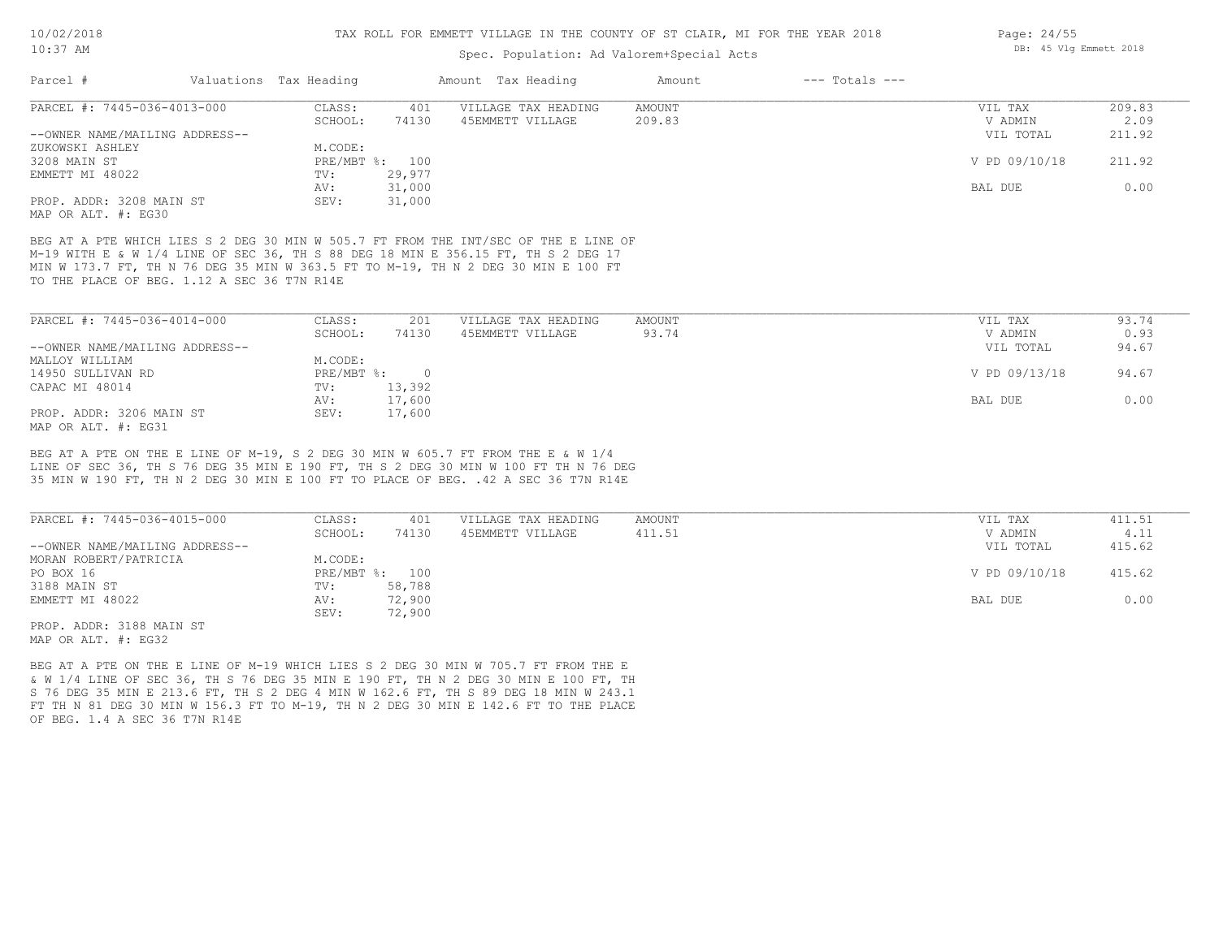TAX ROLL FOR EMMETT VILLAGE IN THE COUNTY OF ST CLAIR, MI FOR THE YEAR 2018

Spec. Population: Ad Valorem+Special Acts

| Parcel # | Valuations | Tax Heading | Amount | Tax Heading | Amount | --- Totals --- | |
|---|---|---|---|---|---|---|---|
| PARCEL #: 7445-036-4013-000 | CLASS: | 401 | VILLAGE TAX HEADING | AMOUNT | | VIL TAX | 209.83 |
| | SCHOOL: | 74130 | 45EMMETT VILLAGE | 209.83 | | V ADMIN | 2.09 |
| --OWNER NAME/MAILING ADDRESS-- | | | | | | VIL TOTAL | 211.92 |
| ZUKOWSKI ASHLEY | M.CODE: | | | | | | |
| 3208 MAIN ST | PRE/MBT %: | 100 | | | | V PD 09/10/18 | 211.92 |
| EMMETT MI 48022 | TV: | 29,977 | | | | | |
| | AV: | 31,000 | | | | BAL DUE | 0.00 |
| PROP. ADDR: 3208 MAIN ST | SEV: | 31,000 | | | | | |
| MAP OR ALT. #: EG30 | | | | | | | |

BEG AT A PTE WHICH LIES S 2 DEG 30 MIN W 505.7 FT FROM THE INT/SEC OF THE E LINE OF M-19 WITH E & W 1/4 LINE OF SEC 36, TH S 88 DEG 18 MIN E 356.15 FT, TH S 2 DEG 17 MIN W 173.7 FT, TH N 76 DEG 35 MIN W 363.5 FT TO M-19, TH N 2 DEG 30 MIN E 100 FT TO THE PLACE OF BEG. 1.12 A SEC 36 T7N R14E

| Parcel # | Valuations | Tax Heading | Amount | Tax Heading | Amount | --- Totals --- | |
|---|---|---|---|---|---|---|---|
| PARCEL #: 7445-036-4014-000 | CLASS: | 201 | VILLAGE TAX HEADING | AMOUNT | | VIL TAX | 93.74 |
| | SCHOOL: | 74130 | 45EMMETT VILLAGE | 93.74 | | V ADMIN | 0.93 |
| --OWNER NAME/MAILING ADDRESS-- | | | | | | VIL TOTAL | 94.67 |
| MALLOY WILLIAM | M.CODE: | | | | | | |
| 14950 SULLIVAN RD | PRE/MBT %: | 0 | | | | V PD 09/13/18 | 94.67 |
| CAPAC MI 48014 | TV: | 13,392 | | | | | |
| | AV: | 17,600 | | | | BAL DUE | 0.00 |
| PROP. ADDR: 3206 MAIN ST | SEV: | 17,600 | | | | | |
| MAP OR ALT. #: EG31 | | | | | | | |

BEG AT A PTE ON THE E LINE OF M-19, S 2 DEG 30 MIN W 605.7 FT FROM THE E & W 1/4 LINE OF SEC 36, TH S 76 DEG 35 MIN E 190 FT, TH S 2 DEG 30 MIN W 100 FT TH N 76 DEG 35 MIN W 190 FT, TH N 2 DEG 30 MIN E 100 FT TO PLACE OF BEG. .42 A SEC 36 T7N R14E

| Parcel # | Valuations | Tax Heading | Amount | Tax Heading | Amount | --- Totals --- | |
|---|---|---|---|---|---|---|---|
| PARCEL #: 7445-036-4015-000 | CLASS: | 401 | VILLAGE TAX HEADING | AMOUNT | | VIL TAX | 411.51 |
| | SCHOOL: | 74130 | 45EMMETT VILLAGE | 411.51 | | V ADMIN | 4.11 |
| --OWNER NAME/MAILING ADDRESS-- | | | | | | VIL TOTAL | 415.62 |
| MORAN ROBERT/PATRICIA | M.CODE: | | | | | | |
| PO BOX 16 | PRE/MBT %: | 100 | | | | V PD 09/10/18 | 415.62 |
| 3188 MAIN ST | TV: | 58,788 | | | | | |
| EMMETT MI 48022 | AV: | 72,900 | | | | BAL DUE | 0.00 |
| | SEV: | 72,900 | | | | | |
| PROP. ADDR: 3188 MAIN ST | | | | | | | |
| MAP OR ALT. #: EG32 | | | | | | | |

BEG AT A PTE ON THE E LINE OF M-19 WHICH LIES S 2 DEG 30 MIN W 705.7 FT FROM THE E & W 1/4 LINE OF SEC 36, TH S 76 DEG 35 MIN E 190 FT, TH N 2 DEG 30 MIN E 100 FT, TH S 76 DEG 35 MIN E 213.6 FT, TH S 2 DEG 4 MIN W 162.6 FT, TH S 89 DEG 18 MIN W 243.1 FT TH N 81 DEG 30 MIN W 156.3 FT TO M-19, TH N 2 DEG 30 MIN E 142.6 FT TO THE PLACE OF BEG. 1.4 A SEC 36 T7N R14E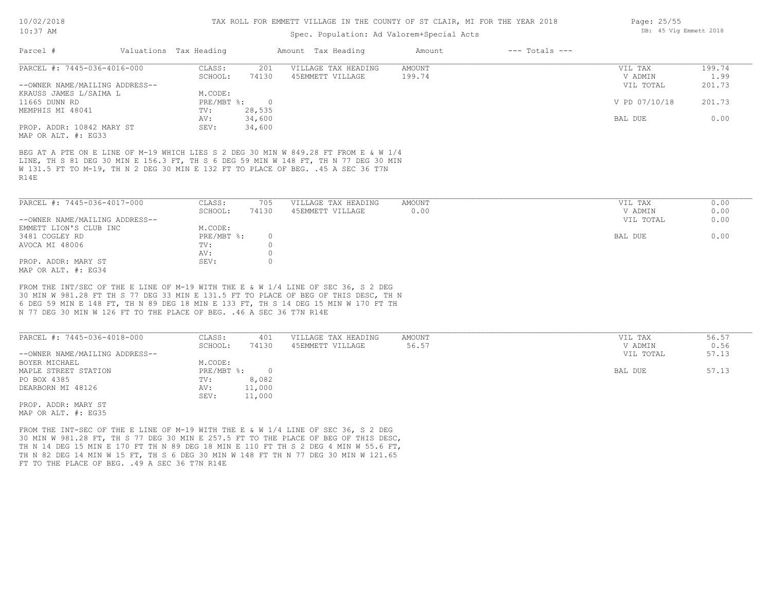| Parcel # | Valuations | Tax Heading | Amount | Tax Heading | Amount | --- Totals --- | |
|---|---|---|---|---|---|---|---|

**PARCEL #: 7445-036-4016-000**

| | | | | | |
|---|---|---|---|---|---|
| CLASS: | 201 | VILLAGE TAX HEADING | AMOUNT | VIL TAX | 199.74 |
| SCHOOL: | 74130 | 45EMMETT VILLAGE | 199.74 | V ADMIN | 1.99 |
| | | | | VIL TOTAL | 201.73 |
| M.CODE: | | | | | |
| PRE/MBT %: | 0 | | | V PD 07/10/18 | 201.73 |
| TV: | 28,535 | | | | |
| AV: | 34,600 | | | BAL DUE | 0.00 |
| SEV: | 34,600 | | | | |

--OWNER NAME/MAILING ADDRESS--
KRAUSS JAMES L/SAIMA L
11665 DUNN RD
MEMPHIS MI 48041

PROP. ADDR: 10842 MARY ST
MAP OR ALT. #: EG33

BEG AT A PTE ON E LINE OF M-19 WHICH LIES S 2 DEG 30 MIN W 849.28 FT FROM E & W 1/4 LINE, TH S 81 DEG 30 MIN E 156.3 FT, TH S 6 DEG 59 MIN W 148 FT, TH N 77 DEG 30 MIN W 131.5 FT TO M-19, TH N 2 DEG 30 MIN E 132 FT TO PLACE OF BEG. .45 A SEC 36 T7N R14E

**PARCEL #: 7445-036-4017-000**

| | | | | | |
|---|---|---|---|---|---|
| CLASS: | 705 | VILLAGE TAX HEADING | AMOUNT | VIL TAX | 0.00 |
| SCHOOL: | 74130 | 45EMMETT VILLAGE | 0.00 | V ADMIN | 0.00 |
| | | | | VIL TOTAL | 0.00 |
| M.CODE: | | | | | |
| PRE/MBT %: | 0 | | | BAL DUE | 0.00 |
| TV: | 0 | | | | |
| AV: | 0 | | | | |
| SEV: | 0 | | | | |

--OWNER NAME/MAILING ADDRESS--
EMMETT LION'S CLUB INC
3481 COGLEY RD
AVOCA MI 48006

PROP. ADDR: MARY ST
MAP OR ALT. #: EG34

FROM THE INT/SEC OF THE E LINE OF M-19 WITH THE E & W 1/4 LINE OF SEC 36, S 2 DEG 30 MIN W 981.28 FT TH S 77 DEG 33 MIN E 131.5 FT TO PLACE OF BEG OF THIS DESC, TH N 6 DEG 59 MIN E 148 FT, TH N 89 DEG 18 MIN E 133 FT, TH S 14 DEG 15 MIN W 170 FT TH N 77 DEG 30 MIN W 126 FT TO THE PLACE OF BEG. .46 A SEC 36 T7N R14E

**PARCEL #: 7445-036-4018-000**

| | | | | | |
|---|---|---|---|---|---|
| CLASS: | 401 | VILLAGE TAX HEADING | AMOUNT | VIL TAX | 56.57 |
| SCHOOL: | 74130 | 45EMMETT VILLAGE | 56.57 | V ADMIN | 0.56 |
| | | | | VIL TOTAL | 57.13 |
| M.CODE: | | | | | |
| PRE/MBT %: | 0 | | | BAL DUE | 57.13 |
| TV: | 8,082 | | | | |
| AV: | 11,000 | | | | |
| SEV: | 11,000 | | | | |

--OWNER NAME/MAILING ADDRESS--
BOYER MICHAEL
MAPLE STREET STATION
PO BOX 4385
DEARBORN MI 48126

PROP. ADDR: MARY ST
MAP OR ALT. #: EG35

FROM THE INT-SEC OF THE E LINE OF M-19 WITH THE E & W 1/4 LINE OF SEC 36, S 2 DEG 30 MIN W 981.28 FT, TH S 77 DEG 30 MIN E 257.5 FT TO THE PLACE OF BEG OF THIS DESC, TH N 14 DEG 15 MIN E 170 FT TH N 89 DEG 18 MIN E 110 FT TH S 2 DEG 4 MIN W 55.6 FT, TH N 82 DEG 14 MIN W 15 FT, TH S 6 DEG 30 MIN W 148 FT TH N 77 DEG 30 MIN W 121.65 FT TO THE PLACE OF BEG. .49 A SEC 36 T7N R14E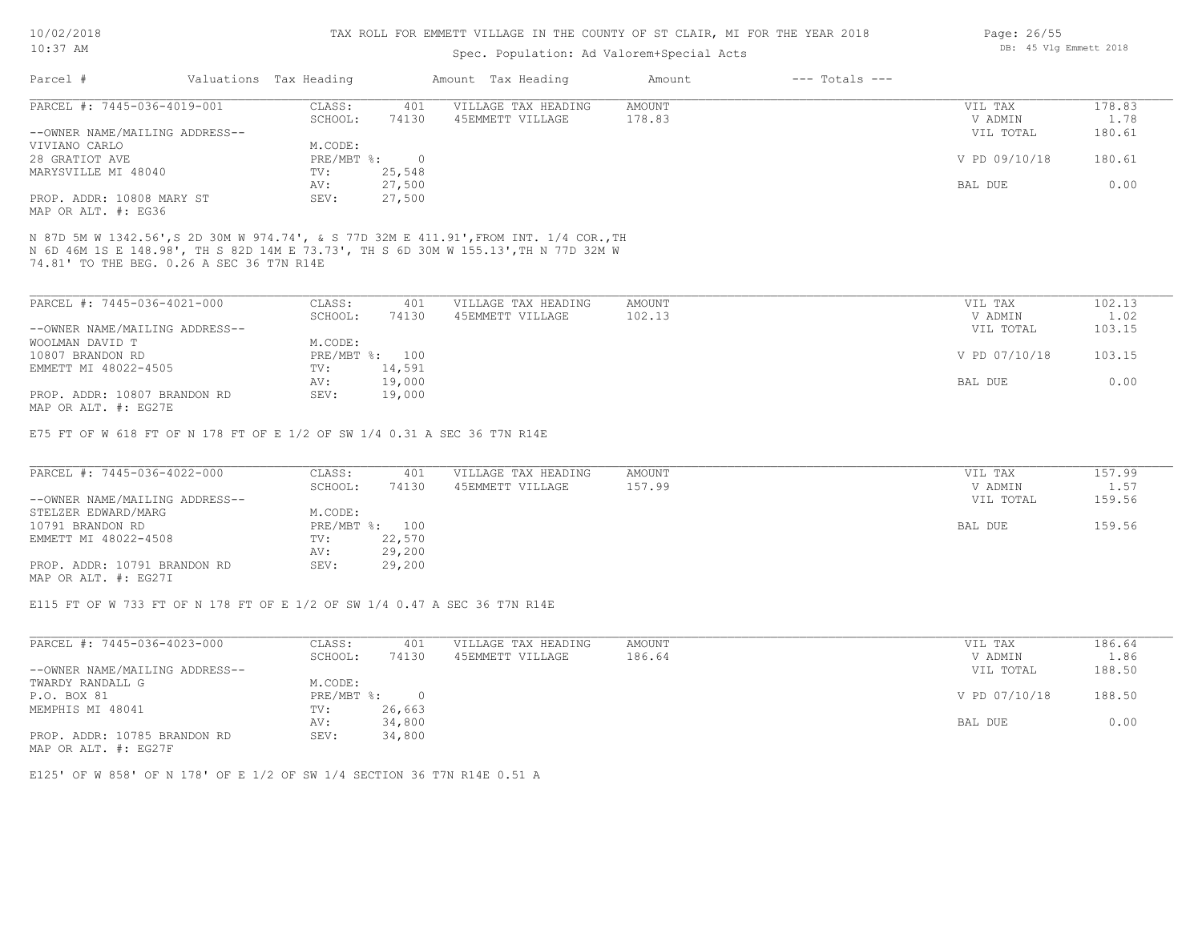# TAX ROLL FOR EMMETT VILLAGE IN THE COUNTY OF ST CLAIR, MI FOR THE YEAR 2018

Spec. Population: Ad Valorem+Special Acts

10/02/2018
10:37 AM

DB: 45 Vlg Emmett 2018

| Parcel # | Valuations | Tax Heading | Amount | Tax Heading | Amount | --- Totals --- | |
|---|---|---|---|---|---|---|---|

---

**PARCEL #: 7445-036-4019-001**

| | | | | | |
|---|---|---|---|---|---|
| CLASS: | 401 | VILLAGE TAX HEADING | AMOUNT | VIL TAX | 178.83 |
| SCHOOL: | 74130 | 45EMMETT VILLAGE | 178.83 | V ADMIN | 1.78 |
| M.CODE: | | | | VIL TOTAL | 180.61 |
| PRE/MBT %: | 0 | | | V PD 09/10/18 | 180.61 |
| TV: | 25,548 | | | | |
| AV: | 27,500 | | | BAL DUE | 0.00 |
| SEV: | 27,500 | | | | |

--OWNER NAME/MAILING ADDRESS--
VIVIANO CARLO
28 GRATIOT AVE
MARYSVILLE MI 48040

PROP. ADDR: 10808 MARY ST
MAP OR ALT. #: EG36

N 87D 5M W 1342.56', S 2D 30M W 974.74', & S 77D 32M E 411.91', FROM INT. 1/4 COR., TH N 6D 46M 1S E 148.98', TH S 82D 14M E 73.73', TH S 6D 30M W 155.13', TH N 77D 32M W 74.81' TO THE BEG. 0.26 A SEC 36 T7N R14E

---

**PARCEL #: 7445-036-4021-000**

| | | | | | |
|---|---|---|---|---|---|
| CLASS: | 401 | VILLAGE TAX HEADING | AMOUNT | VIL TAX | 102.13 |
| SCHOOL: | 74130 | 45EMMETT VILLAGE | 102.13 | V ADMIN | 1.02 |
| M.CODE: | | | | VIL TOTAL | 103.15 |
| PRE/MBT %: | 100 | | | V PD 07/10/18 | 103.15 |
| TV: | 14,591 | | | | |
| AV: | 19,000 | | | BAL DUE | 0.00 |
| SEV: | 19,000 | | | | |

--OWNER NAME/MAILING ADDRESS--
WOOLMAN DAVID T
10807 BRANDON RD
EMMETT MI 48022-4505

PROP. ADDR: 10807 BRANDON RD
MAP OR ALT. #: EG27E

E75 FT OF W 618 FT OF N 178 FT OF E 1/2 OF SW 1/4 0.31 A SEC 36 T7N R14E

---

**PARCEL #: 7445-036-4022-000**

| | | | | | |
|---|---|---|---|---|---|
| CLASS: | 401 | VILLAGE TAX HEADING | AMOUNT | VIL TAX | 157.99 |
| SCHOOL: | 74130 | 45EMMETT VILLAGE | 157.99 | V ADMIN | 1.57 |
| M.CODE: | | | | VIL TOTAL | 159.56 |
| PRE/MBT %: | 100 | | | BAL DUE | 159.56 |
| TV: | 22,570 | | | | |
| AV: | 29,200 | | | | |
| SEV: | 29,200 | | | | |

--OWNER NAME/MAILING ADDRESS--
STELZER EDWARD/MARG
10791 BRANDON RD
EMMETT MI 48022-4508

PROP. ADDR: 10791 BRANDON RD
MAP OR ALT. #: EG27I

E115 FT OF W 733 FT OF N 178 FT OF E 1/2 OF SW 1/4 0.47 A SEC 36 T7N R14E

---

**PARCEL #: 7445-036-4023-000**

| | | | | | |
|---|---|---|---|---|---|
| CLASS: | 401 | VILLAGE TAX HEADING | AMOUNT | VIL TAX | 186.64 |
| SCHOOL: | 74130 | 45EMMETT VILLAGE | 186.64 | V ADMIN | 1.86 |
| M.CODE: | | | | VIL TOTAL | 188.50 |
| PRE/MBT %: | 0 | | | V PD 07/10/18 | 188.50 |
| TV: | 26,663 | | | | |
| AV: | 34,800 | | | BAL DUE | 0.00 |
| SEV: | 34,800 | | | | |

--OWNER NAME/MAILING ADDRESS--
TWARDY RANDALL G
P.O. BOX 81
MEMPHIS MI 48041

PROP. ADDR: 10785 BRANDON RD
MAP OR ALT. #: EG27F

E125' OF W 858' OF N 178' OF E 1/2 OF SW 1/4 SECTION 36 T7N R14E 0.51 A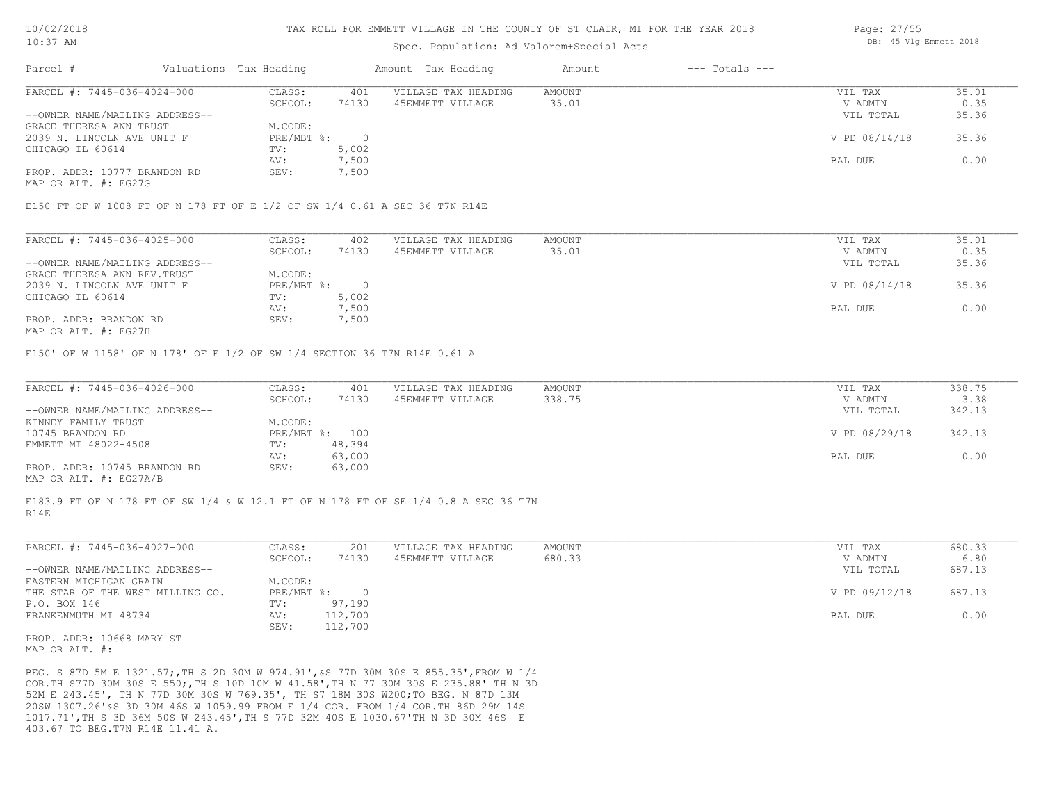TAX ROLL FOR EMMETT VILLAGE IN THE COUNTY OF ST CLAIR, MI FOR THE YEAR 2018

Spec. Population: Ad Valorem+Special Acts

| Parcel # | Valuations | Tax Heading | Amount | Tax Heading | Amount | --- Totals --- | |
|---|---|---|---|---|---|---|---|
| PARCEL #: 7445-036-4024-000 | CLASS: | 401 | VILLAGE TAX HEADING | AMOUNT | | VIL TAX | 35.01 |
| | SCHOOL: | 74130 | 45EMMETT VILLAGE | 35.01 | | V ADMIN | 0.35 |
| --OWNER NAME/MAILING ADDRESS-- | | | | | | VIL TOTAL | 35.36 |
| GRACE THERESA ANN TRUST | M.CODE: | | | | | | |
| 2039 N. LINCOLN AVE UNIT F | PRE/MBT %: | 0 | | | | V PD 08/14/18 | 35.36 |
| CHICAGO IL 60614 | TV: | 5,002 | | | | | |
| | AV: | 7,500 | | | | BAL DUE | 0.00 |
| PROP. ADDR: 10777 BRANDON RD | SEV: | 7,500 | | | | | |
| MAP OR ALT. #: EG27G | | | | | | | |

E150 FT OF W 1008 FT OF N 178 FT OF E 1/2 OF SW 1/4 0.61 A SEC 36 T7N R14E

| Parcel # | Valuations | Tax Heading | Amount | Tax Heading | Amount | --- Totals --- | |
|---|---|---|---|---|---|---|---|
| PARCEL #: 7445-036-4025-000 | CLASS: | 402 | VILLAGE TAX HEADING | AMOUNT | | VIL TAX | 35.01 |
| | SCHOOL: | 74130 | 45EMMETT VILLAGE | 35.01 | | V ADMIN | 0.35 |
| --OWNER NAME/MAILING ADDRESS-- | | | | | | VIL TOTAL | 35.36 |
| GRACE THERESA ANN REV.TRUST | M.CODE: | | | | | | |
| 2039 N. LINCOLN AVE UNIT F | PRE/MBT %: | 0 | | | | V PD 08/14/18 | 35.36 |
| CHICAGO IL 60614 | TV: | 5,002 | | | | | |
| | AV: | 7,500 | | | | BAL DUE | 0.00 |
| PROP. ADDR: BRANDON RD | SEV: | 7,500 | | | | | |
| MAP OR ALT. #: EG27H | | | | | | | |

E150' OF W 1158' OF N 178' OF E 1/2 OF SW 1/4 SECTION 36 T7N R14E 0.61 A

| Parcel # | Valuations | Tax Heading | Amount | Tax Heading | Amount | --- Totals --- | |
|---|---|---|---|---|---|---|---|
| PARCEL #: 7445-036-4026-000 | CLASS: | 401 | VILLAGE TAX HEADING | AMOUNT | | VIL TAX | 338.75 |
| | SCHOOL: | 74130 | 45EMMETT VILLAGE | 338.75 | | V ADMIN | 3.38 |
| --OWNER NAME/MAILING ADDRESS-- | | | | | | VIL TOTAL | 342.13 |
| KINNEY FAMILY TRUST | M.CODE: | | | | | | |
| 10745 BRANDON RD | PRE/MBT %: | 100 | | | | V PD 08/29/18 | 342.13 |
| EMMETT MI 48022-4508 | TV: | 48,394 | | | | | |
| | AV: | 63,000 | | | | BAL DUE | 0.00 |
| PROP. ADDR: 10745 BRANDON RD | SEV: | 63,000 | | | | | |
| MAP OR ALT. #: EG27A/B | | | | | | | |

E183.9 FT OF N 178 FT OF SW 1/4 & W 12.1 FT OF N 178 FT OF SE 1/4 0.8 A SEC 36 T7N R14E

| Parcel # | Valuations | Tax Heading | Amount | Tax Heading | Amount | --- Totals --- | |
|---|---|---|---|---|---|---|---|
| PARCEL #: 7445-036-4027-000 | CLASS: | 201 | VILLAGE TAX HEADING | AMOUNT | | VIL TAX | 680.33 |
| | SCHOOL: | 74130 | 45EMMETT VILLAGE | 680.33 | | V ADMIN | 6.80 |
| --OWNER NAME/MAILING ADDRESS-- | | | | | | VIL TOTAL | 687.13 |
| EASTERN MICHIGAN GRAIN | M.CODE: | | | | | | |
| THE STAR OF THE WEST MILLING CO. | PRE/MBT %: | 0 | | | | V PD 09/12/18 | 687.13 |
| P.O. BOX 146 | TV: | 97,190 | | | | | |
| FRANKENMUTH MI 48734 | AV: | 112,700 | | | | BAL DUE | 0.00 |
| | SEV: | 112,700 | | | | | |
| PROP. ADDR: 10668 MARY ST | | | | | | | |
| MAP OR ALT. #: | | | | | | | |

BEG. S 87D 5M E 1321.57;,TH S 2D 30M W 974.91',&S 77D 30M 30S E 855.35',FROM W 1/4 COR.TH S77D 30M 30S E 550;,TH S 10D 10M W 41.58',TH N 77 30M 30S E 235.88' TH N 3D 52M E 243.45', TH N 77D 30M 30S W 769.35', TH S7 18M 30S W200;TO BEG. N 87D 13M 20SW 1307.26'&S 3D 30M 46S W 1059.99 FROM E 1/4 COR. FROM 1/4 COR.TH 86D 29M 14S 1017.71',TH S 3D 36M 50S W 243.45',TH S 77D 32M 40S E 1030.67'TH N 3D 30M 46S E 403.67 TO BEG.T7N R14E 11.41 A.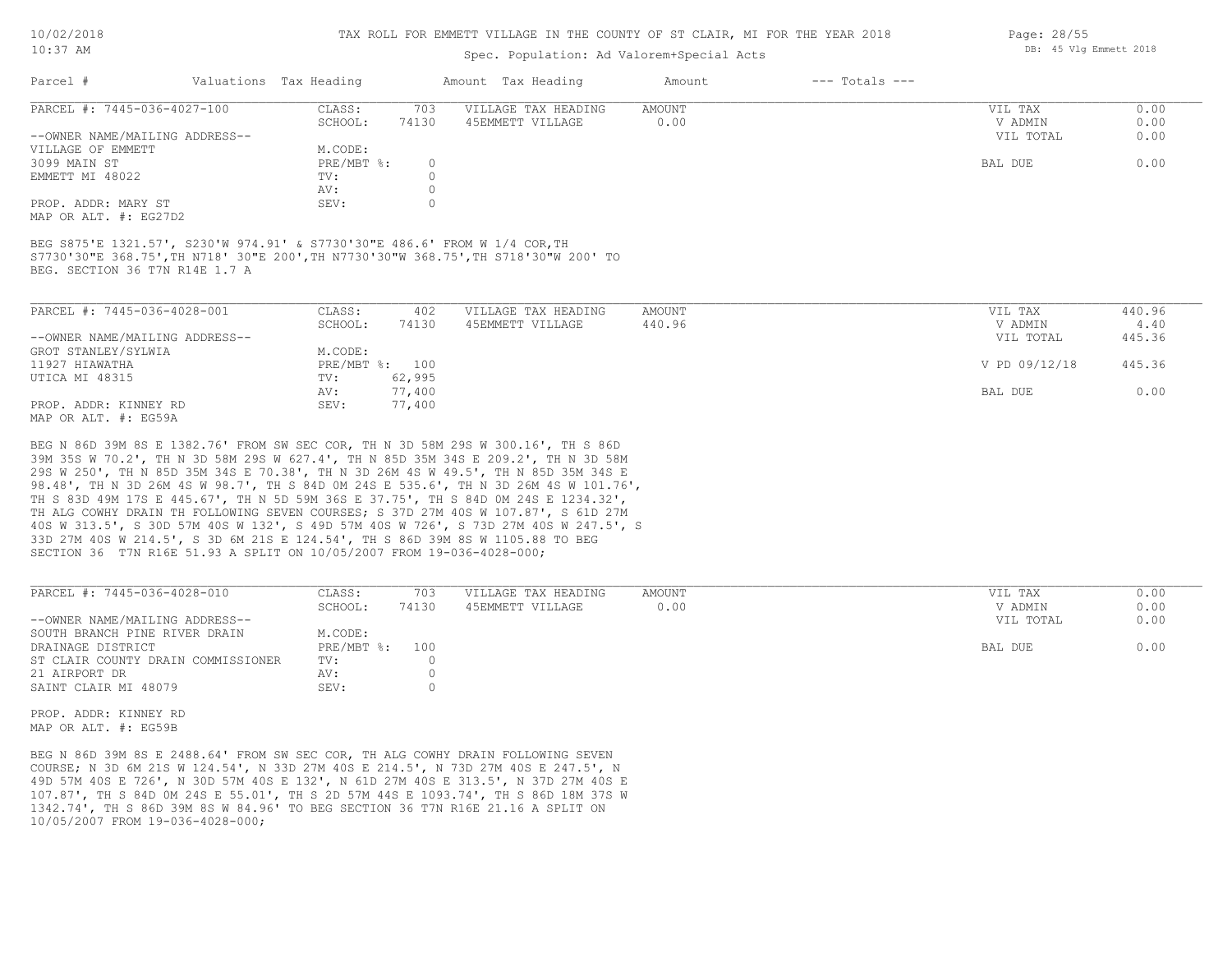| Parcel # | Valuations | Tax Heading | Amount | Tax Heading | Amount | --- Totals --- | |
|---|---|---|---|---|---|---|---|

**PARCEL #: 7445-036-4027-100**

| | | | | | |
|---|---|---|---|---|---|
| CLASS: | 703 | VILLAGE TAX HEADING | AMOUNT | VIL TAX | 0.00 |
| SCHOOL: | 74130 | 45EMMETT VILLAGE | 0.00 | V ADMIN | 0.00 |
| M.CODE: | | | | VIL TOTAL | 0.00 |
| PRE/MBT %: | 0 | | | BAL DUE | 0.00 |
| TV: | 0 | | | | |
| AV: | 0 | | | | |
| SEV: | 0 | | | | |

--OWNER NAME/MAILING ADDRESS--
VILLAGE OF EMMETT
3099 MAIN ST
EMMETT MI 48022

PROP. ADDR: MARY ST
MAP OR ALT. #: EG27D2

BEG S875'E 1321.57', S230'W 974.91' & S7730'30"E 486.6' FROM W 1/4 COR,TH S7730'30"E 368.75',TH N718' 30"E 200',TH N7730'30"W 368.75',TH S718'30"W 200' TO BEG. SECTION 36 T7N R14E 1.7 A

**PARCEL #: 7445-036-4028-001**

| | | | | | |
|---|---|---|---|---|---|
| CLASS: | 402 | VILLAGE TAX HEADING | AMOUNT | VIL TAX | 440.96 |
| SCHOOL: | 74130 | 45EMMETT VILLAGE | 440.96 | V ADMIN | 4.40 |
| M.CODE: | | | | VIL TOTAL | 445.36 |
| PRE/MBT %: | 100 | | | V PD 09/12/18 | 445.36 |
| TV: | 62,995 | | | | |
| AV: | 77,400 | | | BAL DUE | 0.00 |
| SEV: | 77,400 | | | | |

--OWNER NAME/MAILING ADDRESS--
GROT STANLEY/SYLWIA
11927 HIAWATHA
UTICA MI 48315

PROP. ADDR: KINNEY RD
MAP OR ALT. #: EG59A

BEG N 86D 39M 8S E 1382.76' FROM SW SEC COR, TH N 3D 58M 29S W 300.16', TH S 86D 39M 35S W 70.2', TH N 3D 58M 29S W 627.4', TH N 85D 35M 34S E 209.2', TH N 3D 58M 29S W 250', TH N 85D 35M 34S E 70.38', TH N 3D 26M 4S W 49.5', TH N 85D 35M 34S E 98.48', TH N 3D 26M 4S W 98.7', TH S 84D 0M 24S E 535.6', TH N 3D 26M 4S W 101.76', TH S 83D 49M 17S E 445.67', TH N 5D 59M 36S E 37.75', TH S 84D 0M 24S E 1234.32', TH ALG COWHY DRAIN TH FOLLOWING SEVEN COURSES; S 37D 27M 40S W 107.87', S 61D 27M 40S W 313.5', S 30D 57M 40S W 132', S 49D 57M 40S W 726', S 73D 27M 40S W 247.5', S 33D 27M 40S W 214.5', S 3D 6M 21S E 124.54', TH S 86D 39M 8S W 1105.88 TO BEG SECTION 36 T7N R16E 51.93 A SPLIT ON 10/05/2007 FROM 19-036-4028-000;

**PARCEL #: 7445-036-4028-010**

| | | | | | |
|---|---|---|---|---|---|
| CLASS: | 703 | VILLAGE TAX HEADING | AMOUNT | VIL TAX | 0.00 |
| SCHOOL: | 74130 | 45EMMETT VILLAGE | 0.00 | V ADMIN | 0.00 |
| M.CODE: | | | | VIL TOTAL | 0.00 |
| PRE/MBT %: | 100 | | | BAL DUE | 0.00 |
| TV: | 0 | | | | |
| AV: | 0 | | | | |
| SEV: | 0 | | | | |

--OWNER NAME/MAILING ADDRESS--
SOUTH BRANCH PINE RIVER DRAIN
DRAINAGE DISTRICT
ST CLAIR COUNTY DRAIN COMMISSIONER
21 AIRPORT DR
SAINT CLAIR MI 48079

PROP. ADDR: KINNEY RD
MAP OR ALT. #: EG59B

BEG N 86D 39M 8S E 2488.64' FROM SW SEC COR, TH ALG COWHY DRAIN FOLLOWING SEVEN COURSE; N 3D 6M 21S W 124.54', N 33D 27M 40S E 214.5', N 73D 27M 40S E 247.5', N 49D 57M 40S E 726', N 30D 57M 40S E 132', N 61D 27M 40S E 313.5', N 37D 27M 40S E 107.87', TH S 84D 0M 24S E 55.01', TH S 2D 57M 44S E 1093.74', TH S 86D 18M 37S W 1342.74', TH S 86D 39M 8S W 84.96' TO BEG SECTION 36 T7N R16E 21.16 A SPLIT ON 10/05/2007 FROM 19-036-4028-000;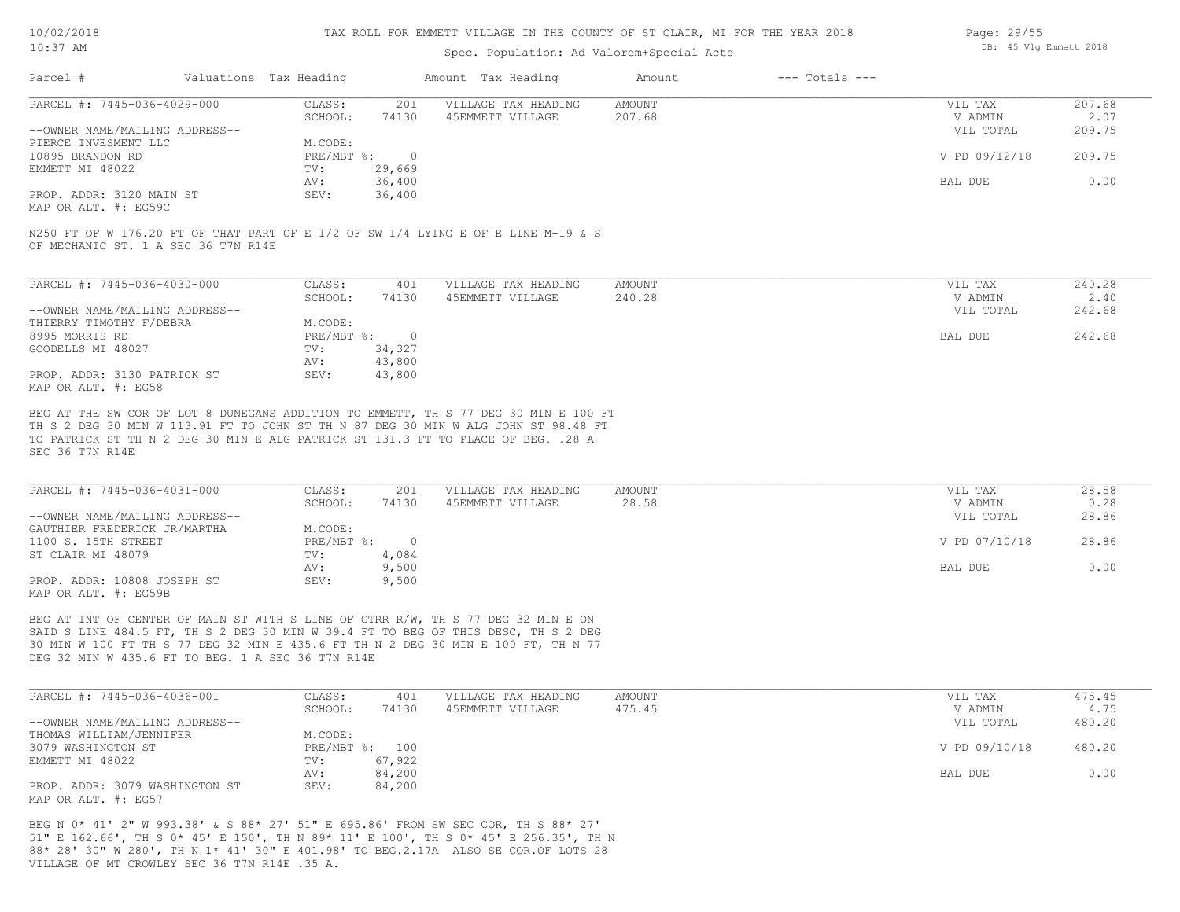TAX ROLL FOR EMMETT VILLAGE IN THE COUNTY OF ST CLAIR, MI FOR THE YEAR 2018

Spec. Population: Ad Valorem+Special Acts

| Parcel # | Valuations | Tax Heading | Amount | Tax Heading | Amount | --- Totals --- | |
|---|---|---|---|---|---|---|---|
| PARCEL #: 7445-036-4029-000 | CLASS: | 201 | VILLAGE TAX HEADING | AMOUNT | | VIL TAX | 207.68 |
| | SCHOOL: | 74130 | 45EMMETT VILLAGE | 207.68 | | V ADMIN | 2.07 |
| --OWNER NAME/MAILING ADDRESS-- | | | | | | VIL TOTAL | 209.75 |
| PIERCE INVESMENT LLC | M.CODE: | | | | | | |
| 10895 BRANDON RD | PRE/MBT %: | 0 | | | | V PD 09/12/18 | 209.75 |
| EMMETT MI 48022 | TV: | 29,669 | | | | | |
| | AV: | 36,400 | | | | BAL DUE | 0.00 |
| PROP. ADDR: 3120 MAIN ST | SEV: | 36,400 | | | | | |
| MAP OR ALT. #: EG59C | | | | | | | |

N250 FT OF W 176.20 FT OF THAT PART OF E 1/2 OF SW 1/4 LYING E OF E LINE M-19 & S OF MECHANIC ST. 1 A SEC 36 T7N R14E

| Parcel # | Valuations | Tax Heading | Amount | Tax Heading | Amount | --- Totals --- | |
|---|---|---|---|---|---|---|---|
| PARCEL #: 7445-036-4030-000 | CLASS: | 401 | VILLAGE TAX HEADING | AMOUNT | | VIL TAX | 240.28 |
| | SCHOOL: | 74130 | 45EMMETT VILLAGE | 240.28 | | V ADMIN | 2.40 |
| --OWNER NAME/MAILING ADDRESS-- | | | | | | VIL TOTAL | 242.68 |
| THIERRY TIMOTHY F/DEBRA | M.CODE: | | | | | | |
| 8995 MORRIS RD | PRE/MBT %: | 0 | | | | BAL DUE | 242.68 |
| GOODELLS MI 48027 | TV: | 34,327 | | | | | |
| | AV: | 43,800 | | | | | |
| PROP. ADDR: 3130 PATRICK ST | SEV: | 43,800 | | | | | |
| MAP OR ALT. #: EG58 | | | | | | | |

BEG AT THE SW COR OF LOT 8 DUNEGANS ADDITION TO EMMETT, TH S 77 DEG 30 MIN E 100 FT TH S 2 DEG 30 MIN W 113.91 FT TO JOHN ST TH N 87 DEG 30 MIN W ALG JOHN ST 98.48 FT TO PATRICK ST TH N 2 DEG 30 MIN E ALG PATRICK ST 131.3 FT TO PLACE OF BEG. .28 A SEC 36 T7N R14E

| Parcel # | Valuations | Tax Heading | Amount | Tax Heading | Amount | --- Totals --- | |
|---|---|---|---|---|---|---|---|
| PARCEL #: 7445-036-4031-000 | CLASS: | 201 | VILLAGE TAX HEADING | AMOUNT | | VIL TAX | 28.58 |
| | SCHOOL: | 74130 | 45EMMETT VILLAGE | 28.58 | | V ADMIN | 0.28 |
| --OWNER NAME/MAILING ADDRESS-- | | | | | | VIL TOTAL | 28.86 |
| GAUTHIER FREDERICK JR/MARTHA | M.CODE: | | | | | | |
| 1100 S. 15TH STREET | PRE/MBT %: | 0 | | | | V PD 07/10/18 | 28.86 |
| ST CLAIR MI 48079 | TV: | 4,084 | | | | | |
| | AV: | 9,500 | | | | BAL DUE | 0.00 |
| PROP. ADDR: 10808 JOSEPH ST | SEV: | 9,500 | | | | | |
| MAP OR ALT. #: EG59B | | | | | | | |

BEG AT INT OF CENTER OF MAIN ST WITH S LINE OF GTRR R/W, TH S 77 DEG 32 MIN E ON SAID S LINE 484.5 FT, TH S 2 DEG 30 MIN W 39.4 FT TO BEG OF THIS DESC, TH S 2 DEG 30 MIN W 100 FT TH S 77 DEG 32 MIN E 435.6 FT TH N 2 DEG 30 MIN E 100 FT, TH N 77 DEG 32 MIN W 435.6 FT TO BEG. 1 A SEC 36 T7N R14E

| Parcel # | Valuations | Tax Heading | Amount | Tax Heading | Amount | --- Totals --- | |
|---|---|---|---|---|---|---|---|
| PARCEL #: 7445-036-4036-001 | CLASS: | 401 | VILLAGE TAX HEADING | AMOUNT | | VIL TAX | 475.45 |
| | SCHOOL: | 74130 | 45EMMETT VILLAGE | 475.45 | | V ADMIN | 4.75 |
| --OWNER NAME/MAILING ADDRESS-- | | | | | | VIL TOTAL | 480.20 |
| THOMAS WILLIAM/JENNIFER | M.CODE: | | | | | | |
| 3079 WASHINGTON ST | PRE/MBT %: | 100 | | | | V PD 09/10/18 | 480.20 |
| EMMETT MI 48022 | TV: | 67,922 | | | | | |
| | AV: | 84,200 | | | | BAL DUE | 0.00 |
| PROP. ADDR: 3079 WASHINGTON ST | SEV: | 84,200 | | | | | |
| MAP OR ALT. #: EG57 | | | | | | | |

BEG N 0* 41' 2" W 993.38' & S 88* 27' 51" E 695.86' FROM SW SEC COR, TH S 88* 27' 51" E 162.66', TH S 0* 45' E 150', TH N 89* 11' E 100', TH S 0* 45' E 256.35', TH N 88* 28' 30" W 280', TH N 1* 41' 30" E 401.98' TO BEG.2.17A ALSO SE COR.OF LOTS 28 VILLAGE OF MT CROWLEY SEC 36 T7N R14E .35 A.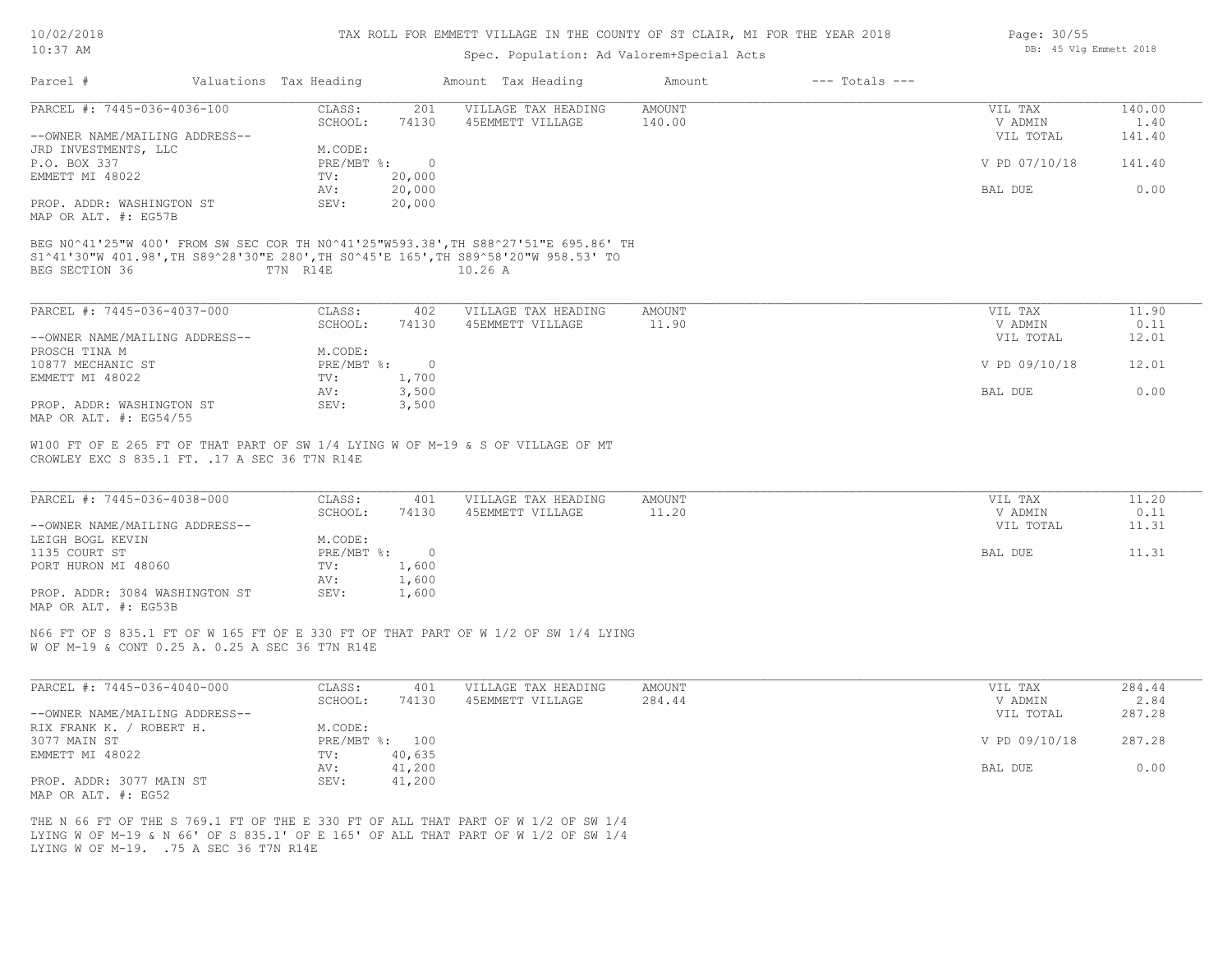# TAX ROLL FOR EMMETT VILLAGE IN THE COUNTY OF ST CLAIR, MI FOR THE YEAR 2018

Spec. Population: Ad Valorem+Special Acts

| Parcel # | Valuations | Tax Heading | Amount | Tax Heading | Amount | --- Totals --- | |
|---|---|---|---|---|---|---|---|

---

**PARCEL #: 7445-036-4036-100**

| | | | | |
|---|---|---|---|---|
| CLASS: 201 | VILLAGE TAX HEADING | AMOUNT | VIL TAX | 140.00 |
| SCHOOL: 74130 | 45EMMETT VILLAGE | 140.00 | V ADMIN | 1.40 |
| M.CODE: | | | VIL TOTAL | 141.40 |
| PRE/MBT %: 0 | | | V PD 07/10/18 | 141.40 |
| TV: 20,000 | | | | |
| AV: 20,000 | | | BAL DUE | 0.00 |
| SEV: 20,000 | | | | |

--OWNER NAME/MAILING ADDRESS--
JRD INVESTMENTS, LLC
P.O. BOX 337
EMMETT MI 48022

PROP. ADDR: WASHINGTON ST
MAP OR ALT. #: EG57B

BEG N0^41'25"W 400' FROM SW SEC COR TH N0^41'25"W593.38',TH S88^27'51"E 695.86' TH S1^41'30"W 401.98',TH S89^28'30"E 280',TH S0^45'E 165',TH S89^58'20"W 958.53' TO BEG SECTION 36 T7N R14E 10.26 A

---

**PARCEL #: 7445-036-4037-000**

| | | | | |
|---|---|---|---|---|
| CLASS: 402 | VILLAGE TAX HEADING | AMOUNT | VIL TAX | 11.90 |
| SCHOOL: 74130 | 45EMMETT VILLAGE | 11.90 | V ADMIN | 0.11 |
| M.CODE: | | | VIL TOTAL | 12.01 |
| PRE/MBT %: 0 | | | V PD 09/10/18 | 12.01 |
| TV: 1,700 | | | | |
| AV: 3,500 | | | BAL DUE | 0.00 |
| SEV: 3,500 | | | | |

--OWNER NAME/MAILING ADDRESS--
PROSCH TINA M
10877 MECHANIC ST
EMMETT MI 48022

PROP. ADDR: WASHINGTON ST
MAP OR ALT. #: EG54/55

W100 FT OF E 265 FT OF THAT PART OF SW 1/4 LYING W OF M-19 & S OF VILLAGE OF MT CROWLEY EXC S 835.1 FT. .17 A SEC 36 T7N R14E

---

**PARCEL #: 7445-036-4038-000**

| | | | | |
|---|---|---|---|---|
| CLASS: 401 | VILLAGE TAX HEADING | AMOUNT | VIL TAX | 11.20 |
| SCHOOL: 74130 | 45EMMETT VILLAGE | 11.20 | V ADMIN | 0.11 |
| M.CODE: | | | VIL TOTAL | 11.31 |
| PRE/MBT %: 0 | | | BAL DUE | 11.31 |
| TV: 1,600 | | | | |
| AV: 1,600 | | | | |
| SEV: 1,600 | | | | |

--OWNER NAME/MAILING ADDRESS--
LEIGH BOGL KEVIN
1135 COURT ST
PORT HURON MI 48060

PROP. ADDR: 3084 WASHINGTON ST
MAP OR ALT. #: EG53B

N66 FT OF S 835.1 FT OF W 165 FT OF E 330 FT OF THAT PART OF W 1/2 OF SW 1/4 LYING W OF M-19 & CONT 0.25 A. 0.25 A SEC 36 T7N R14E

---

**PARCEL #: 7445-036-4040-000**

| | | | | |
|---|---|---|---|---|
| CLASS: 401 | VILLAGE TAX HEADING | AMOUNT | VIL TAX | 284.44 |
| SCHOOL: 74130 | 45EMMETT VILLAGE | 284.44 | V ADMIN | 2.84 |
| M.CODE: | | | VIL TOTAL | 287.28 |
| PRE/MBT %: 100 | | | V PD 09/10/18 | 287.28 |
| TV: 40,635 | | | | |
| AV: 41,200 | | | BAL DUE | 0.00 |
| SEV: 41,200 | | | | |

--OWNER NAME/MAILING ADDRESS--
RIX FRANK K. / ROBERT H.
3077 MAIN ST
EMMETT MI 48022

PROP. ADDR: 3077 MAIN ST
MAP OR ALT. #: EG52

THE N 66 FT OF THE S 769.1 FT OF THE E 330 FT OF ALL THAT PART OF W 1/2 OF SW 1/4 LYING W OF M-19 & N 66' OF S 835.1' OF E 165' OF ALL THAT PART OF W 1/2 OF SW 1/4 LYING W OF M-19. .75 A SEC 36 T7N R14E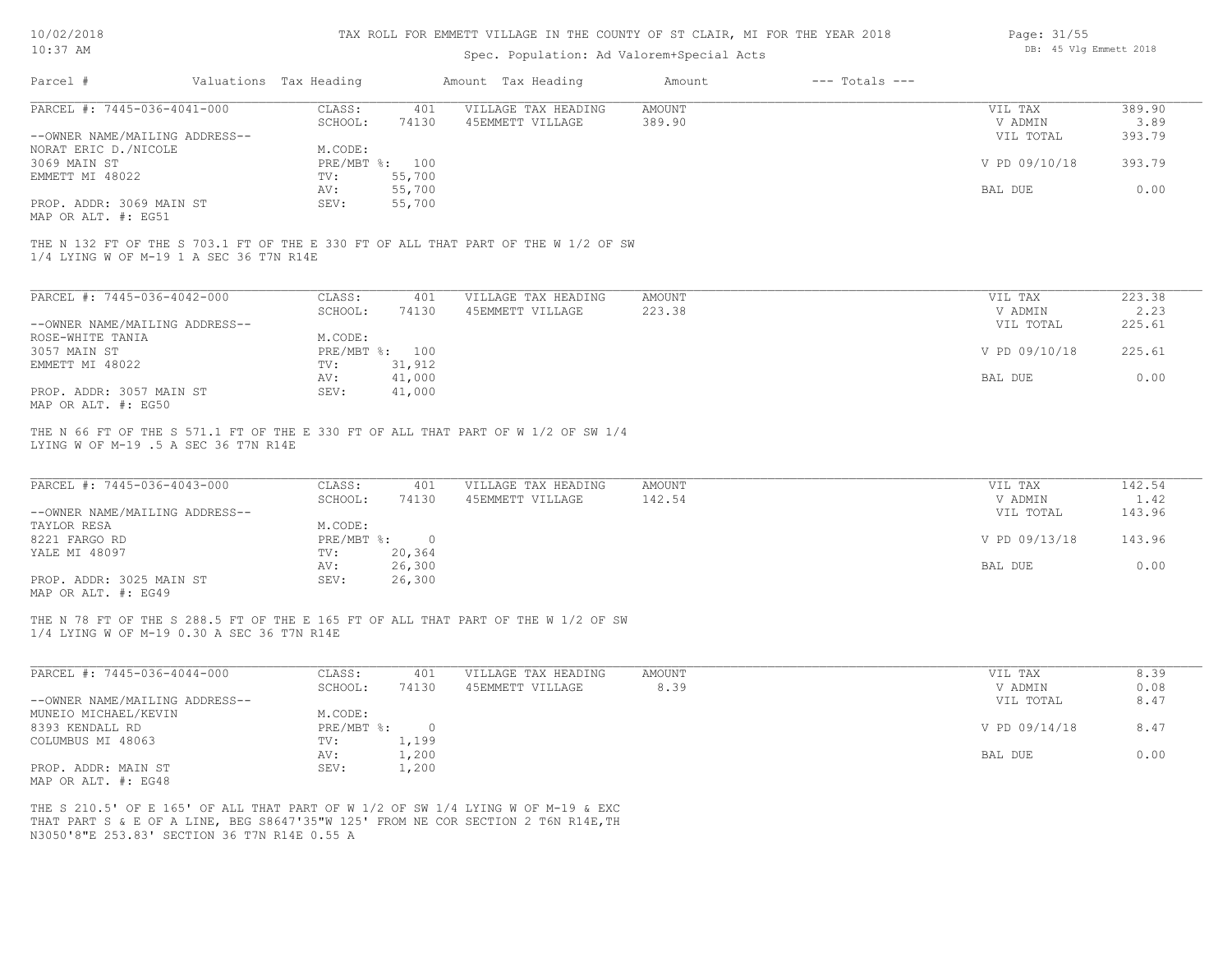# TAX ROLL FOR EMMETT VILLAGE IN THE COUNTY OF ST CLAIR, MI FOR THE YEAR 2018

Spec. Population: Ad Valorem+Special Acts

| Parcel # | Valuations | Tax Heading | Amount | Tax Heading | Amount | --- Totals --- | |
|---|---|---|---|---|---|---|---|

## PARCEL #: 7445-036-4041-000

| | | | | | | |
|---|---|---|---|---|---|---|
| CLASS: | 401 | VILLAGE TAX HEADING | AMOUNT | | VIL TAX | 389.90 |
| SCHOOL: | 74130 | 45EMMETT VILLAGE | 389.90 | | V ADMIN | 3.89 |
| | | | | | VIL TOTAL | 393.79 |
| M.CODE: | | | | | | |
| PRE/MBT %: | 100 | | | | V PD 09/10/18 | 393.79 |
| TV: | 55,700 | | | | | |
| AV: | 55,700 | | | | BAL DUE | 0.00 |
| SEV: | 55,700 | | | | | |

--OWNER NAME/MAILING ADDRESS--
NORAT ERIC D./NICOLE
3069 MAIN ST
EMMETT MI 48022

PROP. ADDR: 3069 MAIN ST
MAP OR ALT. #: EG51

THE N 132 FT OF THE S 703.1 FT OF THE E 330 FT OF ALL THAT PART OF THE W 1/2 OF SW 1/4 LYING W OF M-19 1 A SEC 36 T7N R14E

## PARCEL #: 7445-036-4042-000

| | | | | | | |
|---|---|---|---|---|---|---|
| CLASS: | 401 | VILLAGE TAX HEADING | AMOUNT | | VIL TAX | 223.38 |
| SCHOOL: | 74130 | 45EMMETT VILLAGE | 223.38 | | V ADMIN | 2.23 |
| | | | | | VIL TOTAL | 225.61 |
| M.CODE: | | | | | | |
| PRE/MBT %: | 100 | | | | V PD 09/10/18 | 225.61 |
| TV: | 31,912 | | | | | |
| AV: | 41,000 | | | | BAL DUE | 0.00 |
| SEV: | 41,000 | | | | | |

--OWNER NAME/MAILING ADDRESS--
ROSE-WHITE TANIA
3057 MAIN ST
EMMETT MI 48022

PROP. ADDR: 3057 MAIN ST
MAP OR ALT. #: EG50

THE N 66 FT OF THE S 571.1 FT OF THE E 330 FT OF ALL THAT PART OF W 1/2 OF SW 1/4 LYING W OF M-19 .5 A SEC 36 T7N R14E

## PARCEL #: 7445-036-4043-000

| | | | | | | |
|---|---|---|---|---|---|---|
| CLASS: | 401 | VILLAGE TAX HEADING | AMOUNT | | VIL TAX | 142.54 |
| SCHOOL: | 74130 | 45EMMETT VILLAGE | 142.54 | | V ADMIN | 1.42 |
| | | | | | VIL TOTAL | 143.96 |
| M.CODE: | | | | | | |
| PRE/MBT %: | 0 | | | | V PD 09/13/18 | 143.96 |
| TV: | 20,364 | | | | | |
| AV: | 26,300 | | | | BAL DUE | 0.00 |
| SEV: | 26,300 | | | | | |

--OWNER NAME/MAILING ADDRESS--
TAYLOR RESA
8221 FARGO RD
YALE MI 48097

PROP. ADDR: 3025 MAIN ST
MAP OR ALT. #: EG49

THE N 78 FT OF THE S 288.5 FT OF THE E 165 FT OF ALL THAT PART OF THE W 1/2 OF SW 1/4 LYING W OF M-19 0.30 A SEC 36 T7N R14E

## PARCEL #: 7445-036-4044-000

| | | | | | | |
|---|---|---|---|---|---|---|
| CLASS: | 401 | VILLAGE TAX HEADING | AMOUNT | | VIL TAX | 8.39 |
| SCHOOL: | 74130 | 45EMMETT VILLAGE | 8.39 | | V ADMIN | 0.08 |
| | | | | | VIL TOTAL | 8.47 |
| M.CODE: | | | | | | |
| PRE/MBT %: | 0 | | | | V PD 09/14/18 | 8.47 |
| TV: | 1,199 | | | | | |
| AV: | 1,200 | | | | BAL DUE | 0.00 |
| SEV: | 1,200 | | | | | |

--OWNER NAME/MAILING ADDRESS--
MUNEIO MICHAEL/KEVIN
8393 KENDALL RD
COLUMBUS MI 48063

PROP. ADDR: MAIN ST
MAP OR ALT. #: EG48

THE S 210.5' OF E 165' OF ALL THAT PART OF W 1/2 OF SW 1/4 LYING W OF M-19 & EXC THAT PART S & E OF A LINE, BEG S8647'35"W 125' FROM NE COR SECTION 2 T6N R14E,TH N3050'8"E 253.83' SECTION 36 T7N R14E 0.55 A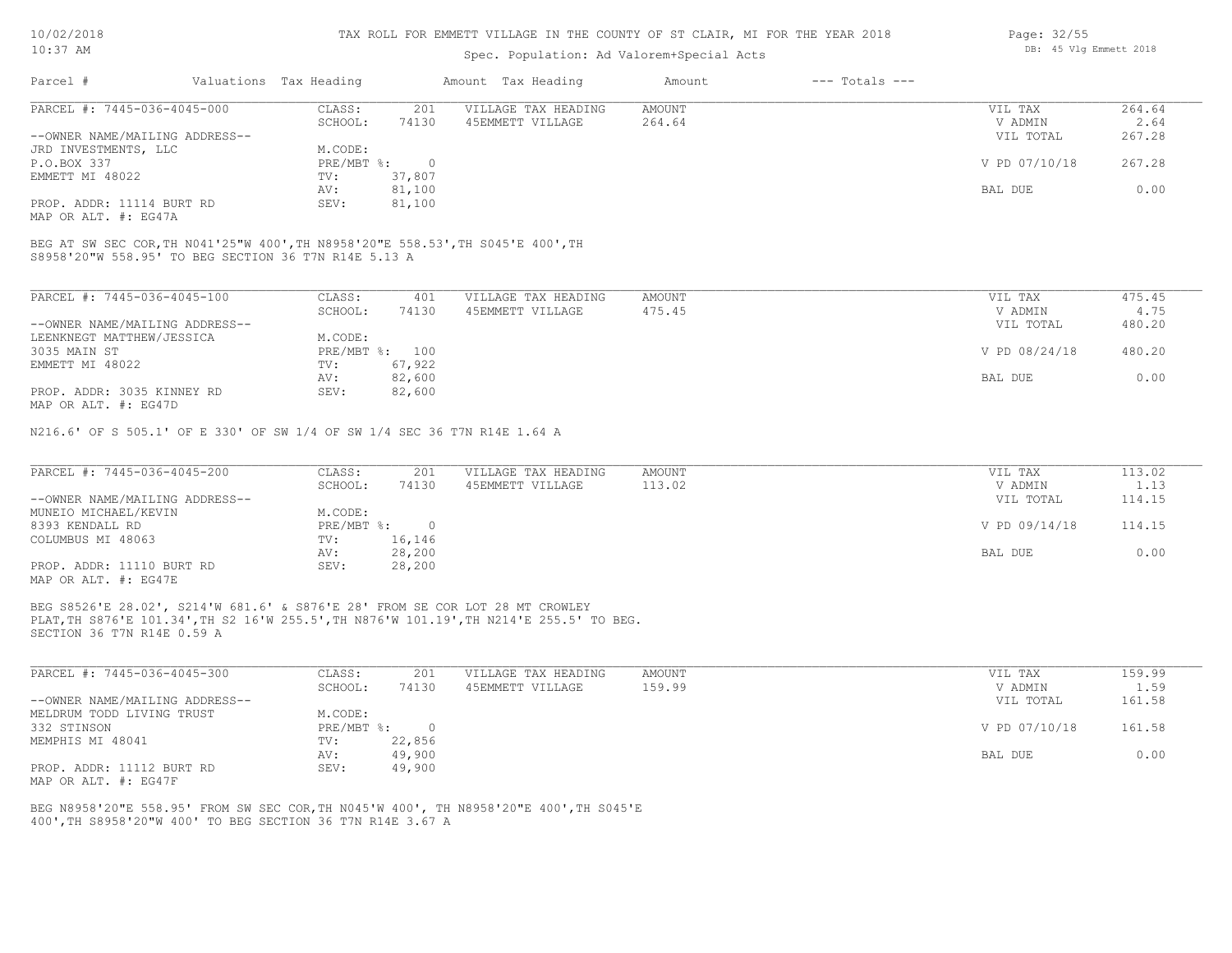TAX ROLL FOR EMMETT VILLAGE IN THE COUNTY OF ST CLAIR, MI FOR THE YEAR 2018

Spec. Population: Ad Valorem+Special Acts

| Parcel # | Valuations | Tax Heading | Amount | Tax Heading | Amount | --- Totals --- | |
|---|---|---|---|---|---|---|---|
| PARCEL #: 7445-036-4045-000 | CLASS: | 201 | VILLAGE TAX HEADING | AMOUNT | | VIL TAX | 264.64 |
| | SCHOOL: | 74130 | 45EMMETT VILLAGE | 264.64 | | V ADMIN | 2.64 |
| --OWNER NAME/MAILING ADDRESS-- | | | | | | VIL TOTAL | 267.28 |
| JRD INVESTMENTS, LLC | M.CODE: | | | | | | |
| P.O.BOX 337 | PRE/MBT %: | 0 | | | | V PD 07/10/18 | 267.28 |
| EMMETT MI 48022 | TV: | 37,807 | | | | | |
| | AV: | 81,100 | | | | BAL DUE | 0.00 |
| PROP. ADDR: 11114 BURT RD | SEV: | 81,100 | | | | | |
| MAP OR ALT. #: EG47A | | | | | | | |

BEG AT SW SEC COR,TH N041'25"W 400',TH N8958'20"E 558.53',TH S045'E 400',TH S8958'20"W 558.95' TO BEG SECTION 36 T7N R14E 5.13 A

| Parcel # | Valuations | Tax Heading | Amount | Tax Heading | Amount | --- Totals --- | |
|---|---|---|---|---|---|---|---|
| PARCEL #: 7445-036-4045-100 | CLASS: | 401 | VILLAGE TAX HEADING | AMOUNT | | VIL TAX | 475.45 |
| | SCHOOL: | 74130 | 45EMMETT VILLAGE | 475.45 | | V ADMIN | 4.75 |
| --OWNER NAME/MAILING ADDRESS-- | | | | | | VIL TOTAL | 480.20 |
| LEENKNEGT MATTHEW/JESSICA | M.CODE: | | | | | | |
| 3035 MAIN ST | PRE/MBT %: | 100 | | | | V PD 08/24/18 | 480.20 |
| EMMETT MI 48022 | TV: | 67,922 | | | | | |
| | AV: | 82,600 | | | | BAL DUE | 0.00 |
| PROP. ADDR: 3035 KINNEY RD | SEV: | 82,600 | | | | | |
| MAP OR ALT. #: EG47D | | | | | | | |

N216.6' OF S 505.1' OF E 330' OF SW 1/4 OF SW 1/4 SEC 36 T7N R14E 1.64 A

| Parcel # | Valuations | Tax Heading | Amount | Tax Heading | Amount | --- Totals --- | |
|---|---|---|---|---|---|---|---|
| PARCEL #: 7445-036-4045-200 | CLASS: | 201 | VILLAGE TAX HEADING | AMOUNT | | VIL TAX | 113.02 |
| | SCHOOL: | 74130 | 45EMMETT VILLAGE | 113.02 | | V ADMIN | 1.13 |
| --OWNER NAME/MAILING ADDRESS-- | | | | | | VIL TOTAL | 114.15 |
| MUNEIO MICHAEL/KEVIN | M.CODE: | | | | | | |
| 8393 KENDALL RD | PRE/MBT %: | 0 | | | | V PD 09/14/18 | 114.15 |
| COLUMBUS MI 48063 | TV: | 16,146 | | | | | |
| | AV: | 28,200 | | | | BAL DUE | 0.00 |
| PROP. ADDR: 11110 BURT RD | SEV: | 28,200 | | | | | |
| MAP OR ALT. #: EG47E | | | | | | | |

BEG S8526'E 28.02', S214'W 681.6' & S876'E 28' FROM SE COR LOT 28 MT CROWLEY PLAT,TH S876'E 101.34',TH S2 16'W 255.5',TH N876'W 101.19',TH N214'E 255.5' TO BEG. SECTION 36 T7N R14E 0.59 A

| Parcel # | Valuations | Tax Heading | Amount | Tax Heading | Amount | --- Totals --- | |
|---|---|---|---|---|---|---|---|
| PARCEL #: 7445-036-4045-300 | CLASS: | 201 | VILLAGE TAX HEADING | AMOUNT | | VIL TAX | 159.99 |
| | SCHOOL: | 74130 | 45EMMETT VILLAGE | 159.99 | | V ADMIN | 1.59 |
| --OWNER NAME/MAILING ADDRESS-- | | | | | | VIL TOTAL | 161.58 |
| MELDRUM TODD LIVING TRUST | M.CODE: | | | | | | |
| 332 STINSON | PRE/MBT %: | 0 | | | | V PD 07/10/18 | 161.58 |
| MEMPHIS MI 48041 | TV: | 22,856 | | | | | |
| | AV: | 49,900 | | | | BAL DUE | 0.00 |
| PROP. ADDR: 11112 BURT RD | SEV: | 49,900 | | | | | |
| MAP OR ALT. #: EG47F | | | | | | | |

BEG N8958'20"E 558.95' FROM SW SEC COR,TH N045'W 400', TH N8958'20"E 400',TH S045'E 400',TH S8958'20"W 400' TO BEG SECTION 36 T7N R14E 3.67 A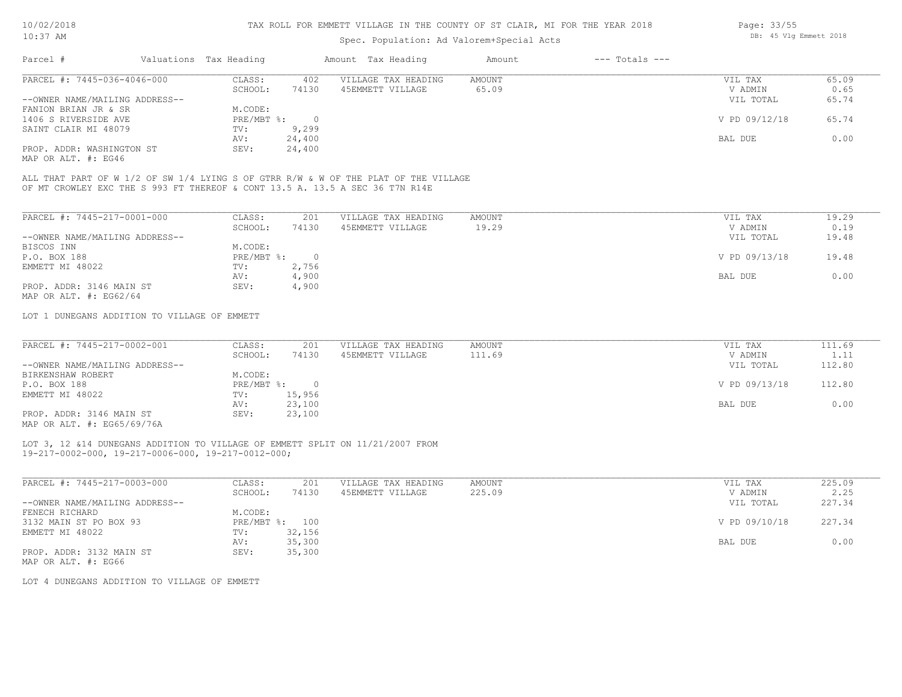TAX ROLL FOR EMMETT VILLAGE IN THE COUNTY OF ST CLAIR, MI FOR THE YEAR 2018

Spec. Population: Ad Valorem+Special Acts

| Parcel # | Valuations | Tax Heading | Amount | Tax Heading | Amount | --- Totals --- | |
|---|---|---|---|---|---|---|---|

**PARCEL #: 7445-036-4046-000**

| | | | | | |
|---|---|---|---|---|---|
| CLASS: | 402 | VILLAGE TAX HEADING | AMOUNT | VIL TAX | 65.09 |
| SCHOOL: | 74130 | 45EMMETT VILLAGE | 65.09 | V ADMIN | 0.65 |
| M.CODE: | | | | VIL TOTAL | 65.74 |
| PRE/MBT %: | 0 | | | V PD 09/12/18 | 65.74 |
| TV: | 9,299 | | | | |
| AV: | 24,400 | | | BAL DUE | 0.00 |
| SEV: | 24,400 | | | | |

--OWNER NAME/MAILING ADDRESS--
FANION BRIAN JR & SR
1406 S RIVERSIDE AVE
SAINT CLAIR MI 48079

PROP. ADDR: WASHINGTON ST
MAP OR ALT. #: EG46

ALL THAT PART OF W 1/2 OF SW 1/4 LYING S OF GTRR R/W & W OF THE PLAT OF THE VILLAGE OF MT CROWLEY EXC THE S 993 FT THEREOF & CONT 13.5 A. 13.5 A SEC 36 T7N R14E

**PARCEL #: 7445-217-0001-000**

| | | | | | |
|---|---|---|---|---|---|
| CLASS: | 201 | VILLAGE TAX HEADING | AMOUNT | VIL TAX | 19.29 |
| SCHOOL: | 74130 | 45EMMETT VILLAGE | 19.29 | V ADMIN | 0.19 |
| M.CODE: | | | | VIL TOTAL | 19.48 |
| PRE/MBT %: | 0 | | | V PD 09/13/18 | 19.48 |
| TV: | 2,756 | | | | |
| AV: | 4,900 | | | BAL DUE | 0.00 |
| SEV: | 4,900 | | | | |

--OWNER NAME/MAILING ADDRESS--
BISCOS INN
P.O. BOX 188
EMMETT MI 48022

PROP. ADDR: 3146 MAIN ST
MAP OR ALT. #: EG62/64

LOT 1 DUNEGANS ADDITION TO VILLAGE OF EMMETT

**PARCEL #: 7445-217-0002-001**

| | | | | | |
|---|---|---|---|---|---|
| CLASS: | 201 | VILLAGE TAX HEADING | AMOUNT | VIL TAX | 111.69 |
| SCHOOL: | 74130 | 45EMMETT VILLAGE | 111.69 | V ADMIN | 1.11 |
| M.CODE: | | | | VIL TOTAL | 112.80 |
| PRE/MBT %: | 0 | | | V PD 09/13/18 | 112.80 |
| TV: | 15,956 | | | | |
| AV: | 23,100 | | | BAL DUE | 0.00 |
| SEV: | 23,100 | | | | |

--OWNER NAME/MAILING ADDRESS--
BIRKENSHAW ROBERT
P.O. BOX 188
EMMETT MI 48022

PROP. ADDR: 3146 MAIN ST
MAP OR ALT. #: EG65/69/76A

LOT 3, 12 &14 DUNEGANS ADDITION TO VILLAGE OF EMMETT SPLIT ON 11/21/2007 FROM 19-217-0002-000, 19-217-0006-000, 19-217-0012-000;

**PARCEL #: 7445-217-0003-000**

| | | | | | |
|---|---|---|---|---|---|
| CLASS: | 201 | VILLAGE TAX HEADING | AMOUNT | VIL TAX | 225.09 |
| SCHOOL: | 74130 | 45EMMETT VILLAGE | 225.09 | V ADMIN | 2.25 |
| M.CODE: | | | | VIL TOTAL | 227.34 |
| PRE/MBT %: | 100 | | | V PD 09/10/18 | 227.34 |
| TV: | 32,156 | | | | |
| AV: | 35,300 | | | BAL DUE | 0.00 |
| SEV: | 35,300 | | | | |

--OWNER NAME/MAILING ADDRESS--
FENECH RICHARD
3132 MAIN ST PO BOX 93
EMMETT MI 48022

PROP. ADDR: 3132 MAIN ST
MAP OR ALT. #: EG66

LOT 4 DUNEGANS ADDITION TO VILLAGE OF EMMETT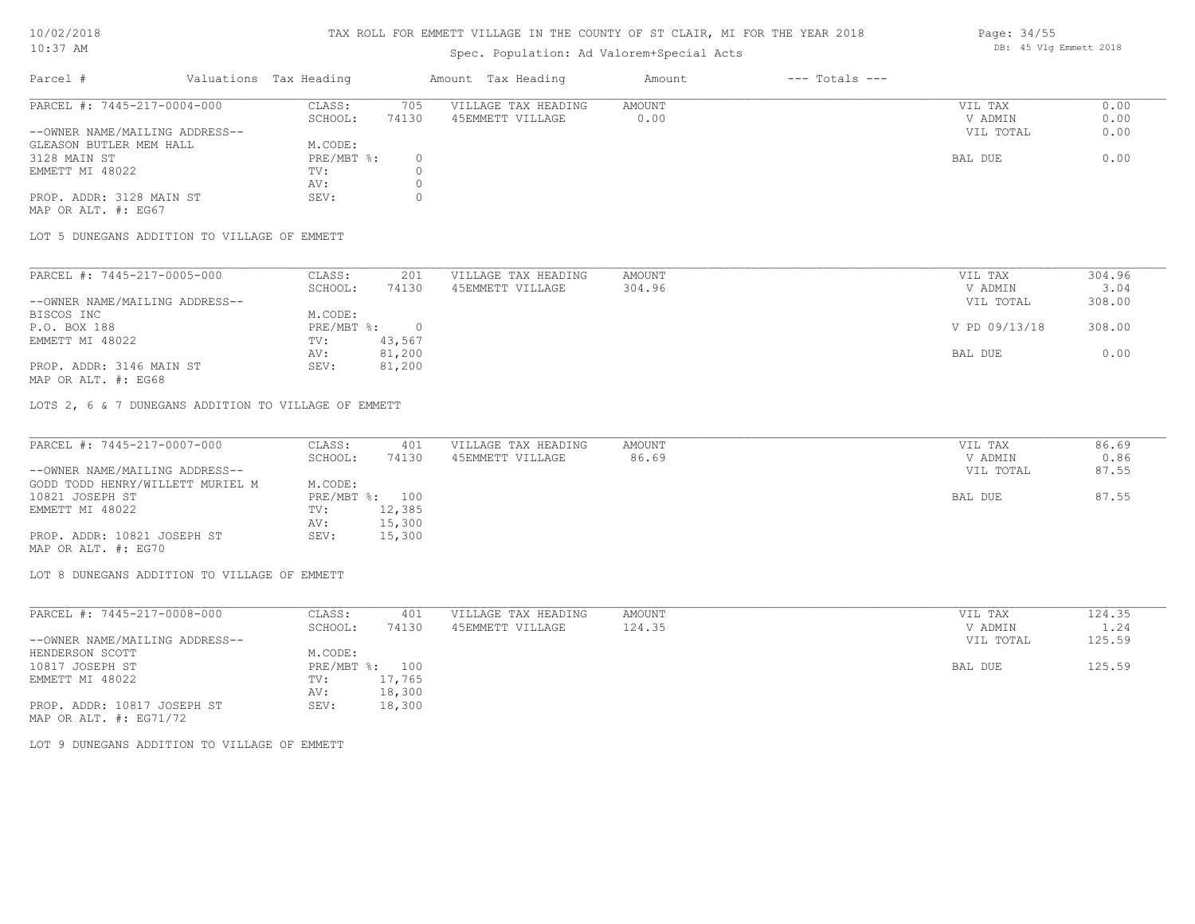# TAX ROLL FOR EMMETT VILLAGE IN THE COUNTY OF ST CLAIR, MI FOR THE YEAR 2018

10/02/2018
10:37 AM

Spec. Population: Ad Valorem+Special Acts

DB: 45 Vlg Emmett 2018

| Parcel # | Valuations | Tax Heading | Amount | Tax Heading | Amount | --- Totals --- | |
|---|---|---|---|---|---|---|---|

---

**PARCEL #: 7445-217-0004-000**

| | | | | | |
|---|---|---|---|---|---|
| CLASS: | 705 | VILLAGE TAX HEADING | AMOUNT | VIL TAX | 0.00 |
| SCHOOL: | 74130 | 45EMMETT VILLAGE | 0.00 | V ADMIN | 0.00 |
| | | | | VIL TOTAL | 0.00 |
| M.CODE: | | | | | |
| PRE/MBT %: | 0 | | | BAL DUE | 0.00 |
| TV: | 0 | | | | |
| AV: | 0 | | | | |
| SEV: | 0 | | | | |

--OWNER NAME/MAILING ADDRESS--
GLEASON BUTLER MEM HALL
3128 MAIN ST
EMMETT MI 48022

PROP. ADDR: 3128 MAIN ST
MAP OR ALT. #: EG67

LOT 5 DUNEGANS ADDITION TO VILLAGE OF EMMETT

---

**PARCEL #: 7445-217-0005-000**

| | | | | | |
|---|---|---|---|---|---|
| CLASS: | 201 | VILLAGE TAX HEADING | AMOUNT | VIL TAX | 304.96 |
| SCHOOL: | 74130 | 45EMMETT VILLAGE | 304.96 | V ADMIN | 3.04 |
| | | | | VIL TOTAL | 308.00 |
| M.CODE: | | | | | |
| PRE/MBT %: | 0 | | | V PD 09/13/18 | 308.00 |
| TV: | 43,567 | | | | |
| AV: | 81,200 | | | BAL DUE | 0.00 |
| SEV: | 81,200 | | | | |

--OWNER NAME/MAILING ADDRESS--
BISCOS INC
P.O. BOX 188
EMMETT MI 48022

PROP. ADDR: 3146 MAIN ST
MAP OR ALT. #: EG68

LOTS 2, 6 & 7 DUNEGANS ADDITION TO VILLAGE OF EMMETT

---

**PARCEL #: 7445-217-0007-000**

| | | | | | |
|---|---|---|---|---|---|
| CLASS: | 401 | VILLAGE TAX HEADING | AMOUNT | VIL TAX | 86.69 |
| SCHOOL: | 74130 | 45EMMETT VILLAGE | 86.69 | V ADMIN | 0.86 |
| | | | | VIL TOTAL | 87.55 |
| M.CODE: | | | | | |
| PRE/MBT %: | 100 | | | BAL DUE | 87.55 |
| TV: | 12,385 | | | | |
| AV: | 15,300 | | | | |
| SEV: | 15,300 | | | | |

--OWNER NAME/MAILING ADDRESS--
GODD TODD HENRY/WILLETT MURIEL M
10821 JOSEPH ST
EMMETT MI 48022

PROP. ADDR: 10821 JOSEPH ST
MAP OR ALT. #: EG70

LOT 8 DUNEGANS ADDITION TO VILLAGE OF EMMETT

---

**PARCEL #: 7445-217-0008-000**

| | | | | | |
|---|---|---|---|---|---|
| CLASS: | 401 | VILLAGE TAX HEADING | AMOUNT | VIL TAX | 124.35 |
| SCHOOL: | 74130 | 45EMMETT VILLAGE | 124.35 | V ADMIN | 1.24 |
| | | | | VIL TOTAL | 125.59 |
| M.CODE: | | | | | |
| PRE/MBT %: | 100 | | | BAL DUE | 125.59 |
| TV: | 17,765 | | | | |
| AV: | 18,300 | | | | |
| SEV: | 18,300 | | | | |

--OWNER NAME/MAILING ADDRESS--
HENDERSON SCOTT
10817 JOSEPH ST
EMMETT MI 48022

PROP. ADDR: 10817 JOSEPH ST
MAP OR ALT. #: EG71/72

LOT 9 DUNEGANS ADDITION TO VILLAGE OF EMMETT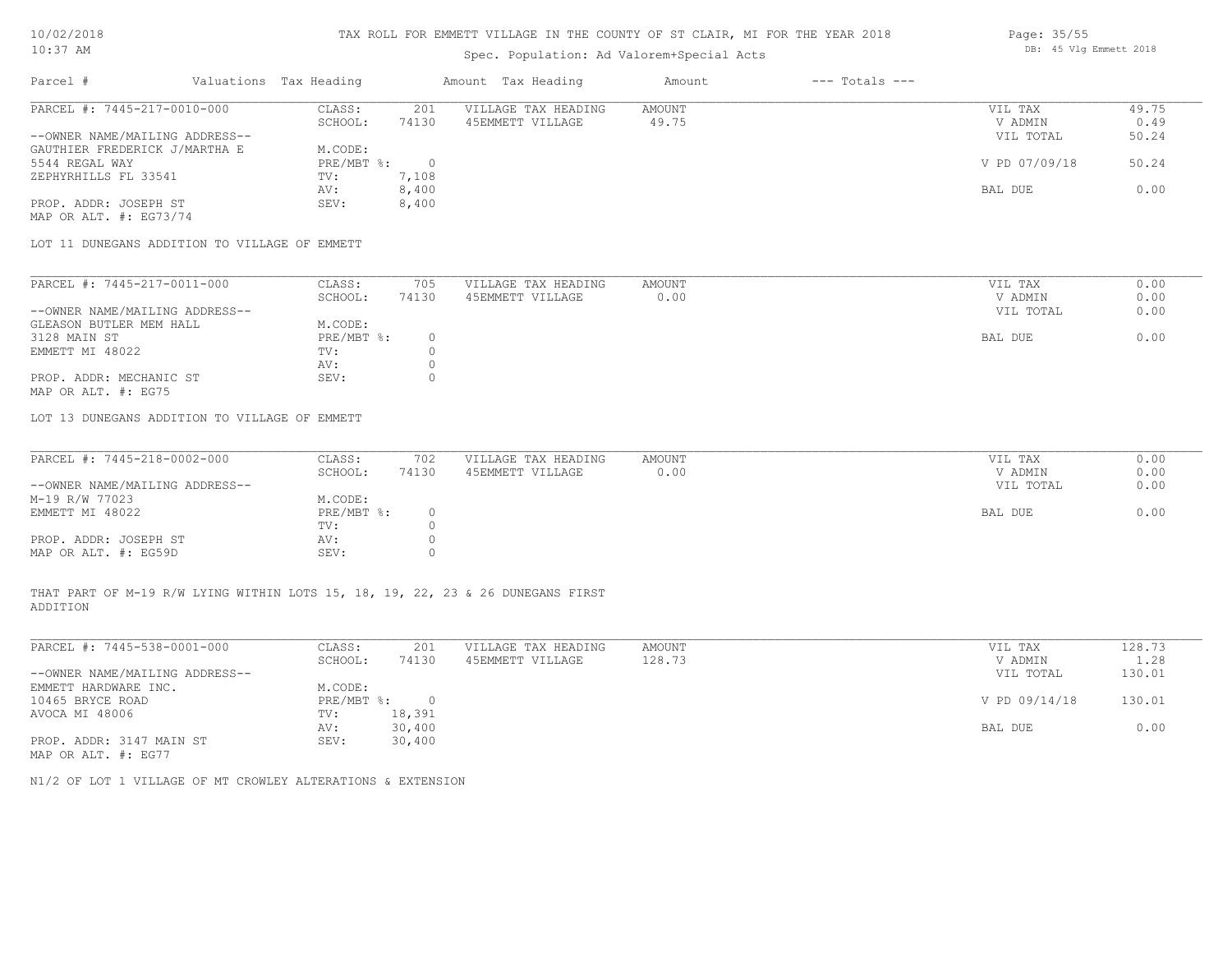# TAX ROLL FOR EMMETT VILLAGE IN THE COUNTY OF ST CLAIR, MI FOR THE YEAR 2018

Spec. Population: Ad Valorem+Special Acts

10/02/2018 10:37 AM

DB: 45 Vlg Emmett 2018

| Parcel # | Valuations | Tax Heading | Amount | Tax Heading | Amount | --- Totals --- | |
|---|---|---|---|---|---|---|---|

---

PARCEL #: 7445-217-0010-000

--OWNER NAME/MAILING ADDRESS--
GAUTHIER FREDERICK J/MARTHA E
5544 REGAL WAY
ZEPHYRHILLS FL 33541

PROP. ADDR: JOSEPH ST
MAP OR ALT. #: EG73/74

| | | | | | |
|---|---|---|---|---|---|
| CLASS: | 201 | VILLAGE TAX HEADING | AMOUNT | VIL TAX | 49.75 |
| SCHOOL: | 74130 | 45EMMETT VILLAGE | 49.75 | V ADMIN | 0.49 |
| M.CODE: | | | | VIL TOTAL | 50.24 |
| PRE/MBT %: | 0 | | | V PD 07/09/18 | 50.24 |
| TV: | 7,108 | | | | |
| AV: | 8,400 | | | BAL DUE | 0.00 |
| SEV: | 8,400 | | | | |

LOT 11 DUNEGANS ADDITION TO VILLAGE OF EMMETT

---

PARCEL #: 7445-217-0011-000

--OWNER NAME/MAILING ADDRESS--
GLEASON BUTLER MEM HALL
3128 MAIN ST
EMMETT MI 48022

PROP. ADDR: MECHANIC ST
MAP OR ALT. #: EG75

| | | | | | |
|---|---|---|---|---|---|
| CLASS: | 705 | VILLAGE TAX HEADING | AMOUNT | VIL TAX | 0.00 |
| SCHOOL: | 74130 | 45EMMETT VILLAGE | 0.00 | V ADMIN | 0.00 |
| M.CODE: | | | | VIL TOTAL | 0.00 |
| PRE/MBT %: | 0 | | | BAL DUE | 0.00 |
| TV: | 0 | | | | |
| AV: | 0 | | | | |
| SEV: | 0 | | | | |

LOT 13 DUNEGANS ADDITION TO VILLAGE OF EMMETT

---

PARCEL #: 7445-218-0002-000

--OWNER NAME/MAILING ADDRESS--
M-19 R/W 77023
EMMETT MI 48022

PROP. ADDR: JOSEPH ST
MAP OR ALT. #: EG59D

| | | | | | |
|---|---|---|---|---|---|
| CLASS: | 702 | VILLAGE TAX HEADING | AMOUNT | VIL TAX | 0.00 |
| SCHOOL: | 74130 | 45EMMETT VILLAGE | 0.00 | V ADMIN | 0.00 |
| M.CODE: | | | | VIL TOTAL | 0.00 |
| PRE/MBT %: | 0 | | | BAL DUE | 0.00 |
| TV: | 0 | | | | |
| AV: | 0 | | | | |
| SEV: | 0 | | | | |

THAT PART OF M-19 R/W LYING WITHIN LOTS 15, 18, 19, 22, 23 & 26 DUNEGANS FIRST ADDITION

---

PARCEL #: 7445-538-0001-000

--OWNER NAME/MAILING ADDRESS--
EMMETT HARDWARE INC.
10465 BRYCE ROAD
AVOCA MI 48006

PROP. ADDR: 3147 MAIN ST
MAP OR ALT. #: EG77

| | | | | | |
|---|---|---|---|---|---|
| CLASS: | 201 | VILLAGE TAX HEADING | AMOUNT | VIL TAX | 128.73 |
| SCHOOL: | 74130 | 45EMMETT VILLAGE | 128.73 | V ADMIN | 1.28 |
| M.CODE: | | | | VIL TOTAL | 130.01 |
| PRE/MBT %: | 0 | | | V PD 09/14/18 | 130.01 |
| TV: | 18,391 | | | | |
| AV: | 30,400 | | | BAL DUE | 0.00 |
| SEV: | 30,400 | | | | |

N1/2 OF LOT 1 VILLAGE OF MT CROWLEY ALTERATIONS & EXTENSION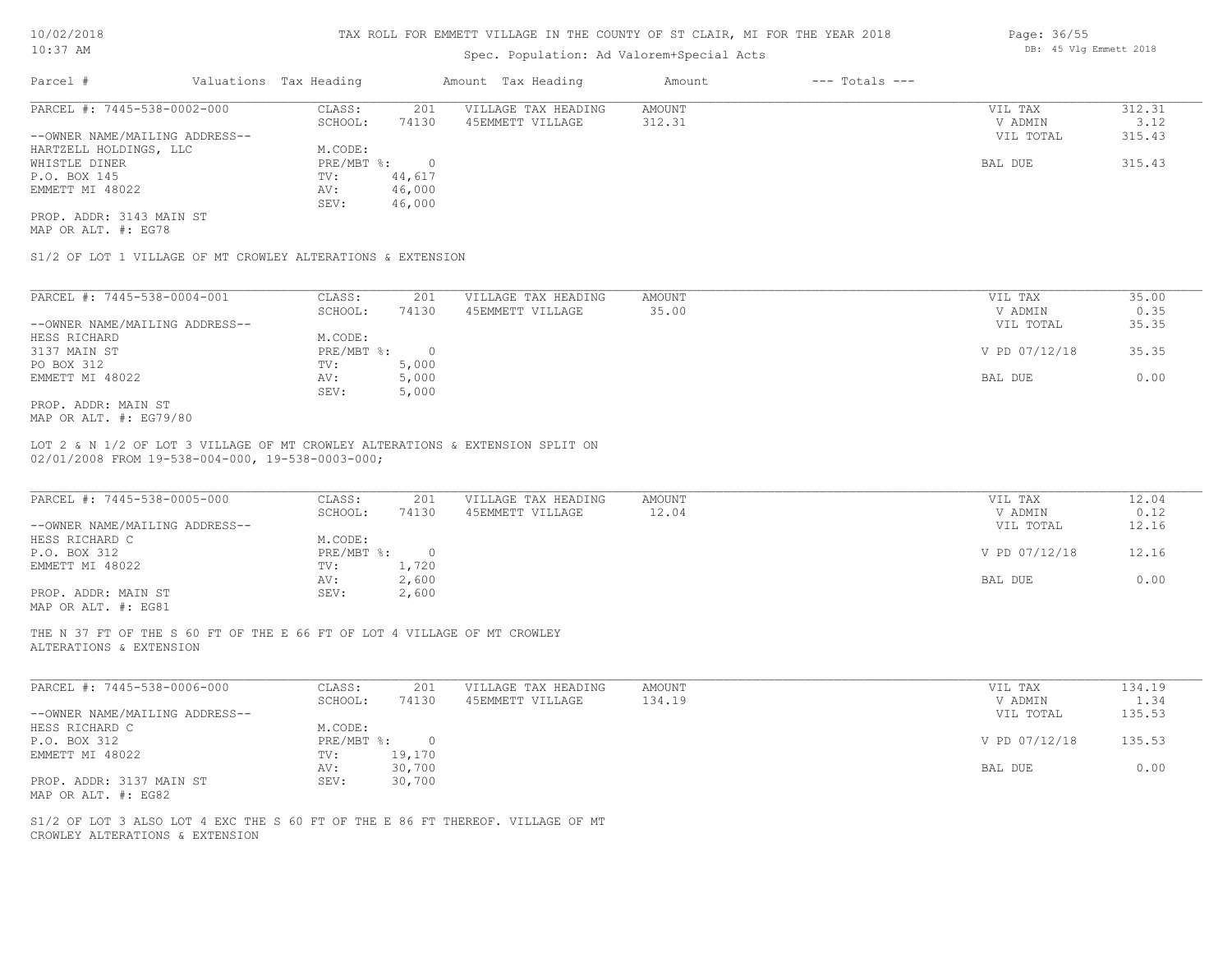TAX ROLL FOR EMMETT VILLAGE IN THE COUNTY OF ST CLAIR, MI FOR THE YEAR 2018

Spec. Population: Ad Valorem+Special Acts

| Parcel # | Valuations | Tax Heading | Amount | Tax Heading | Amount | --- Totals --- | |
|---|---|---|---|---|---|---|---|
| PARCEL #: 7445-538-0002-000 | CLASS: | 201 | VILLAGE TAX HEADING | AMOUNT | | VIL TAX | 312.31 |
| | SCHOOL: | 74130 | 45EMMETT VILLAGE | 312.31 | | V ADMIN | 3.12 |
| --OWNER NAME/MAILING ADDRESS-- | | | | | | VIL TOTAL | 315.43 |
| HARTZELL HOLDINGS, LLC | M.CODE: | | | | | | |
| WHISTLE DINER | PRE/MBT %: | 0 | | | | BAL DUE | 315.43 |
| P.O. BOX 145 | TV: | 44,617 | | | | | |
| EMMETT MI 48022 | AV: | 46,000 | | | | | |
| | SEV: | 46,000 | | | | | |
| PROP. ADDR: 3143 MAIN ST | | | | | | | |
| MAP OR ALT. #: EG78 | | | | | | | |

S1/2 OF LOT 1 VILLAGE OF MT CROWLEY ALTERATIONS & EXTENSION

| Parcel # | Valuations | Tax Heading | Amount | Tax Heading | Amount | --- Totals --- | |
|---|---|---|---|---|---|---|---|
| PARCEL #: 7445-538-0004-001 | CLASS: | 201 | VILLAGE TAX HEADING | AMOUNT | | VIL TAX | 35.00 |
| | SCHOOL: | 74130 | 45EMMETT VILLAGE | 35.00 | | V ADMIN | 0.35 |
| --OWNER NAME/MAILING ADDRESS-- | | | | | | VIL TOTAL | 35.35 |
| HESS RICHARD | M.CODE: | | | | | | |
| 3137 MAIN ST | PRE/MBT %: | 0 | | | | V PD 07/12/18 | 35.35 |
| PO BOX 312 | TV: | 5,000 | | | | | |
| EMMETT MI 48022 | AV: | 5,000 | | | | BAL DUE | 0.00 |
| | SEV: | 5,000 | | | | | |
| PROP. ADDR: MAIN ST | | | | | | | |
| MAP OR ALT. #: EG79/80 | | | | | | | |

LOT 2 & N 1/2 OF LOT 3 VILLAGE OF MT CROWLEY ALTERATIONS & EXTENSION SPLIT ON 02/01/2008 FROM 19-538-004-000, 19-538-0003-000;

| Parcel # | Valuations | Tax Heading | Amount | Tax Heading | Amount | --- Totals --- | |
|---|---|---|---|---|---|---|---|
| PARCEL #: 7445-538-0005-000 | CLASS: | 201 | VILLAGE TAX HEADING | AMOUNT | | VIL TAX | 12.04 |
| | SCHOOL: | 74130 | 45EMMETT VILLAGE | 12.04 | | V ADMIN | 0.12 |
| --OWNER NAME/MAILING ADDRESS-- | | | | | | VIL TOTAL | 12.16 |
| HESS RICHARD C | M.CODE: | | | | | | |
| P.O. BOX 312 | PRE/MBT %: | 0 | | | | V PD 07/12/18 | 12.16 |
| EMMETT MI 48022 | TV: | 1,720 | | | | | |
| | AV: | 2,600 | | | | BAL DUE | 0.00 |
| PROP. ADDR: MAIN ST | SEV: | 2,600 | | | | | |
| MAP OR ALT. #: EG81 | | | | | | | |

THE N 37 FT OF THE S 60 FT OF THE E 66 FT OF LOT 4 VILLAGE OF MT CROWLEY ALTERATIONS & EXTENSION

| Parcel # | Valuations | Tax Heading | Amount | Tax Heading | Amount | --- Totals --- | |
|---|---|---|---|---|---|---|---|
| PARCEL #: 7445-538-0006-000 | CLASS: | 201 | VILLAGE TAX HEADING | AMOUNT | | VIL TAX | 134.19 |
| | SCHOOL: | 74130 | 45EMMETT VILLAGE | 134.19 | | V ADMIN | 1.34 |
| --OWNER NAME/MAILING ADDRESS-- | | | | | | VIL TOTAL | 135.53 |
| HESS RICHARD C | M.CODE: | | | | | | |
| P.O. BOX 312 | PRE/MBT %: | 0 | | | | V PD 07/12/18 | 135.53 |
| EMMETT MI 48022 | TV: | 19,170 | | | | | |
| | AV: | 30,700 | | | | BAL DUE | 0.00 |
| PROP. ADDR: 3137 MAIN ST | SEV: | 30,700 | | | | | |
| MAP OR ALT. #: EG82 | | | | | | | |

S1/2 OF LOT 3 ALSO LOT 4 EXC THE S 60 FT OF THE E 86 FT THEREOF. VILLAGE OF MT CROWLEY ALTERATIONS & EXTENSION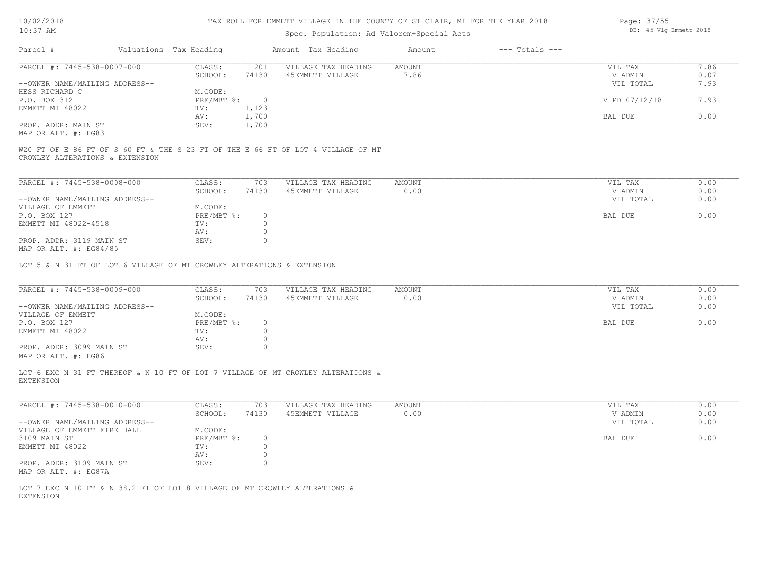# TAX ROLL FOR EMMETT VILLAGE IN THE COUNTY OF ST CLAIR, MI FOR THE YEAR 2018

Spec. Population: Ad Valorem+Special Acts

10/02/2018 10:37 AM — DB: 45 Vlg Emmett 2018

| Parcel # | Valuations | Tax Heading | Amount | Tax Heading | Amount | --- Totals --- | |
|---|---|---|---|---|---|---|---|

---

**PARCEL #: 7445-538-0007-000**

| | | | | | |
|---|---|---|---|---|---|
| CLASS: | 201 | VILLAGE TAX HEADING | AMOUNT | VIL TAX | 7.86 |
| SCHOOL: | 74130 | 45EMMETT VILLAGE | 7.86 | V ADMIN | 0.07 |
| | | | | VIL TOTAL | 7.93 |
| M.CODE: | | | | | |
| PRE/MBT %: | 0 | | | V PD 07/12/18 | 7.93 |
| TV: | 1,123 | | | | |
| AV: | 1,700 | | | BAL DUE | 0.00 |
| SEV: | 1,700 | | | | |

--OWNER NAME/MAILING ADDRESS--
HESS RICHARD C
P.O. BOX 312
EMMETT MI 48022

PROP. ADDR: MAIN ST
MAP OR ALT. #: EG83

W20 FT OF E 86 FT OF S 60 FT & THE S 23 FT OF THE E 66 FT OF LOT 4 VILLAGE OF MT CROWLEY ALTERATIONS & EXTENSION

---

**PARCEL #: 7445-538-0008-000**

| | | | | | |
|---|---|---|---|---|---|
| CLASS: | 703 | VILLAGE TAX HEADING | AMOUNT | VIL TAX | 0.00 |
| SCHOOL: | 74130 | 45EMMETT VILLAGE | 0.00 | V ADMIN | 0.00 |
| | | | | VIL TOTAL | 0.00 |
| M.CODE: | | | | | |
| PRE/MBT %: | 0 | | | BAL DUE | 0.00 |
| TV: | 0 | | | | |
| AV: | 0 | | | | |
| SEV: | 0 | | | | |

--OWNER NAME/MAILING ADDRESS--
VILLAGE OF EMMETT
P.O. BOX 127
EMMETT MI 48022-4518

PROP. ADDR: 3119 MAIN ST
MAP OR ALT. #: EG84/85

LOT 5 & N 31 FT OF LOT 6 VILLAGE OF MT CROWLEY ALTERATIONS & EXTENSION

---

**PARCEL #: 7445-538-0009-000**

| | | | | | |
|---|---|---|---|---|---|
| CLASS: | 703 | VILLAGE TAX HEADING | AMOUNT | VIL TAX | 0.00 |
| SCHOOL: | 74130 | 45EMMETT VILLAGE | 0.00 | V ADMIN | 0.00 |
| | | | | VIL TOTAL | 0.00 |
| M.CODE: | | | | | |
| PRE/MBT %: | 0 | | | BAL DUE | 0.00 |
| TV: | 0 | | | | |
| AV: | 0 | | | | |
| SEV: | 0 | | | | |

--OWNER NAME/MAILING ADDRESS--
VILLAGE OF EMMETT
P.O. BOX 127
EMMETT MI 48022

PROP. ADDR: 3099 MAIN ST
MAP OR ALT. #: EG86

LOT 6 EXC N 31 FT THEREOF & N 10 FT OF LOT 7 VILLAGE OF MT CROWLEY ALTERATIONS & EXTENSION

---

**PARCEL #: 7445-538-0010-000**

| | | | | | |
|---|---|---|---|---|---|
| CLASS: | 703 | VILLAGE TAX HEADING | AMOUNT | VIL TAX | 0.00 |
| SCHOOL: | 74130 | 45EMMETT VILLAGE | 0.00 | V ADMIN | 0.00 |
| | | | | VIL TOTAL | 0.00 |
| M.CODE: | | | | | |
| PRE/MBT %: | 0 | | | BAL DUE | 0.00 |
| TV: | 0 | | | | |
| AV: | 0 | | | | |
| SEV: | 0 | | | | |

--OWNER NAME/MAILING ADDRESS--
VILLAGE OF EMMETT FIRE HALL
3109 MAIN ST
EMMETT MI 48022

PROP. ADDR: 3109 MAIN ST
MAP OR ALT. #: EG87A

LOT 7 EXC N 10 FT & N 38.2 FT OF LOT 8 VILLAGE OF MT CROWLEY ALTERATIONS & EXTENSION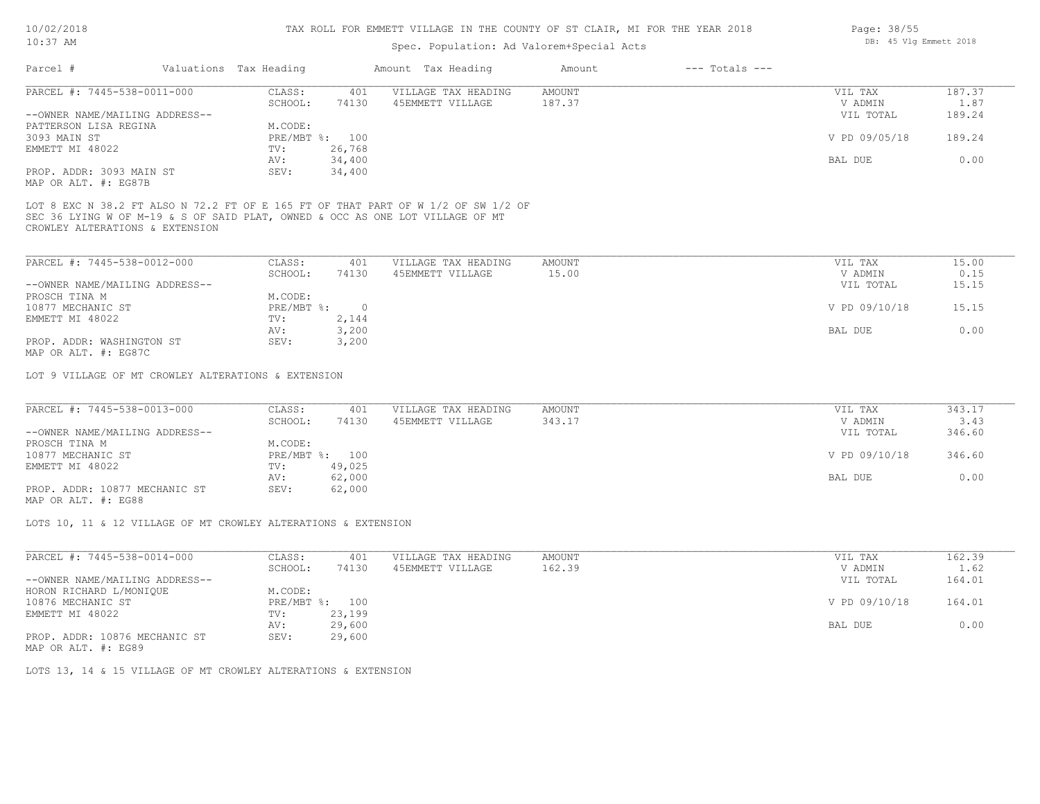# TAX ROLL FOR EMMETT VILLAGE IN THE COUNTY OF ST CLAIR, MI FOR THE YEAR 2018

Spec. Population: Ad Valorem+Special Acts

| Parcel # | Valuations | Tax Heading | Amount | Tax Heading | Amount | --- Totals --- | |
|---|---|---|---|---|---|---|---|
| PARCEL #: 7445-538-0011-000 | CLASS: | 401 | VILLAGE TAX HEADING | AMOUNT | | VIL TAX | 187.37 |
| | SCHOOL: | 74130 | 45EMMETT VILLAGE | 187.37 | | V ADMIN | 1.87 |
| --OWNER NAME/MAILING ADDRESS-- | | | | | | VIL TOTAL | 189.24 |
| PATTERSON LISA REGINA | M.CODE: | | | | | | |
| 3093 MAIN ST | PRE/MBT %: | 100 | | | | V PD 09/05/18 | 189.24 |
| EMMETT MI 48022 | TV: | 26,768 | | | | | |
| | AV: | 34,400 | | | | BAL DUE | 0.00 |
| PROP. ADDR: 3093 MAIN ST | SEV: | 34,400 | | | | | |
| MAP OR ALT. #: EG87B | | | | | | | |

LOT 8 EXC N 38.2 FT ALSO N 72.2 FT OF E 165 FT OF THAT PART OF W 1/2 OF SW 1/2 OF SEC 36 LYING W OF M-19 & S OF SAID PLAT, OWNED & OCC AS ONE LOT VILLAGE OF MT CROWLEY ALTERATIONS & EXTENSION

| Parcel # | Valuations | Tax Heading | Amount | Tax Heading | Amount | --- Totals --- | |
|---|---|---|---|---|---|---|---|
| PARCEL #: 7445-538-0012-000 | CLASS: | 401 | VILLAGE TAX HEADING | AMOUNT | | VIL TAX | 15.00 |
| | SCHOOL: | 74130 | 45EMMETT VILLAGE | 15.00 | | V ADMIN | 0.15 |
| --OWNER NAME/MAILING ADDRESS-- | | | | | | VIL TOTAL | 15.15 |
| PROSCH TINA M | M.CODE: | | | | | | |
| 10877 MECHANIC ST | PRE/MBT %: | 0 | | | | V PD 09/10/18 | 15.15 |
| EMMETT MI 48022 | TV: | 2,144 | | | | | |
| | AV: | 3,200 | | | | BAL DUE | 0.00 |
| PROP. ADDR: WASHINGTON ST | SEV: | 3,200 | | | | | |
| MAP OR ALT. #: EG87C | | | | | | | |

LOT 9 VILLAGE OF MT CROWLEY ALTERATIONS & EXTENSION

| Parcel # | Valuations | Tax Heading | Amount | Tax Heading | Amount | --- Totals --- | |
|---|---|---|---|---|---|---|---|
| PARCEL #: 7445-538-0013-000 | CLASS: | 401 | VILLAGE TAX HEADING | AMOUNT | | VIL TAX | 343.17 |
| | SCHOOL: | 74130 | 45EMMETT VILLAGE | 343.17 | | V ADMIN | 3.43 |
| --OWNER NAME/MAILING ADDRESS-- | | | | | | VIL TOTAL | 346.60 |
| PROSCH TINA M | M.CODE: | | | | | | |
| 10877 MECHANIC ST | PRE/MBT %: | 100 | | | | V PD 09/10/18 | 346.60 |
| EMMETT MI 48022 | TV: | 49,025 | | | | | |
| | AV: | 62,000 | | | | BAL DUE | 0.00 |
| PROP. ADDR: 10877 MECHANIC ST | SEV: | 62,000 | | | | | |
| MAP OR ALT. #: EG88 | | | | | | | |

LOTS 10, 11 & 12 VILLAGE OF MT CROWLEY ALTERATIONS & EXTENSION

| Parcel # | Valuations | Tax Heading | Amount | Tax Heading | Amount | --- Totals --- | |
|---|---|---|---|---|---|---|---|
| PARCEL #: 7445-538-0014-000 | CLASS: | 401 | VILLAGE TAX HEADING | AMOUNT | | VIL TAX | 162.39 |
| | SCHOOL: | 74130 | 45EMMETT VILLAGE | 162.39 | | V ADMIN | 1.62 |
| --OWNER NAME/MAILING ADDRESS-- | | | | | | VIL TOTAL | 164.01 |
| HORON RICHARD L/MONIQUE | M.CODE: | | | | | | |
| 10876 MECHANIC ST | PRE/MBT %: | 100 | | | | V PD 09/10/18 | 164.01 |
| EMMETT MI 48022 | TV: | 23,199 | | | | | |
| | AV: | 29,600 | | | | BAL DUE | 0.00 |
| PROP. ADDR: 10876 MECHANIC ST | SEV: | 29,600 | | | | | |
| MAP OR ALT. #: EG89 | | | | | | | |

LOTS 13, 14 & 15 VILLAGE OF MT CROWLEY ALTERATIONS & EXTENSION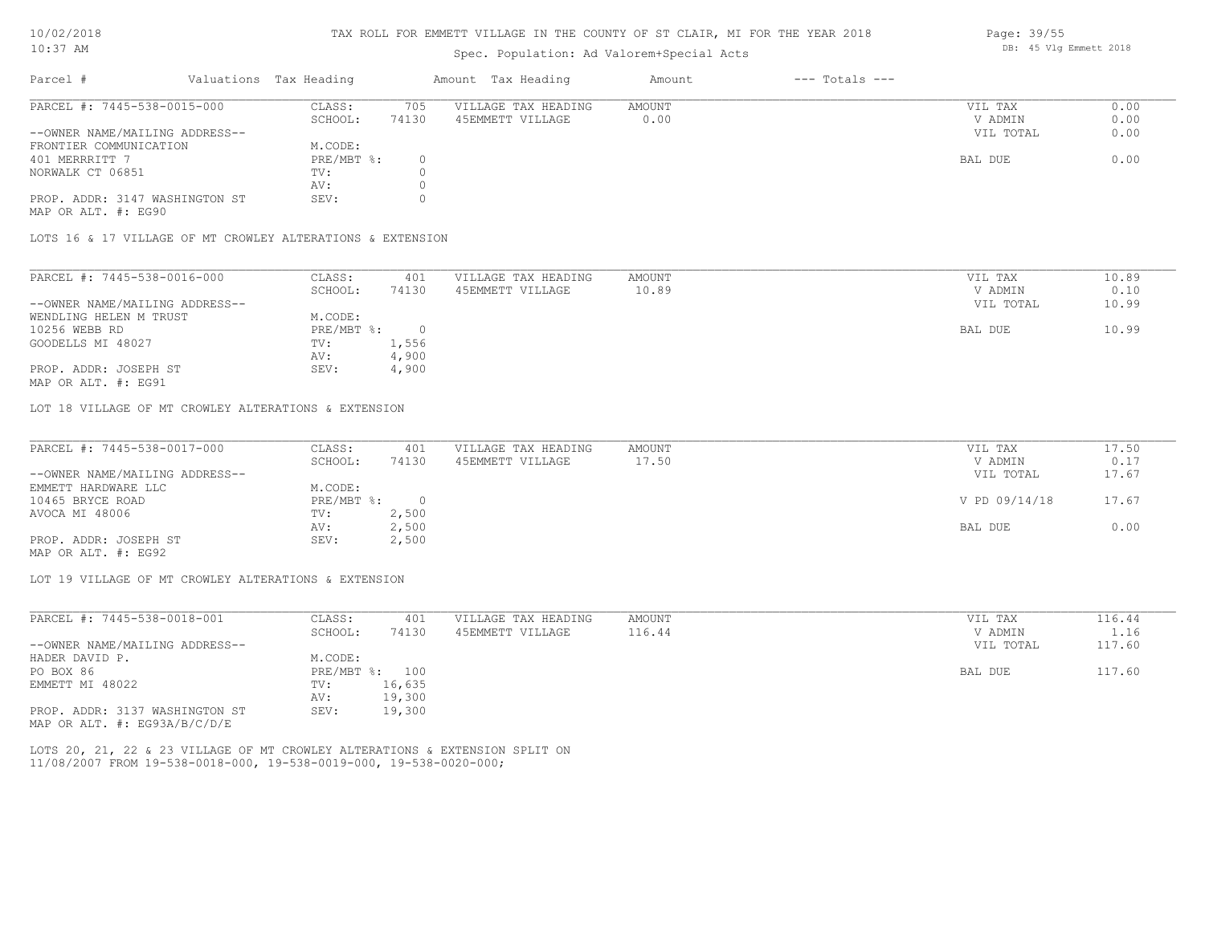TAX ROLL FOR EMMETT VILLAGE IN THE COUNTY OF ST CLAIR, MI FOR THE YEAR 2018

Spec. Population: Ad Valorem+Special Acts

| Parcel # | Valuations | Tax Heading | Amount | Tax Heading | Amount | --- Totals --- | |
|---|---|---|---|---|---|---|---|
| PARCEL #: 7445-538-0015-000 | CLASS: | 705 | VILLAGE TAX HEADING | AMOUNT | | VIL TAX | 0.00 |
| | SCHOOL: | 74130 | 45EMMETT VILLAGE | 0.00 | | V ADMIN | 0.00 |
| --OWNER NAME/MAILING ADDRESS-- | | | | | | VIL TOTAL | 0.00 |
| FRONTIER COMMUNICATION | M.CODE: | | | | | | |
| 401 MERRRITT 7 | PRE/MBT %: | 0 | | | | BAL DUE | 0.00 |
| NORWALK CT 06851 | TV: | 0 | | | | | |
| | AV: | 0 | | | | | |
| PROP. ADDR: 3147 WASHINGTON ST | SEV: | 0 | | | | | |
| MAP OR ALT. #: EG90 | | | | | | | |

LOTS 16 & 17 VILLAGE OF MT CROWLEY ALTERATIONS & EXTENSION

| Parcel # | Valuations | Tax Heading | Amount | Tax Heading | Amount | --- Totals --- | |
|---|---|---|---|---|---|---|---|
| PARCEL #: 7445-538-0016-000 | CLASS: | 401 | VILLAGE TAX HEADING | AMOUNT | | VIL TAX | 10.89 |
| | SCHOOL: | 74130 | 45EMMETT VILLAGE | 10.89 | | V ADMIN | 0.10 |
| --OWNER NAME/MAILING ADDRESS-- | | | | | | VIL TOTAL | 10.99 |
| WENDLING HELEN M TRUST | M.CODE: | | | | | | |
| 10256 WEBB RD | PRE/MBT %: | 0 | | | | BAL DUE | 10.99 |
| GOODELLS MI 48027 | TV: | 1,556 | | | | | |
| | AV: | 4,900 | | | | | |
| PROP. ADDR: JOSEPH ST | SEV: | 4,900 | | | | | |
| MAP OR ALT. #: EG91 | | | | | | | |

LOT 18 VILLAGE OF MT CROWLEY ALTERATIONS & EXTENSION

| Parcel # | Valuations | Tax Heading | Amount | Tax Heading | Amount | --- Totals --- | |
|---|---|---|---|---|---|---|---|
| PARCEL #: 7445-538-0017-000 | CLASS: | 401 | VILLAGE TAX HEADING | AMOUNT | | VIL TAX | 17.50 |
| | SCHOOL: | 74130 | 45EMMETT VILLAGE | 17.50 | | V ADMIN | 0.17 |
| --OWNER NAME/MAILING ADDRESS-- | | | | | | VIL TOTAL | 17.67 |
| EMMETT HARDWARE LLC | M.CODE: | | | | | | |
| 10465 BRYCE ROAD | PRE/MBT %: | 0 | | | | V PD 09/14/18 | 17.67 |
| AVOCA MI 48006 | TV: | 2,500 | | | | | |
| | AV: | 2,500 | | | | BAL DUE | 0.00 |
| PROP. ADDR: JOSEPH ST | SEV: | 2,500 | | | | | |
| MAP OR ALT. #: EG92 | | | | | | | |

LOT 19 VILLAGE OF MT CROWLEY ALTERATIONS & EXTENSION

| Parcel # | Valuations | Tax Heading | Amount | Tax Heading | Amount | --- Totals --- | |
|---|---|---|---|---|---|---|---|
| PARCEL #: 7445-538-0018-001 | CLASS: | 401 | VILLAGE TAX HEADING | AMOUNT | | VIL TAX | 116.44 |
| | SCHOOL: | 74130 | 45EMMETT VILLAGE | 116.44 | | V ADMIN | 1.16 |
| --OWNER NAME/MAILING ADDRESS-- | | | | | | VIL TOTAL | 117.60 |
| HADER DAVID P. | M.CODE: | | | | | | |
| PO BOX 86 | PRE/MBT %: | 100 | | | | BAL DUE | 117.60 |
| EMMETT MI 48022 | TV: | 16,635 | | | | | |
| | AV: | 19,300 | | | | | |
| PROP. ADDR: 3137 WASHINGTON ST | SEV: | 19,300 | | | | | |
| MAP OR ALT. #: EG93A/B/C/D/E | | | | | | | |

LOTS 20, 21, 22 & 23 VILLAGE OF MT CROWLEY ALTERATIONS & EXTENSION SPLIT ON 11/08/2007 FROM 19-538-0018-000, 19-538-0019-000, 19-538-0020-000;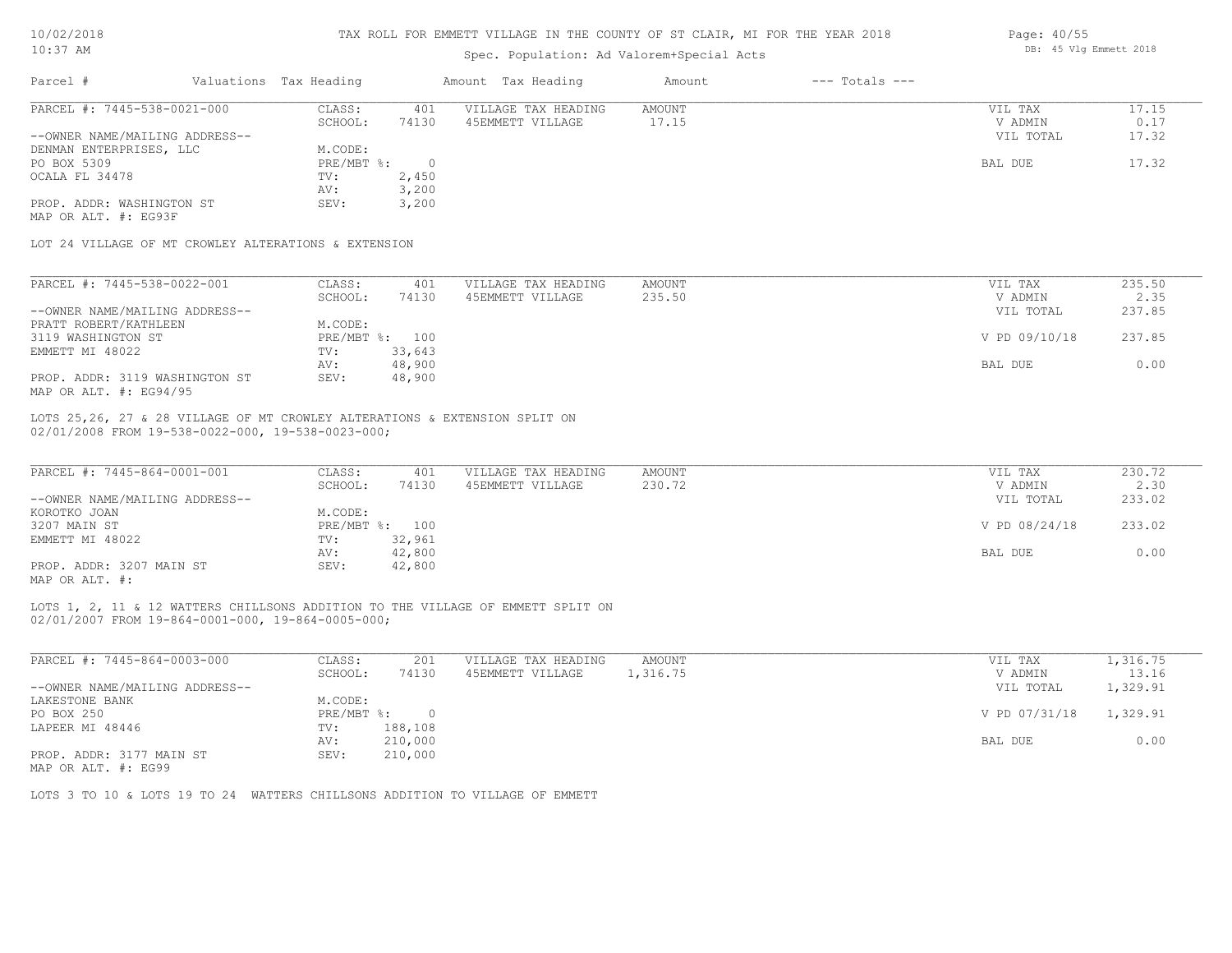# TAX ROLL FOR EMMETT VILLAGE IN THE COUNTY OF ST CLAIR, MI FOR THE YEAR 2018

Spec. Population: Ad Valorem+Special Acts

| Parcel # | Valuations | Tax Heading | Amount | Tax Heading | Amount | --- Totals --- | |
|---|---|---|---|---|---|---|---|

---

**PARCEL #: 7445-538-0021-000**

| | | | | | | |
|---|---|---|---|---|---|---|
| CLASS: | 401 | VILLAGE TAX HEADING | AMOUNT | | VIL TAX | 17.15 |
| SCHOOL: | 74130 | 45EMMETT VILLAGE | 17.15 | | V ADMIN | 0.17 |
| | | | | | VIL TOTAL | 17.32 |
| M.CODE: | | | | | | |
| PRE/MBT %: | 0 | | | | BAL DUE | 17.32 |
| TV: | 2,450 | | | | | |
| AV: | 3,200 | | | | | |
| SEV: | 3,200 | | | | | |

--OWNER NAME/MAILING ADDRESS--
DENMAN ENTERPRISES, LLC
PO BOX 5309
OCALA FL 34478

PROP. ADDR: WASHINGTON ST
MAP OR ALT. #: EG93F

LOT 24 VILLAGE OF MT CROWLEY ALTERATIONS & EXTENSION

---

**PARCEL #: 7445-538-0022-001**

| | | | | | | |
|---|---|---|---|---|---|---|
| CLASS: | 401 | VILLAGE TAX HEADING | AMOUNT | | VIL TAX | 235.50 |
| SCHOOL: | 74130 | 45EMMETT VILLAGE | 235.50 | | V ADMIN | 2.35 |
| | | | | | VIL TOTAL | 237.85 |
| M.CODE: | | | | | | |
| PRE/MBT %: | 100 | | | | V PD 09/10/18 | 237.85 |
| TV: | 33,643 | | | | | |
| AV: | 48,900 | | | | BAL DUE | 0.00 |
| SEV: | 48,900 | | | | | |

--OWNER NAME/MAILING ADDRESS--
PRATT ROBERT/KATHLEEN
3119 WASHINGTON ST
EMMETT MI 48022

PROP. ADDR: 3119 WASHINGTON ST
MAP OR ALT. #: EG94/95

LOTS 25,26, 27 & 28 VILLAGE OF MT CROWLEY ALTERATIONS & EXTENSION SPLIT ON 02/01/2008 FROM 19-538-0022-000, 19-538-0023-000;

---

**PARCEL #: 7445-864-0001-001**

| | | | | | | |
|---|---|---|---|---|---|---|
| CLASS: | 401 | VILLAGE TAX HEADING | AMOUNT | | VIL TAX | 230.72 |
| SCHOOL: | 74130 | 45EMMETT VILLAGE | 230.72 | | V ADMIN | 2.30 |
| | | | | | VIL TOTAL | 233.02 |
| M.CODE: | | | | | | |
| PRE/MBT %: | 100 | | | | V PD 08/24/18 | 233.02 |
| TV: | 32,961 | | | | | |
| AV: | 42,800 | | | | BAL DUE | 0.00 |
| SEV: | 42,800 | | | | | |

--OWNER NAME/MAILING ADDRESS--
KOROTKO JOAN
3207 MAIN ST
EMMETT MI 48022

PROP. ADDR: 3207 MAIN ST
MAP OR ALT. #:

LOTS 1, 2, 11 & 12 WATTERS CHILLSONS ADDITION TO THE VILLAGE OF EMMETT SPLIT ON 02/01/2007 FROM 19-864-0001-000, 19-864-0005-000;

---

**PARCEL #: 7445-864-0003-000**

| | | | | | | |
|---|---|---|---|---|---|---|
| CLASS: | 201 | VILLAGE TAX HEADING | AMOUNT | | VIL TAX | 1,316.75 |
| SCHOOL: | 74130 | 45EMMETT VILLAGE | 1,316.75 | | V ADMIN | 13.16 |
| | | | | | VIL TOTAL | 1,329.91 |
| M.CODE: | | | | | | |
| PRE/MBT %: | 0 | | | | V PD 07/31/18 | 1,329.91 |
| TV: | 188,108 | | | | | |
| AV: | 210,000 | | | | BAL DUE | 0.00 |
| SEV: | 210,000 | | | | | |

--OWNER NAME/MAILING ADDRESS--
LAKESTONE BANK
PO BOX 250
LAPEER MI 48446

PROP. ADDR: 3177 MAIN ST
MAP OR ALT. #: EG99

LOTS 3 TO 10 & LOTS 19 TO 24 WATTERS CHILLSONS ADDITION TO VILLAGE OF EMMETT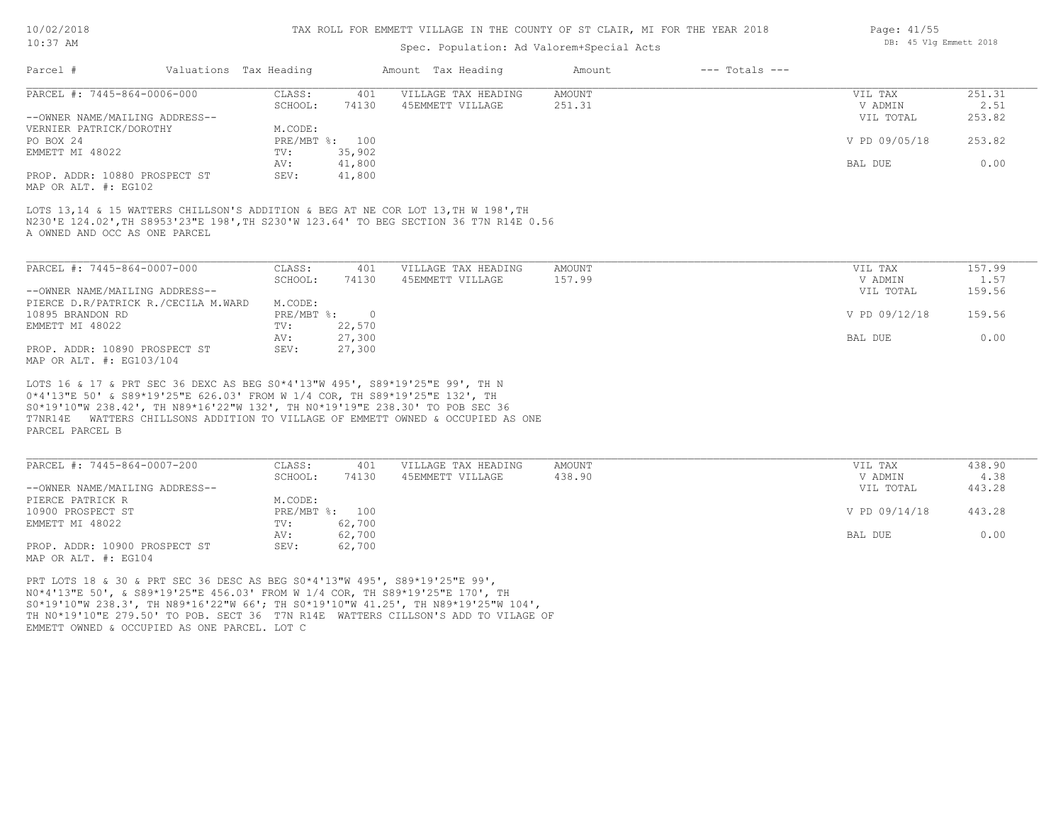TAX ROLL FOR EMMETT VILLAGE IN THE COUNTY OF ST CLAIR, MI FOR THE YEAR 2018

Spec. Population: Ad Valorem+Special Acts

| Parcel # | Valuations | Tax Heading | Amount | Tax Heading | Amount | --- Totals --- | |
|---|---|---|---|---|---|---|---|
| PARCEL #: 7445-864-0006-000 | CLASS: | 401 | VILLAGE TAX HEADING | AMOUNT | | VIL TAX | 251.31 |
| | SCHOOL: | 74130 | 45EMMETT VILLAGE | 251.31 | | V ADMIN | 2.51 |
| --OWNER NAME/MAILING ADDRESS-- | | | | | | VIL TOTAL | 253.82 |
| VERNIER PATRICK/DOROTHY | M.CODE: | | | | | | |
| PO BOX 24 | PRE/MBT %: | 100 | | | | V PD 09/05/18 | 253.82 |
| EMMETT MI 48022 | TV: | 35,902 | | | | | |
| | AV: | 41,800 | | | | BAL DUE | 0.00 |
| PROP. ADDR: 10880 PROSPECT ST | SEV: | 41,800 | | | | | |
| MAP OR ALT. #: EG102 | | | | | | | |

LOTS 13,14 & 15 WATTERS CHILLSON'S ADDITION & BEG AT NE COR LOT 13,TH W 198',TH N230'E 124.02',TH S8953'23"E 198',TH S230'W 123.64' TO BEG SECTION 36 T7N R14E 0.56 A OWNED AND OCC AS ONE PARCEL

| Parcel # | Valuations | Tax Heading | Amount | Tax Heading | Amount | --- Totals --- | |
|---|---|---|---|---|---|---|---|
| PARCEL #: 7445-864-0007-000 | CLASS: | 401 | VILLAGE TAX HEADING | AMOUNT | | VIL TAX | 157.99 |
| | SCHOOL: | 74130 | 45EMMETT VILLAGE | 157.99 | | V ADMIN | 1.57 |
| --OWNER NAME/MAILING ADDRESS-- | | | | | | VIL TOTAL | 159.56 |
| PIERCE D.R/PATRICK R./CECILA M.WARD | M.CODE: | | | | | | |
| 10895 BRANDON RD | PRE/MBT %: | 0 | | | | V PD 09/12/18 | 159.56 |
| EMMETT MI 48022 | TV: | 22,570 | | | | | |
| | AV: | 27,300 | | | | BAL DUE | 0.00 |
| PROP. ADDR: 10890 PROSPECT ST | SEV: | 27,300 | | | | | |
| MAP OR ALT. #: EG103/104 | | | | | | | |

LOTS 16 & 17 & PRT SEC 36 DEXC AS BEG S0*4'13"W 495', S89*19'25"E 99', TH N 0*4'13"E 50' & S89*19'25"E 626.03' FROM W 1/4 COR, TH S89*19'25"E 132', TH S0*19'10"W 238.42', TH N89*16'22"W 132', TH N0*19'19"E 238.30' TO POB SEC 36 T7NR14E WATTERS CHILLSONS ADDITION TO VILLAGE OF EMMETT OWNED & OCCUPIED AS ONE PARCEL PARCEL B

| Parcel # | Valuations | Tax Heading | Amount | Tax Heading | Amount | --- Totals --- | |
|---|---|---|---|---|---|---|---|
| PARCEL #: 7445-864-0007-200 | CLASS: | 401 | VILLAGE TAX HEADING | AMOUNT | | VIL TAX | 438.90 |
| | SCHOOL: | 74130 | 45EMMETT VILLAGE | 438.90 | | V ADMIN | 4.38 |
| --OWNER NAME/MAILING ADDRESS-- | | | | | | VIL TOTAL | 443.28 |
| PIERCE PATRICK R | M.CODE: | | | | | | |
| 10900 PROSPECT ST | PRE/MBT %: | 100 | | | | V PD 09/14/18 | 443.28 |
| EMMETT MI 48022 | TV: | 62,700 | | | | | |
| | AV: | 62,700 | | | | BAL DUE | 0.00 |
| PROP. ADDR: 10900 PROSPECT ST | SEV: | 62,700 | | | | | |
| MAP OR ALT. #: EG104 | | | | | | | |

PRT LOTS 18 & 30 & PRT SEC 36 DESC AS BEG S0*4'13"W 495', S89*19'25"E 99', N0*4'13"E 50', & S89*19'25"E 456.03' FROM W 1/4 COR, TH S89*19'25"E 170', TH S0*19'10"W 238.3', TH N89*16'22"W 66'; TH S0*19'10"W 41.25', TH N89*19'25"W 104', TH N0*19'10"E 279.50' TO POB. SECT 36 T7N R14E WATTERS CILLSON'S ADD TO VILAGE OF EMMETT OWNED & OCCUPIED AS ONE PARCEL. LOT C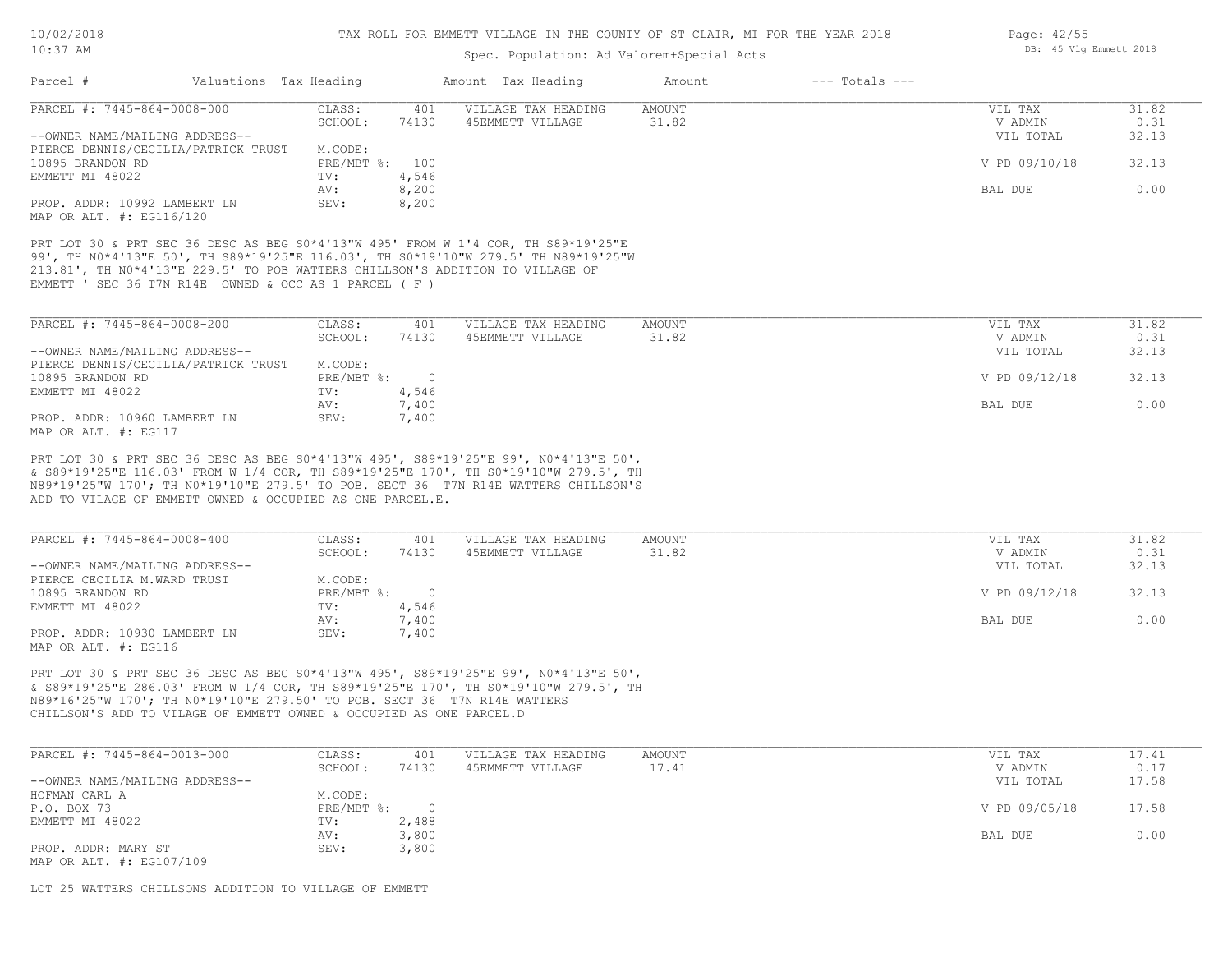TAX ROLL FOR EMMETT VILLAGE IN THE COUNTY OF ST CLAIR, MI FOR THE YEAR 2018

Spec. Population: Ad Valorem+Special Acts

| Parcel # | Valuations | Tax Heading | Amount | Tax Heading | Amount | --- Totals --- | |
|---|---|---|---|---|---|---|---|

PARCEL #: 7445-864-0008-000

| | | | | | |
|---|---|---|---|---|---|
| CLASS: | 401 | VILLAGE TAX HEADING | AMOUNT | VIL TAX | 31.82 |
| SCHOOL: | 74130 | 45EMMETT VILLAGE | 31.82 | V ADMIN | 0.31 |
| | | | | VIL TOTAL | 32.13 |
| M.CODE: | | | | | |
| PRE/MBT %: | 100 | | | V PD 09/10/18 | 32.13 |
| TV: | 4,546 | | | | |
| AV: | 8,200 | | | BAL DUE | 0.00 |
| SEV: | 8,200 | | | | |

--OWNER NAME/MAILING ADDRESS--
PIERCE DENNIS/CECILIA/PATRICK TRUST
10895 BRANDON RD
EMMETT MI 48022

PROP. ADDR: 10992 LAMBERT LN
MAP OR ALT. #: EG116/120

PRT LOT 30 & PRT SEC 36 DESC AS BEG S0*4'13"W 495' FROM W 1'4 COR, TH S89*19'25"E 99', TH N0*4'13"E 50', TH S89*19'25"E 116.03', TH S0*19'10"W 279.5' TH N89*19'25"W 213.81', TH N0*4'13"E 229.5' TO POB WATTERS CHILLSON'S ADDITION TO VILLAGE OF EMMETT ' SEC 36 T7N R14E OWNED & OCC AS 1 PARCEL ( F )

PARCEL #: 7445-864-0008-200

| | | | | | |
|---|---|---|---|---|---|
| CLASS: | 401 | VILLAGE TAX HEADING | AMOUNT | VIL TAX | 31.82 |
| SCHOOL: | 74130 | 45EMMETT VILLAGE | 31.82 | V ADMIN | 0.31 |
| | | | | VIL TOTAL | 32.13 |
| M.CODE: | | | | | |
| PRE/MBT %: | 0 | | | V PD 09/12/18 | 32.13 |
| TV: | 4,546 | | | | |
| AV: | 7,400 | | | BAL DUE | 0.00 |
| SEV: | 7,400 | | | | |

--OWNER NAME/MAILING ADDRESS--
PIERCE DENNIS/CECILIA/PATRICK TRUST
10895 BRANDON RD
EMMETT MI 48022

PROP. ADDR: 10960 LAMBERT LN
MAP OR ALT. #: EG117

PRT LOT 30 & PRT SEC 36 DESC AS BEG S0*4'13"W 495', S89*19'25"E 99', N0*4'13"E 50', & S89*19'25"E 116.03' FROM W 1/4 COR, TH S89*19'25"E 170', TH S0*19'10"W 279.5', TH N89*19'25"W 170'; TH N0*19'10"E 279.5' TO POB. SECT 36 T7N R14E WATTERS CHILLSON'S ADD TO VILAGE OF EMMETT OWNED & OCCUPIED AS ONE PARCEL.E.

PARCEL #: 7445-864-0008-400

| | | | | | |
|---|---|---|---|---|---|
| CLASS: | 401 | VILLAGE TAX HEADING | AMOUNT | VIL TAX | 31.82 |
| SCHOOL: | 74130 | 45EMMETT VILLAGE | 31.82 | V ADMIN | 0.31 |
| | | | | VIL TOTAL | 32.13 |
| M.CODE: | | | | | |
| PRE/MBT %: | 0 | | | V PD 09/12/18 | 32.13 |
| TV: | 4,546 | | | | |
| AV: | 7,400 | | | BAL DUE | 0.00 |
| SEV: | 7,400 | | | | |

--OWNER NAME/MAILING ADDRESS--
PIERCE CECILIA M.WARD TRUST
10895 BRANDON RD
EMMETT MI 48022

PROP. ADDR: 10930 LAMBERT LN
MAP OR ALT. #: EG116

PRT LOT 30 & PRT SEC 36 DESC AS BEG S0*4'13"W 495', S89*19'25"E 99', N0*4'13"E 50', & S89*19'25"E 286.03' FROM W 1/4 COR, TH S89*19'25"E 170', TH S0*19'10"W 279.5', TH N89*16'25"W 170'; TH N0*19'10"E 279.50' TO POB. SECT 36 T7N R14E WATTERS CHILLSON'S ADD TO VILAGE OF EMMETT OWNED & OCCUPIED AS ONE PARCEL.D

PARCEL #: 7445-864-0013-000

| | | | | | |
|---|---|---|---|---|---|
| CLASS: | 401 | VILLAGE TAX HEADING | AMOUNT | VIL TAX | 17.41 |
| SCHOOL: | 74130 | 45EMMETT VILLAGE | 17.41 | V ADMIN | 0.17 |
| | | | | VIL TOTAL | 17.58 |
| M.CODE: | | | | | |
| PRE/MBT %: | 0 | | | V PD 09/05/18 | 17.58 |
| TV: | 2,488 | | | | |
| AV: | 3,800 | | | BAL DUE | 0.00 |
| SEV: | 3,800 | | | | |

--OWNER NAME/MAILING ADDRESS--
HOFMAN CARL A
P.O. BOX 73
EMMETT MI 48022

PROP. ADDR: MARY ST
MAP OR ALT. #: EG107/109

LOT 25 WATTERS CHILLSONS ADDITION TO VILLAGE OF EMMETT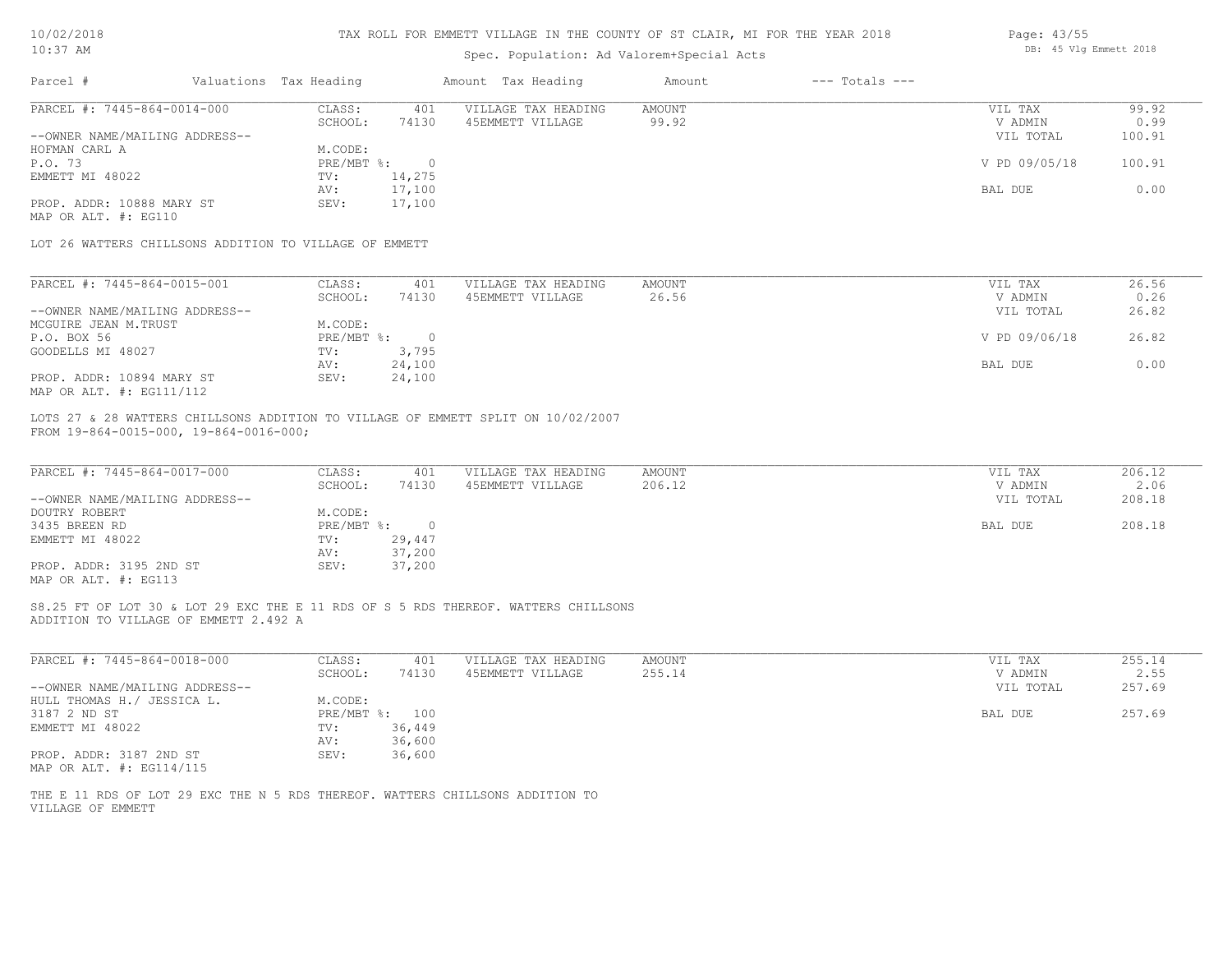TAX ROLL FOR EMMETT VILLAGE IN THE COUNTY OF ST CLAIR, MI FOR THE YEAR 2018

Spec. Population: Ad Valorem+Special Acts

| Parcel # | Valuations | Tax Heading | Amount | Tax Heading | Amount | --- Totals --- | |
|---|---|---|---|---|---|---|---|

---

| PARCEL #: 7445-864-0014-000 | CLASS: | 401 | VILLAGE TAX HEADING | AMOUNT | VIL TAX | 99.92 |
|---|---|---|---|---|---|---|
| | SCHOOL: | 74130 | 45EMMETT VILLAGE | 99.92 | V ADMIN | 0.99 |
| --OWNER NAME/MAILING ADDRESS-- | | | | | VIL TOTAL | 100.91 |
| HOFMAN CARL A | M.CODE: | | | | | |
| P.O. 73 | PRE/MBT %: | 0 | | | V PD 09/05/18 | 100.91 |
| EMMETT MI 48022 | TV: | 14,275 | | | | |
| | AV: | 17,100 | | | BAL DUE | 0.00 |
| PROP. ADDR: 10888 MARY ST | SEV: | 17,100 | | | | |
| MAP OR ALT. #: EG110 | | | | | | |

LOT 26 WATTERS CHILLSONS ADDITION TO VILLAGE OF EMMETT

---

| PARCEL #: 7445-864-0015-001 | CLASS: | 401 | VILLAGE TAX HEADING | AMOUNT | VIL TAX | 26.56 |
|---|---|---|---|---|---|---|
| | SCHOOL: | 74130 | 45EMMETT VILLAGE | 26.56 | V ADMIN | 0.26 |
| --OWNER NAME/MAILING ADDRESS-- | | | | | VIL TOTAL | 26.82 |
| MCGUIRE JEAN M.TRUST | M.CODE: | | | | | |
| P.O. BOX 56 | PRE/MBT %: | 0 | | | V PD 09/06/18 | 26.82 |
| GOODELLS MI 48027 | TV: | 3,795 | | | | |
| | AV: | 24,100 | | | BAL DUE | 0.00 |
| PROP. ADDR: 10894 MARY ST | SEV: | 24,100 | | | | |
| MAP OR ALT. #: EG111/112 | | | | | | |

LOTS 27 & 28 WATTERS CHILLSONS ADDITION TO VILLAGE OF EMMETT SPLIT ON 10/02/2007
FROM 19-864-0015-000, 19-864-0016-000;

---

| PARCEL #: 7445-864-0017-000 | CLASS: | 401 | VILLAGE TAX HEADING | AMOUNT | VIL TAX | 206.12 |
|---|---|---|---|---|---|---|
| | SCHOOL: | 74130 | 45EMMETT VILLAGE | 206.12 | V ADMIN | 2.06 |
| --OWNER NAME/MAILING ADDRESS-- | | | | | VIL TOTAL | 208.18 |
| DOUTRY ROBERT | M.CODE: | | | | | |
| 3435 BREEN RD | PRE/MBT %: | 0 | | | BAL DUE | 208.18 |
| EMMETT MI 48022 | TV: | 29,447 | | | | |
| | AV: | 37,200 | | | | |
| PROP. ADDR: 3195 2ND ST | SEV: | 37,200 | | | | |
| MAP OR ALT. #: EG113 | | | | | | |

S8.25 FT OF LOT 30 & LOT 29 EXC THE E 11 RDS OF S 5 RDS THEREOF. WATTERS CHILLSONS
ADDITION TO VILLAGE OF EMMETT 2.492 A

---

| PARCEL #: 7445-864-0018-000 | CLASS: | 401 | VILLAGE TAX HEADING | AMOUNT | VIL TAX | 255.14 |
|---|---|---|---|---|---|---|
| | SCHOOL: | 74130 | 45EMMETT VILLAGE | 255.14 | V ADMIN | 2.55 |
| --OWNER NAME/MAILING ADDRESS-- | | | | | VIL TOTAL | 257.69 |
| HULL THOMAS H./ JESSICA L. | M.CODE: | | | | | |
| 3187 2 ND ST | PRE/MBT %: | 100 | | | BAL DUE | 257.69 |
| EMMETT MI 48022 | TV: | 36,449 | | | | |
| | AV: | 36,600 | | | | |
| PROP. ADDR: 3187 2ND ST | SEV: | 36,600 | | | | |
| MAP OR ALT. #: EG114/115 | | | | | | |

THE E 11 RDS OF LOT 29 EXC THE N 5 RDS THEREOF. WATTERS CHILLSONS ADDITION TO
VILLAGE OF EMMETT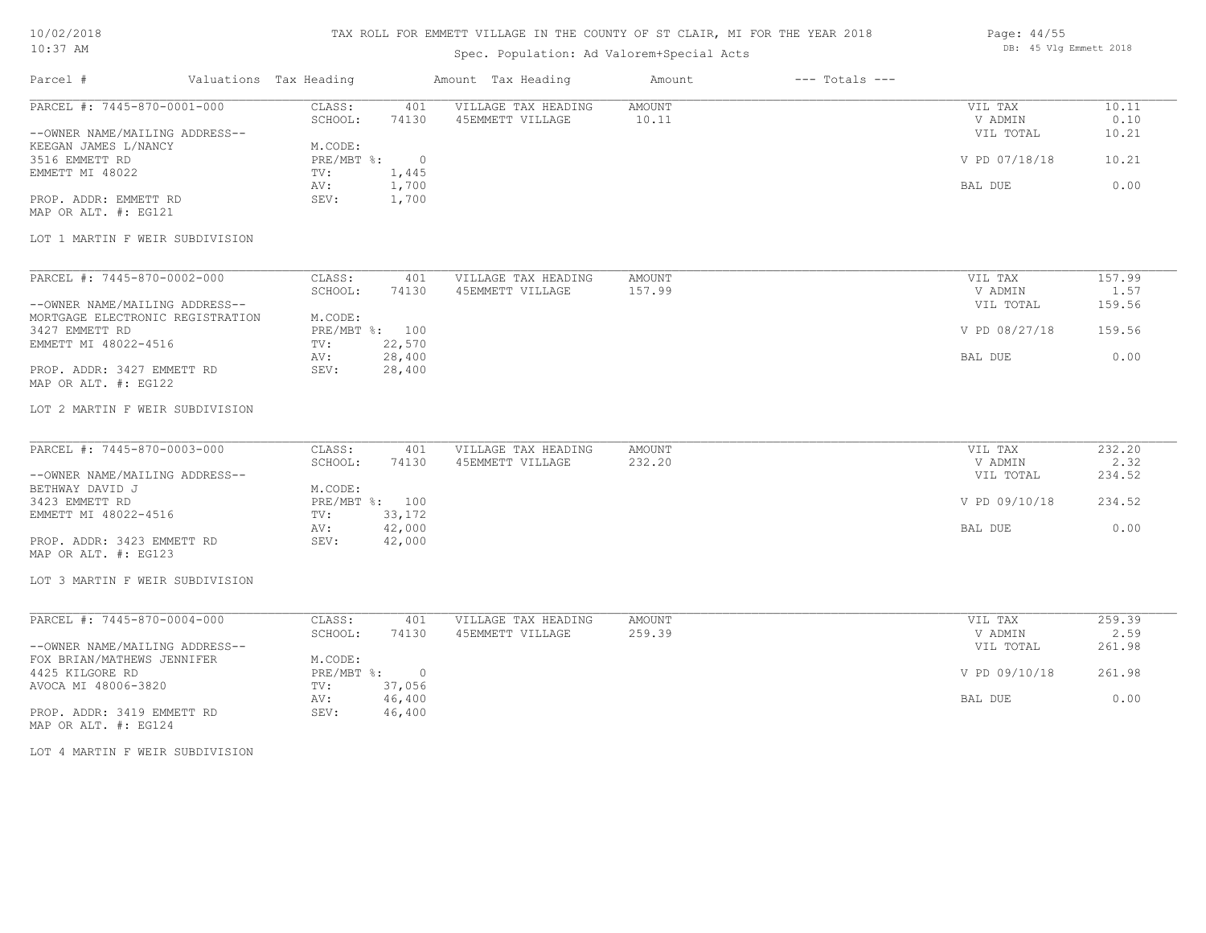# TAX ROLL FOR EMMETT VILLAGE IN THE COUNTY OF ST CLAIR, MI FOR THE YEAR 2018

Spec. Population: Ad Valorem+Special Acts

10/02/2018 10:37 AM

DB: 45 Vlg Emmett 2018

| Parcel # | Valuations | Tax Heading | Amount | Tax Heading | Amount | --- Totals --- | |
|---|---|---|---|---|---|---|---|

---

**PARCEL #: 7445-870-0001-000**

| | | | | | |
|---|---|---|---|---|---|
| CLASS: | 401 | VILLAGE TAX HEADING | AMOUNT | VIL TAX | 10.11 |
| SCHOOL: | 74130 | 45EMMETT VILLAGE | 10.11 | V ADMIN | 0.10 |
| | | | | VIL TOTAL | 10.21 |
| M.CODE: | | | | | |
| PRE/MBT %: | 0 | | | V PD 07/18/18 | 10.21 |
| TV: | 1,445 | | | | |
| AV: | 1,700 | | | BAL DUE | 0.00 |
| SEV: | 1,700 | | | | |

--OWNER NAME/MAILING ADDRESS--
KEEGAN JAMES L/NANCY
3516 EMMETT RD
EMMETT MI 48022

PROP. ADDR: EMMETT RD
MAP OR ALT. #: EG121

LOT 1 MARTIN F WEIR SUBDIVISION

---

**PARCEL #: 7445-870-0002-000**

| | | | | | |
|---|---|---|---|---|---|
| CLASS: | 401 | VILLAGE TAX HEADING | AMOUNT | VIL TAX | 157.99 |
| SCHOOL: | 74130 | 45EMMETT VILLAGE | 157.99 | V ADMIN | 1.57 |
| | | | | VIL TOTAL | 159.56 |
| M.CODE: | | | | | |
| PRE/MBT %: | 100 | | | V PD 08/27/18 | 159.56 |
| TV: | 22,570 | | | | |
| AV: | 28,400 | | | BAL DUE | 0.00 |
| SEV: | 28,400 | | | | |

--OWNER NAME/MAILING ADDRESS--
MORTGAGE ELECTRONIC REGISTRATION
3427 EMMETT RD
EMMETT MI 48022-4516

PROP. ADDR: 3427 EMMETT RD
MAP OR ALT. #: EG122

LOT 2 MARTIN F WEIR SUBDIVISION

---

**PARCEL #: 7445-870-0003-000**

| | | | | | |
|---|---|---|---|---|---|
| CLASS: | 401 | VILLAGE TAX HEADING | AMOUNT | VIL TAX | 232.20 |
| SCHOOL: | 74130 | 45EMMETT VILLAGE | 232.20 | V ADMIN | 2.32 |
| | | | | VIL TOTAL | 234.52 |
| M.CODE: | | | | | |
| PRE/MBT %: | 100 | | | V PD 09/10/18 | 234.52 |
| TV: | 33,172 | | | | |
| AV: | 42,000 | | | BAL DUE | 0.00 |
| SEV: | 42,000 | | | | |

--OWNER NAME/MAILING ADDRESS--
BETHWAY DAVID J
3423 EMMETT RD
EMMETT MI 48022-4516

PROP. ADDR: 3423 EMMETT RD
MAP OR ALT. #: EG123

LOT 3 MARTIN F WEIR SUBDIVISION

---

**PARCEL #: 7445-870-0004-000**

| | | | | | |
|---|---|---|---|---|---|
| CLASS: | 401 | VILLAGE TAX HEADING | AMOUNT | VIL TAX | 259.39 |
| SCHOOL: | 74130 | 45EMMETT VILLAGE | 259.39 | V ADMIN | 2.59 |
| | | | | VIL TOTAL | 261.98 |
| M.CODE: | | | | | |
| PRE/MBT %: | 0 | | | V PD 09/10/18 | 261.98 |
| TV: | 37,056 | | | | |
| AV: | 46,400 | | | BAL DUE | 0.00 |
| SEV: | 46,400 | | | | |

--OWNER NAME/MAILING ADDRESS--
FOX BRIAN/MATHEWS JENNIFER
4425 KILGORE RD
AVOCA MI 48006-3820

PROP. ADDR: 3419 EMMETT RD
MAP OR ALT. #: EG124

LOT 4 MARTIN F WEIR SUBDIVISION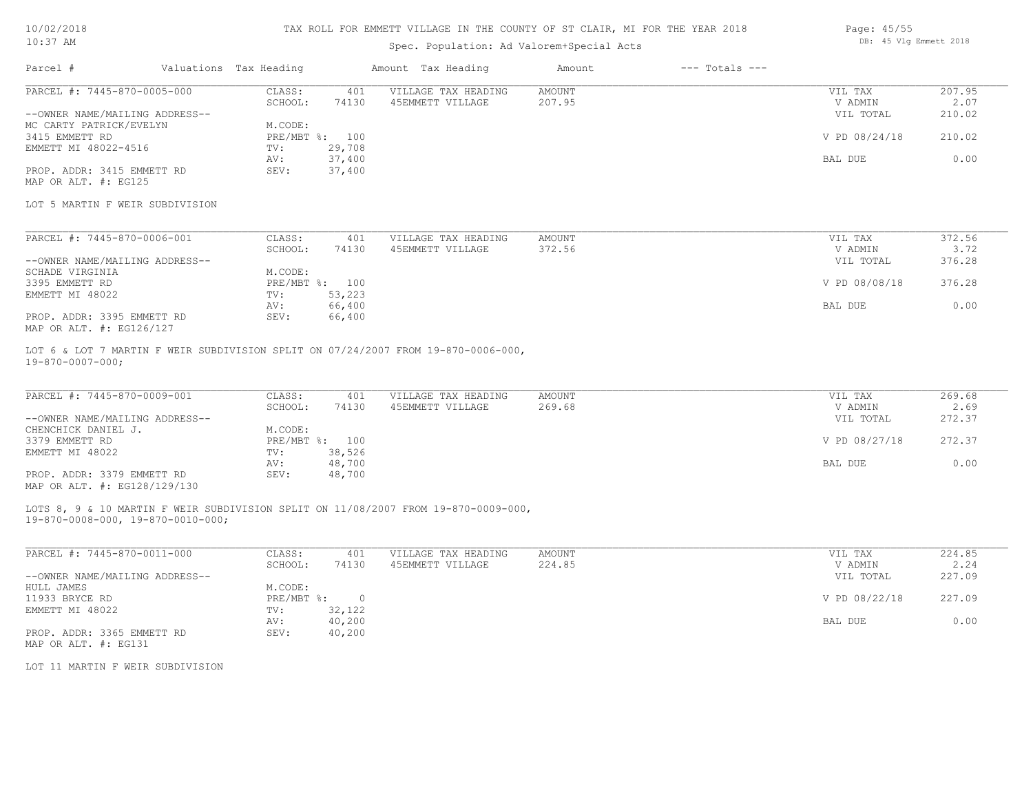# TAX ROLL FOR EMMETT VILLAGE IN THE COUNTY OF ST CLAIR, MI FOR THE YEAR 2018

Spec. Population: Ad Valorem+Special Acts

| Parcel # | Valuations | Tax Heading | Amount | Tax Heading | Amount | --- Totals --- | |
|---|---|---|---|---|---|---|---|
| PARCEL #: 7445-870-0005-000 | CLASS: | 401 | VILLAGE TAX HEADING | AMOUNT | | VIL TAX | 207.95 |
| | SCHOOL: | 74130 | 45EMMETT VILLAGE | 207.95 | | V ADMIN | 2.07 |
| --OWNER NAME/MAILING ADDRESS-- | | | | | | VIL TOTAL | 210.02 |
| MC CARTY PATRICK/EVELYN | M.CODE: | | | | | | |
| 3415 EMMETT RD | PRE/MBT %: | 100 | | | | V PD 08/24/18 | 210.02 |
| EMMETT MI 48022-4516 | TV: | 29,708 | | | | | |
| | AV: | 37,400 | | | | BAL DUE | 0.00 |
| PROP. ADDR: 3415 EMMETT RD | SEV: | 37,400 | | | | | |
| MAP OR ALT. #: EG125 | | | | | | | |

LOT 5 MARTIN F WEIR SUBDIVISION

| Parcel # | Valuations | Tax Heading | Amount | Tax Heading | Amount | --- Totals --- | |
|---|---|---|---|---|---|---|---|
| PARCEL #: 7445-870-0006-001 | CLASS: | 401 | VILLAGE TAX HEADING | AMOUNT | | VIL TAX | 372.56 |
| | SCHOOL: | 74130 | 45EMMETT VILLAGE | 372.56 | | V ADMIN | 3.72 |
| --OWNER NAME/MAILING ADDRESS-- | | | | | | VIL TOTAL | 376.28 |
| SCHADE VIRGINIA | M.CODE: | | | | | | |
| 3395 EMMETT RD | PRE/MBT %: | 100 | | | | V PD 08/08/18 | 376.28 |
| EMMETT MI 48022 | TV: | 53,223 | | | | | |
| | AV: | 66,400 | | | | BAL DUE | 0.00 |
| PROP. ADDR: 3395 EMMETT RD | SEV: | 66,400 | | | | | |
| MAP OR ALT. #: EG126/127 | | | | | | | |

LOT 6 & LOT 7 MARTIN F WEIR SUBDIVISION SPLIT ON 07/24/2007 FROM 19-870-0006-000, 19-870-0007-000;

| Parcel # | Valuations | Tax Heading | Amount | Tax Heading | Amount | --- Totals --- | |
|---|---|---|---|---|---|---|---|
| PARCEL #: 7445-870-0009-001 | CLASS: | 401 | VILLAGE TAX HEADING | AMOUNT | | VIL TAX | 269.68 |
| | SCHOOL: | 74130 | 45EMMETT VILLAGE | 269.68 | | V ADMIN | 2.69 |
| --OWNER NAME/MAILING ADDRESS-- | | | | | | VIL TOTAL | 272.37 |
| CHENCHICK DANIEL J. | M.CODE: | | | | | | |
| 3379 EMMETT RD | PRE/MBT %: | 100 | | | | V PD 08/27/18 | 272.37 |
| EMMETT MI 48022 | TV: | 38,526 | | | | | |
| | AV: | 48,700 | | | | BAL DUE | 0.00 |
| PROP. ADDR: 3379 EMMETT RD | SEV: | 48,700 | | | | | |
| MAP OR ALT. #: EG128/129/130 | | | | | | | |

LOTS 8, 9 & 10 MARTIN F WEIR SUBDIVISION SPLIT ON 11/08/2007 FROM 19-870-0009-000, 19-870-0008-000, 19-870-0010-000;

| Parcel # | Valuations | Tax Heading | Amount | Tax Heading | Amount | --- Totals --- | |
|---|---|---|---|---|---|---|---|
| PARCEL #: 7445-870-0011-000 | CLASS: | 401 | VILLAGE TAX HEADING | AMOUNT | | VIL TAX | 224.85 |
| | SCHOOL: | 74130 | 45EMMETT VILLAGE | 224.85 | | V ADMIN | 2.24 |
| --OWNER NAME/MAILING ADDRESS-- | | | | | | VIL TOTAL | 227.09 |
| HULL JAMES | M.CODE: | | | | | | |
| 11933 BRYCE RD | PRE/MBT %: | 0 | | | | V PD 08/22/18 | 227.09 |
| EMMETT MI 48022 | TV: | 32,122 | | | | | |
| | AV: | 40,200 | | | | BAL DUE | 0.00 |
| PROP. ADDR: 3365 EMMETT RD | SEV: | 40,200 | | | | | |
| MAP OR ALT. #: EG131 | | | | | | | |

LOT 11 MARTIN F WEIR SUBDIVISION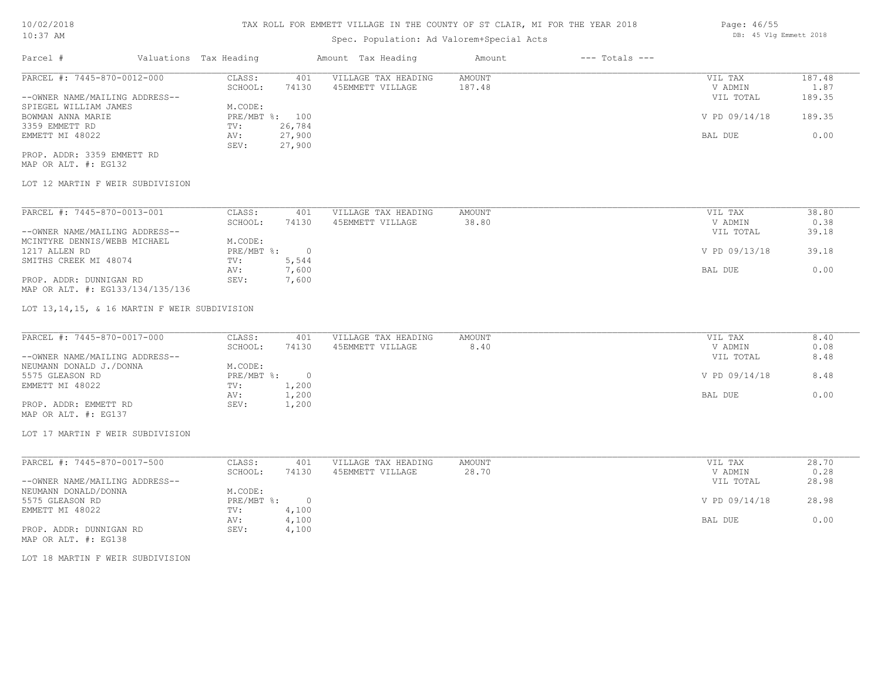TAX ROLL FOR EMMETT VILLAGE IN THE COUNTY OF ST CLAIR, MI FOR THE YEAR 2018

Spec. Population: Ad Valorem+Special Acts

| Parcel # | Valuations | Tax Heading | Amount | Tax Heading | Amount | --- Totals --- | |
|---|---|---|---|---|---|---|---|

PARCEL #: 7445-870-0012-000

| | | | | | |
|---|---|---|---|---|---|
| CLASS: | 401 | VILLAGE TAX HEADING | AMOUNT | VIL TAX | 187.48 |
| SCHOOL: | 74130 | 45EMMETT VILLAGE | 187.48 | V ADMIN | 1.87 |
| M.CODE: | | | | VIL TOTAL | 189.35 |
| PRE/MBT %: | 100 | | | V PD 09/14/18 | 189.35 |
| TV: | 26,784 | | | | |
| AV: | 27,900 | | | BAL DUE | 0.00 |
| SEV: | 27,900 | | | | |

--OWNER NAME/MAILING ADDRESS--
SPIEGEL WILLIAM JAMES
BOWMAN ANNA MARIE
3359 EMMETT RD
EMMETT MI 48022

PROP. ADDR: 3359 EMMETT RD
MAP OR ALT. #: EG132

LOT 12 MARTIN F WEIR SUBDIVISION

PARCEL #: 7445-870-0013-001

| | | | | | |
|---|---|---|---|---|---|
| CLASS: | 401 | VILLAGE TAX HEADING | AMOUNT | VIL TAX | 38.80 |
| SCHOOL: | 74130 | 45EMMETT VILLAGE | 38.80 | V ADMIN | 0.38 |
| M.CODE: | | | | VIL TOTAL | 39.18 |
| PRE/MBT %: | 0 | | | V PD 09/13/18 | 39.18 |
| TV: | 5,544 | | | | |
| AV: | 7,600 | | | BAL DUE | 0.00 |
| SEV: | 7,600 | | | | |

--OWNER NAME/MAILING ADDRESS--
MCINTYRE DENNIS/WEBB MICHAEL
1217 ALLEN RD
SMITHS CREEK MI 48074

PROP. ADDR: DUNNIGAN RD
MAP OR ALT. #: EG133/134/135/136

LOT 13,14,15, & 16 MARTIN F WEIR SUBDIVISION

PARCEL #: 7445-870-0017-000

| | | | | | |
|---|---|---|---|---|---|
| CLASS: | 401 | VILLAGE TAX HEADING | AMOUNT | VIL TAX | 8.40 |
| SCHOOL: | 74130 | 45EMMETT VILLAGE | 8.40 | V ADMIN | 0.08 |
| M.CODE: | | | | VIL TOTAL | 8.48 |
| PRE/MBT %: | 0 | | | V PD 09/14/18 | 8.48 |
| TV: | 1,200 | | | | |
| AV: | 1,200 | | | BAL DUE | 0.00 |
| SEV: | 1,200 | | | | |

--OWNER NAME/MAILING ADDRESS--
NEUMANN DONALD J./DONNA
5575 GLEASON RD
EMMETT MI 48022

PROP. ADDR: EMMETT RD
MAP OR ALT. #: EG137

LOT 17 MARTIN F WEIR SUBDIVISION

PARCEL #: 7445-870-0017-500

| | | | | | |
|---|---|---|---|---|---|
| CLASS: | 401 | VILLAGE TAX HEADING | AMOUNT | VIL TAX | 28.70 |
| SCHOOL: | 74130 | 45EMMETT VILLAGE | 28.70 | V ADMIN | 0.28 |
| M.CODE: | | | | VIL TOTAL | 28.98 |
| PRE/MBT %: | 0 | | | V PD 09/14/18 | 28.98 |
| TV: | 4,100 | | | | |
| AV: | 4,100 | | | BAL DUE | 0.00 |
| SEV: | 4,100 | | | | |

--OWNER NAME/MAILING ADDRESS--
NEUMANN DONALD/DONNA
5575 GLEASON RD
EMMETT MI 48022

PROP. ADDR: DUNNIGAN RD
MAP OR ALT. #: EG138

LOT 18 MARTIN F WEIR SUBDIVISION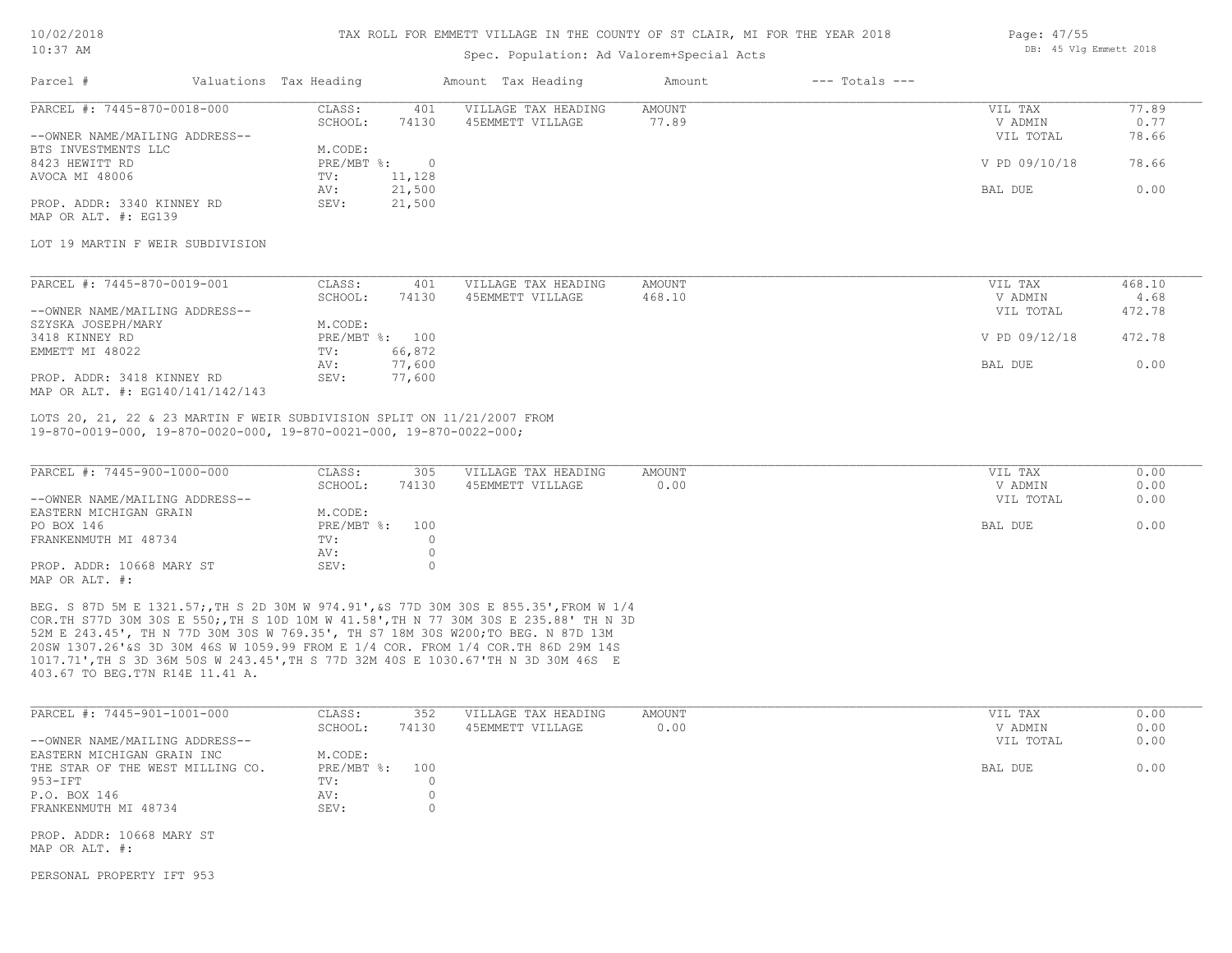TAX ROLL FOR EMMETT VILLAGE IN THE COUNTY OF ST CLAIR, MI FOR THE YEAR 2018

Spec. Population: Ad Valorem+Special Acts

| Parcel # | Valuations | Tax Heading | Amount | Tax Heading | Amount | --- Totals --- | |
|---|---|---|---|---|---|---|---|
| PARCEL #: 7445-870-0018-000 | CLASS: | 401 | VILLAGE TAX HEADING | AMOUNT | | VIL TAX | 77.89 |
| | SCHOOL: | 74130 | 45EMMETT VILLAGE | 77.89 | | V ADMIN | 0.77 |
| --OWNER NAME/MAILING ADDRESS-- | | | | | | VIL TOTAL | 78.66 |
| BTS INVESTMENTS LLC | M.CODE: | | | | | | |
| 8423 HEWITT RD | PRE/MBT %: | 0 | | | | V PD 09/10/18 | 78.66 |
| AVOCA MI 48006 | TV: | 11,128 | | | | | |
| | AV: | 21,500 | | | | BAL DUE | 0.00 |
| PROP. ADDR: 3340 KINNEY RD | SEV: | 21,500 | | | | | |
| MAP OR ALT. #: EG139 | | | | | | | |

LOT 19 MARTIN F WEIR SUBDIVISION

| Parcel # | Valuations | Tax Heading | Amount | Tax Heading | Amount | --- Totals --- | |
|---|---|---|---|---|---|---|---|
| PARCEL #: 7445-870-0019-001 | CLASS: | 401 | VILLAGE TAX HEADING | AMOUNT | | VIL TAX | 468.10 |
| | SCHOOL: | 74130 | 45EMMETT VILLAGE | 468.10 | | V ADMIN | 4.68 |
| --OWNER NAME/MAILING ADDRESS-- | | | | | | VIL TOTAL | 472.78 |
| SZYSKA JOSEPH/MARY | M.CODE: | | | | | | |
| 3418 KINNEY RD | PRE/MBT %: | 100 | | | | V PD 09/12/18 | 472.78 |
| EMMETT MI 48022 | TV: | 66,872 | | | | | |
| | AV: | 77,600 | | | | BAL DUE | 0.00 |
| PROP. ADDR: 3418 KINNEY RD | SEV: | 77,600 | | | | | |
| MAP OR ALT. #: EG140/141/142/143 | | | | | | | |

LOTS 20, 21, 22 & 23 MARTIN F WEIR SUBDIVISION SPLIT ON 11/21/2007 FROM 19-870-0019-000, 19-870-0020-000, 19-870-0021-000, 19-870-0022-000;

| Parcel # | Valuations | Tax Heading | Amount | Tax Heading | Amount | --- Totals --- | |
|---|---|---|---|---|---|---|---|
| PARCEL #: 7445-900-1000-000 | CLASS: | 305 | VILLAGE TAX HEADING | AMOUNT | | VIL TAX | 0.00 |
| | SCHOOL: | 74130 | 45EMMETT VILLAGE | 0.00 | | V ADMIN | 0.00 |
| --OWNER NAME/MAILING ADDRESS-- | | | | | | VIL TOTAL | 0.00 |
| EASTERN MICHIGAN GRAIN | M.CODE: | | | | | | |
| PO BOX 146 | PRE/MBT %: | 100 | | | | BAL DUE | 0.00 |
| FRANKENMUTH MI 48734 | TV: | 0 | | | | | |
| | AV: | 0 | | | | | |
| PROP. ADDR: 10668 MARY ST | SEV: | 0 | | | | | |
| MAP OR ALT. #: | | | | | | | |

BEG. S 87D 5M E 1321.57;,TH S 2D 30M W 974.91',&S 77D 30M 30S E 855.35',FROM W 1/4 COR.TH S77D 30M 30S E 550;,TH S 10D 10M W 41.58',TH N 77 30M 30S E 235.88' TH N 3D 52M E 243.45', TH N 77D 30M 30S W 769.35', TH S7 18M 30S W200;TO BEG. N 87D 13M 20SW 1307.26'&S 3D 30M 46S W 1059.99 FROM E 1/4 COR. FROM 1/4 COR.TH 86D 29M 14S 1017.71',TH S 3D 36M 50S W 243.45',TH S 77D 32M 40S E 1030.67'TH N 3D 30M 46S E 403.67 TO BEG.T7N R14E 11.41 A.

| Parcel # | Valuations | Tax Heading | Amount | Tax Heading | Amount | --- Totals --- | |
|---|---|---|---|---|---|---|---|
| PARCEL #: 7445-901-1001-000 | CLASS: | 352 | VILLAGE TAX HEADING | AMOUNT | | VIL TAX | 0.00 |
| | SCHOOL: | 74130 | 45EMMETT VILLAGE | 0.00 | | V ADMIN | 0.00 |
| --OWNER NAME/MAILING ADDRESS-- | | | | | | VIL TOTAL | 0.00 |
| EASTERN MICHIGAN GRAIN INC | M.CODE: | | | | | | |
| THE STAR OF THE WEST MILLING CO. | PRE/MBT %: | 100 | | | | BAL DUE | 0.00 |
| 953-IFT | TV: | 0 | | | | | |
| P.O. BOX 146 | AV: | 0 | | | | | |
| FRANKENMUTH MI 48734 | SEV: | 0 | | | | | |
| PROP. ADDR: 10668 MARY ST | | | | | | | |
| MAP OR ALT. #: | | | | | | | |

PERSONAL PROPERTY IFT 953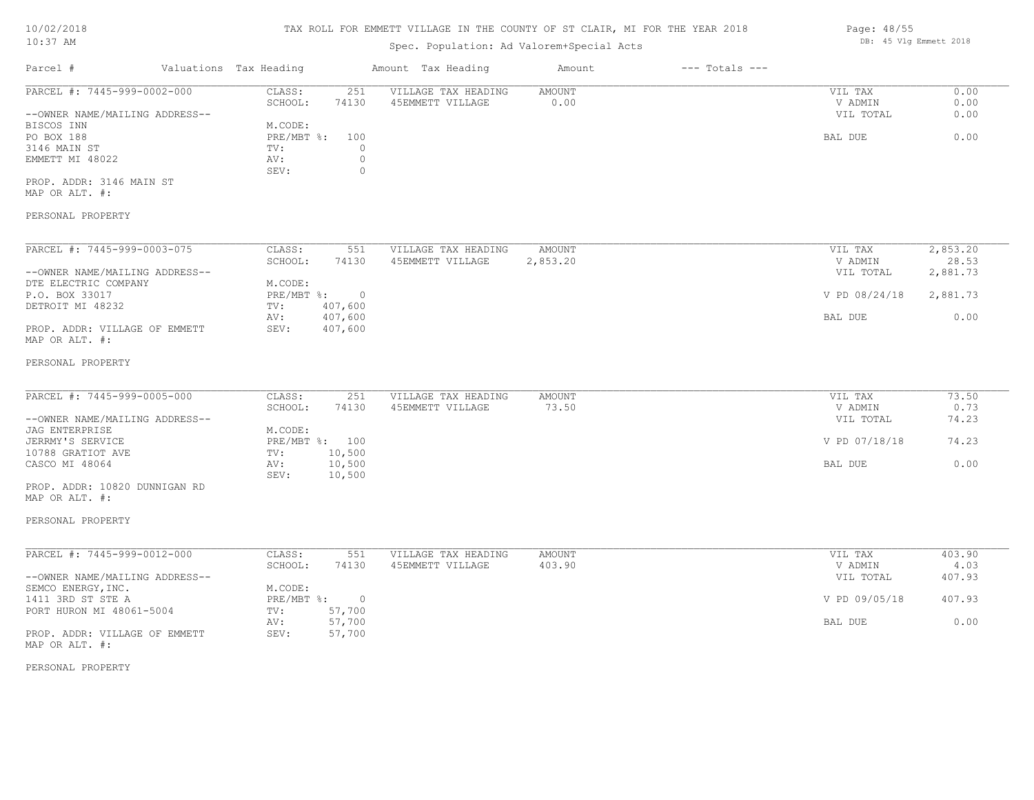# TAX ROLL FOR EMMETT VILLAGE IN THE COUNTY OF ST CLAIR, MI FOR THE YEAR 2018

Spec. Population: Ad Valorem+Special Acts

10/02/2018
10:37 AM

DB: 45 Vlg Emmett 2018

| Parcel # | Valuations | Tax Heading | Amount | Tax Heading | Amount | --- Totals --- | |
|---|---|---|---|---|---|---|---|
| PARCEL #: 7445-999-0002-000 | CLASS: | 251 | VILLAGE TAX HEADING | AMOUNT | | VIL TAX | 0.00 |
| | SCHOOL: | 74130 | 45EMMETT VILLAGE | 0.00 | | V ADMIN | 0.00 |
| --OWNER NAME/MAILING ADDRESS-- | | | | | | VIL TOTAL | 0.00 |
| BISCOS INN | M.CODE: | | | | | | |
| PO BOX 188 | PRE/MBT %: | 100 | | | | BAL DUE | 0.00 |
| 3146 MAIN ST | TV: | 0 | | | | | |
| EMMETT MI 48022 | AV: | 0 | | | | | |
| | SEV: | 0 | | | | | |
| PROP. ADDR: 3146 MAIN ST | | | | | | | |
| MAP OR ALT. #: | | | | | | | |
| PERSONAL PROPERTY | | | | | | | |

| Parcel # | Valuations | Tax Heading | Amount | Tax Heading | Amount | --- Totals --- | |
|---|---|---|---|---|---|---|---|
| PARCEL #: 7445-999-0003-075 | CLASS: | 551 | VILLAGE TAX HEADING | AMOUNT | | VIL TAX | 2,853.20 |
| | SCHOOL: | 74130 | 45EMMETT VILLAGE | 2,853.20 | | V ADMIN | 28.53 |
| --OWNER NAME/MAILING ADDRESS-- | | | | | | VIL TOTAL | 2,881.73 |
| DTE ELECTRIC COMPANY | M.CODE: | | | | | | |
| P.O. BOX 33017 | PRE/MBT %: | 0 | | | | V PD 08/24/18 | 2,881.73 |
| DETROIT MI 48232 | TV: | 407,600 | | | | | |
| | AV: | 407,600 | | | | BAL DUE | 0.00 |
| PROP. ADDR: VILLAGE OF EMMETT | SEV: | 407,600 | | | | | |
| MAP OR ALT. #: | | | | | | | |
| PERSONAL PROPERTY | | | | | | | |

| Parcel # | Valuations | Tax Heading | Amount | Tax Heading | Amount | --- Totals --- | |
|---|---|---|---|---|---|---|---|
| PARCEL #: 7445-999-0005-000 | CLASS: | 251 | VILLAGE TAX HEADING | AMOUNT | | VIL TAX | 73.50 |
| | SCHOOL: | 74130 | 45EMMETT VILLAGE | 73.50 | | V ADMIN | 0.73 |
| --OWNER NAME/MAILING ADDRESS-- | | | | | | VIL TOTAL | 74.23 |
| JAG ENTERPRISE | M.CODE: | | | | | | |
| JERRMY'S SERVICE | PRE/MBT %: | 100 | | | | V PD 07/18/18 | 74.23 |
| 10788 GRATIOT AVE | TV: | 10,500 | | | | | |
| CASCO MI 48064 | AV: | 10,500 | | | | BAL DUE | 0.00 |
| | SEV: | 10,500 | | | | | |
| PROP. ADDR: 10820 DUNNIGAN RD | | | | | | | |
| MAP OR ALT. #: | | | | | | | |
| PERSONAL PROPERTY | | | | | | | |

| Parcel # | Valuations | Tax Heading | Amount | Tax Heading | Amount | --- Totals --- | |
|---|---|---|---|---|---|---|---|
| PARCEL #: 7445-999-0012-000 | CLASS: | 551 | VILLAGE TAX HEADING | AMOUNT | | VIL TAX | 403.90 |
| | SCHOOL: | 74130 | 45EMMETT VILLAGE | 403.90 | | V ADMIN | 4.03 |
| --OWNER NAME/MAILING ADDRESS-- | | | | | | VIL TOTAL | 407.93 |
| SEMCO ENERGY,INC. | M.CODE: | | | | | | |
| 1411 3RD ST STE A | PRE/MBT %: | 0 | | | | V PD 09/05/18 | 407.93 |
| PORT HURON MI 48061-5004 | TV: | 57,700 | | | | | |
| | AV: | 57,700 | | | | BAL DUE | 0.00 |
| PROP. ADDR: VILLAGE OF EMMETT | SEV: | 57,700 | | | | | |
| MAP OR ALT. #: | | | | | | | |
| PERSONAL PROPERTY | | | | | | | |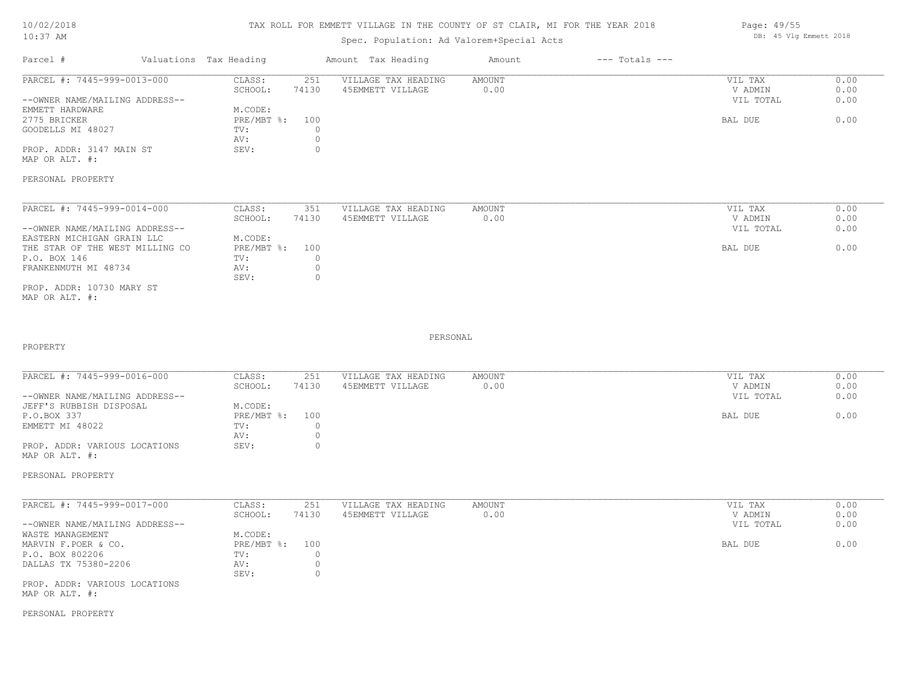TAX ROLL FOR EMMETT VILLAGE IN THE COUNTY OF ST CLAIR, MI FOR THE YEAR 2018

Spec. Population: Ad Valorem+Special Acts

DB: 45 Vlg Emmett 2018

10/02/2018
10:37 AM

| Parcel # | Valuations | Tax Heading | Amount | Tax Heading | Amount | --- Totals --- | |
|---|---|---|---|---|---|---|---|

---

PARCEL #: 7445-999-0013-000

--OWNER NAME/MAILING ADDRESS--
EMMETT HARDWARE
2775 BRICKER
GOODELLS MI 48027

PROP. ADDR: 3147 MAIN ST
MAP OR ALT. #:

PERSONAL PROPERTY

| | | | | | |
|---|---|---|---|---|---|
| CLASS: | 251 | VILLAGE TAX HEADING | AMOUNT | VIL TAX | 0.00 |
| SCHOOL: | 74130 | 45EMMETT VILLAGE | 0.00 | V ADMIN | 0.00 |
| M.CODE: | | | | VIL TOTAL | 0.00 |
| PRE/MBT %: | 100 | | | BAL DUE | 0.00 |
| TV: | 0 | | | | |
| AV: | 0 | | | | |
| SEV: | 0 | | | | |

---

PARCEL #: 7445-999-0014-000

--OWNER NAME/MAILING ADDRESS--
EASTERN MICHIGAN GRAIN LLC
THE STAR OF THE WEST MILLING CO
P.O. BOX 146
FRANKENMUTH MI 48734

PROP. ADDR: 10730 MARY ST
MAP OR ALT. #:

PERSONAL PROPERTY

| | | | | | |
|---|---|---|---|---|---|
| CLASS: | 351 | VILLAGE TAX HEADING | AMOUNT | VIL TAX | 0.00 |
| SCHOOL: | 74130 | 45EMMETT VILLAGE | 0.00 | V ADMIN | 0.00 |
| M.CODE: | | | | VIL TOTAL | 0.00 |
| PRE/MBT %: | 100 | | | BAL DUE | 0.00 |
| TV: | 0 | | | | |
| AV: | 0 | | | | |
| SEV: | 0 | | | | |

---

PARCEL #: 7445-999-0016-000

--OWNER NAME/MAILING ADDRESS--
JEFF'S RUBBISH DISPOSAL
P.O.BOX 337
EMMETT MI 48022

PROP. ADDR: VARIOUS LOCATIONS
MAP OR ALT. #:

PERSONAL PROPERTY

| | | | | | |
|---|---|---|---|---|---|
| CLASS: | 251 | VILLAGE TAX HEADING | AMOUNT | VIL TAX | 0.00 |
| SCHOOL: | 74130 | 45EMMETT VILLAGE | 0.00 | V ADMIN | 0.00 |
| M.CODE: | | | | VIL TOTAL | 0.00 |
| PRE/MBT %: | 100 | | | BAL DUE | 0.00 |
| TV: | 0 | | | | |
| AV: | 0 | | | | |
| SEV: | 0 | | | | |

---

PARCEL #: 7445-999-0017-000

--OWNER NAME/MAILING ADDRESS--
WASTE MANAGEMENT
MARVIN F.POER & CO.
P.O. BOX 802206
DALLAS TX 75380-2206

PROP. ADDR: VARIOUS LOCATIONS
MAP OR ALT. #:

PERSONAL PROPERTY

| | | | | | |
|---|---|---|---|---|---|
| CLASS: | 251 | VILLAGE TAX HEADING | AMOUNT | VIL TAX | 0.00 |
| SCHOOL: | 74130 | 45EMMETT VILLAGE | 0.00 | V ADMIN | 0.00 |
| M.CODE: | | | | VIL TOTAL | 0.00 |
| PRE/MBT %: | 100 | | | BAL DUE | 0.00 |
| TV: | 0 | | | | |
| AV: | 0 | | | | |
| SEV: | 0 | | | | |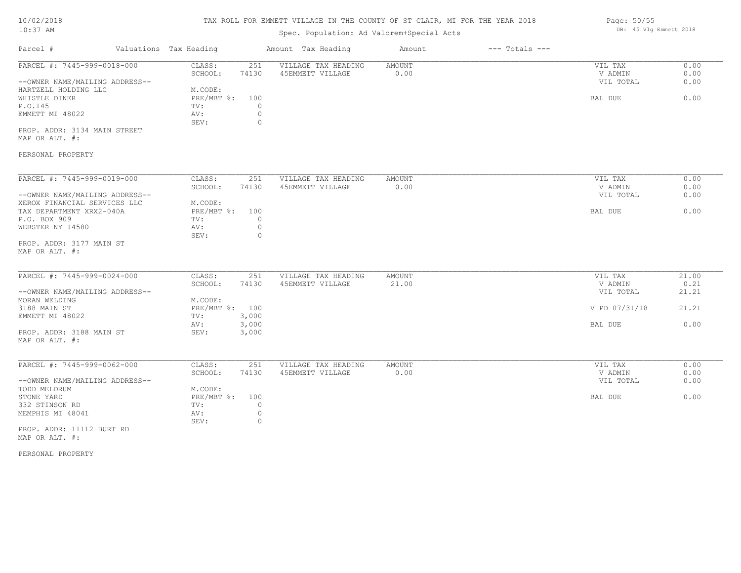# TAX ROLL FOR EMMETT VILLAGE IN THE COUNTY OF ST CLAIR, MI FOR THE YEAR 2018

Spec. Population: Ad Valorem+Special Acts

| Parcel # | Valuations | Tax Heading | Amount | Tax Heading | Amount | --- Totals --- | |
|---|---|---|---|---|---|---|---|
| PARCEL #: 7445-999-0018-000 | CLASS: | 251 | VILLAGE TAX HEADING | AMOUNT | | VIL TAX | 0.00 |
| | SCHOOL: | 74130 | 45EMMETT VILLAGE | 0.00 | | V ADMIN | 0.00 |
| --OWNER NAME/MAILING ADDRESS-- | | | | | | VIL TOTAL | 0.00 |
| HARTZELL HOLDING LLC | M.CODE: | | | | | | |
| WHISTLE DINER | PRE/MBT %: | 100 | | | | BAL DUE | 0.00 |
| P.O.145 | TV: | 0 | | | | | |
| EMMETT MI 48022 | AV: | 0 | | | | | |
| | SEV: | 0 | | | | | |
| PROP. ADDR: 3134 MAIN STREET | | | | | | | |
| MAP OR ALT. #: | | | | | | | |
| PERSONAL PROPERTY | | | | | | | |

| Parcel # | Valuations | Tax Heading | Amount | Tax Heading | Amount | --- Totals --- | |
|---|---|---|---|---|---|---|---|
| PARCEL #: 7445-999-0019-000 | CLASS: | 251 | VILLAGE TAX HEADING | AMOUNT | | VIL TAX | 0.00 |
| | SCHOOL: | 74130 | 45EMMETT VILLAGE | 0.00 | | V ADMIN | 0.00 |
| --OWNER NAME/MAILING ADDRESS-- | | | | | | VIL TOTAL | 0.00 |
| XEROX FINANCIAL SERVICES LLC | M.CODE: | | | | | | |
| TAX DEPARTMENT XRX2-040A | PRE/MBT %: | 100 | | | | BAL DUE | 0.00 |
| P.O. BOX 909 | TV: | 0 | | | | | |
| WEBSTER NY 14580 | AV: | 0 | | | | | |
| | SEV: | 0 | | | | | |
| PROP. ADDR: 3177 MAIN ST | | | | | | | |
| MAP OR ALT. #: | | | | | | | |

| Parcel # | Valuations | Tax Heading | Amount | Tax Heading | Amount | --- Totals --- | |
|---|---|---|---|---|---|---|---|
| PARCEL #: 7445-999-0024-000 | CLASS: | 251 | VILLAGE TAX HEADING | AMOUNT | | VIL TAX | 21.00 |
| | SCHOOL: | 74130 | 45EMMETT VILLAGE | 21.00 | | V ADMIN | 0.21 |
| --OWNER NAME/MAILING ADDRESS-- | | | | | | VIL TOTAL | 21.21 |
| MORAN WELDING | M.CODE: | | | | | | |
| 3188 MAIN ST | PRE/MBT %: | 100 | | | | V PD 07/31/18 | 21.21 |
| EMMETT MI 48022 | TV: | 3,000 | | | | | |
| | AV: | 3,000 | | | | BAL DUE | 0.00 |
| PROP. ADDR: 3188 MAIN ST | SEV: | 3,000 | | | | | |
| MAP OR ALT. #: | | | | | | | |

| Parcel # | Valuations | Tax Heading | Amount | Tax Heading | Amount | --- Totals --- | |
|---|---|---|---|---|---|---|---|
| PARCEL #: 7445-999-0062-000 | CLASS: | 251 | VILLAGE TAX HEADING | AMOUNT | | VIL TAX | 0.00 |
| | SCHOOL: | 74130 | 45EMMETT VILLAGE | 0.00 | | V ADMIN | 0.00 |
| --OWNER NAME/MAILING ADDRESS-- | | | | | | VIL TOTAL | 0.00 |
| TODD MELDRUM | M.CODE: | | | | | | |
| STONE YARD | PRE/MBT %: | 100 | | | | BAL DUE | 0.00 |
| 332 STINSON RD | TV: | 0 | | | | | |
| MEMPHIS MI 48041 | AV: | 0 | | | | | |
| | SEV: | 0 | | | | | |
| PROP. ADDR: 11112 BURT RD | | | | | | | |
| MAP OR ALT. #: | | | | | | | |
| PERSONAL PROPERTY | | | | | | | |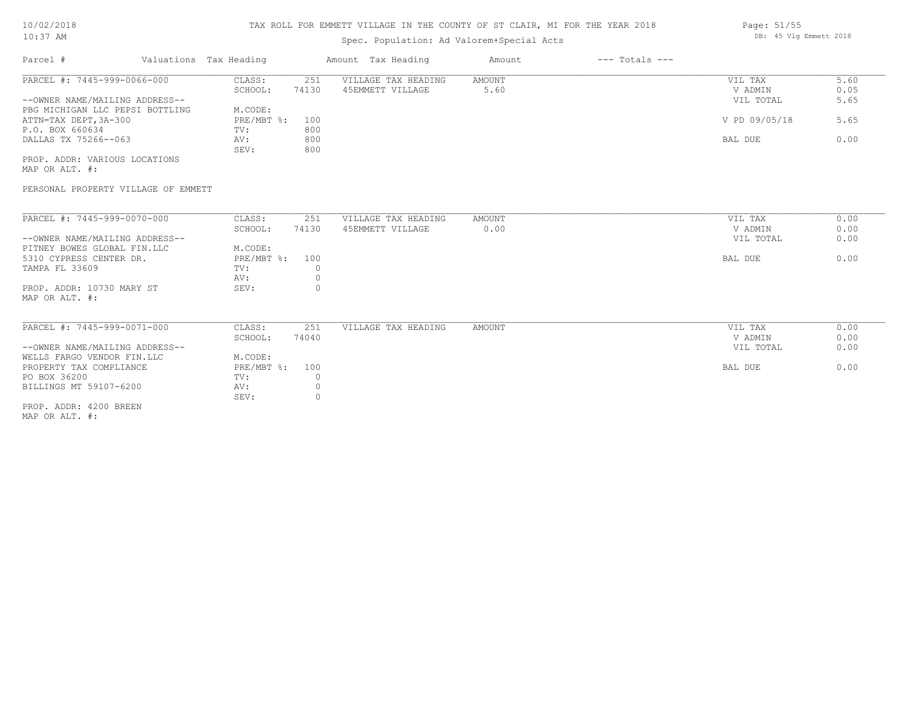# TAX ROLL FOR EMMETT VILLAGE IN THE COUNTY OF ST CLAIR, MI FOR THE YEAR 2018

Spec. Population: Ad Valorem+Special Acts

| Parcel # | Valuations | Tax Heading | Amount | Tax Heading | Amount | --- Totals --- | |
|---|---|---|---|---|---|---|---|
| PARCEL #: 7445-999-0066-000 | CLASS: | 251 | VILLAGE TAX HEADING | AMOUNT | | VIL TAX | 5.60 |
| | SCHOOL: | 74130 | 45EMMETT VILLAGE | 5.60 | | V ADMIN | 0.05 |
| --OWNER NAME/MAILING ADDRESS-- | | | | | | VIL TOTAL | 5.65 |
| PBG MICHIGAN LLC PEPSI BOTTLING | M.CODE: | | | | | | |
| ATTN=TAX DEPT,3A-300 | PRE/MBT %: | 100 | | | | V PD 09/05/18 | 5.65 |
| P.O. BOX 660634 | TV: | 800 | | | | | |
| DALLAS TX 75266--063 | AV: | 800 | | | | BAL DUE | 0.00 |
| | SEV: | 800 | | | | | |
| PROP. ADDR: VARIOUS LOCATIONS | | | | | | | |
| MAP OR ALT. #: | | | | | | | |
| PERSONAL PROPERTY VILLAGE OF EMMETT | | | | | | | |

| Parcel # | Valuations | Tax Heading | Amount | Tax Heading | Amount | --- Totals --- | |
|---|---|---|---|---|---|---|---|
| PARCEL #: 7445-999-0070-000 | CLASS: | 251 | VILLAGE TAX HEADING | AMOUNT | | VIL TAX | 0.00 |
| | SCHOOL: | 74130 | 45EMMETT VILLAGE | 0.00 | | V ADMIN | 0.00 |
| --OWNER NAME/MAILING ADDRESS-- | | | | | | VIL TOTAL | 0.00 |
| PITNEY BOWES GLOBAL FIN.LLC | M.CODE: | | | | | | |
| 5310 CYPRESS CENTER DR. | PRE/MBT %: | 100 | | | | BAL DUE | 0.00 |
| TAMPA FL 33609 | TV: | 0 | | | | | |
| | AV: | 0 | | | | | |
| PROP. ADDR: 10730 MARY ST | SEV: | 0 | | | | | |
| MAP OR ALT. #: | | | | | | | |

| Parcel # | Valuations | Tax Heading | Amount | Tax Heading | Amount | --- Totals --- | |
|---|---|---|---|---|---|---|---|
| PARCEL #: 7445-999-0071-000 | CLASS: | 251 | VILLAGE TAX HEADING | AMOUNT | | VIL TAX | 0.00 |
| | SCHOOL: | 74040 | | | | V ADMIN | 0.00 |
| --OWNER NAME/MAILING ADDRESS-- | | | | | | VIL TOTAL | 0.00 |
| WELLS FARGO VENDOR FIN.LLC | M.CODE: | | | | | | |
| PROPERTY TAX COMPLIANCE | PRE/MBT %: | 100 | | | | BAL DUE | 0.00 |
| PO BOX 36200 | TV: | 0 | | | | | |
| BILLINGS MT 59107-6200 | AV: | 0 | | | | | |
| | SEV: | 0 | | | | | |
| PROP. ADDR: 4200 BREEN | | | | | | | |
| MAP OR ALT. #: | | | | | | | |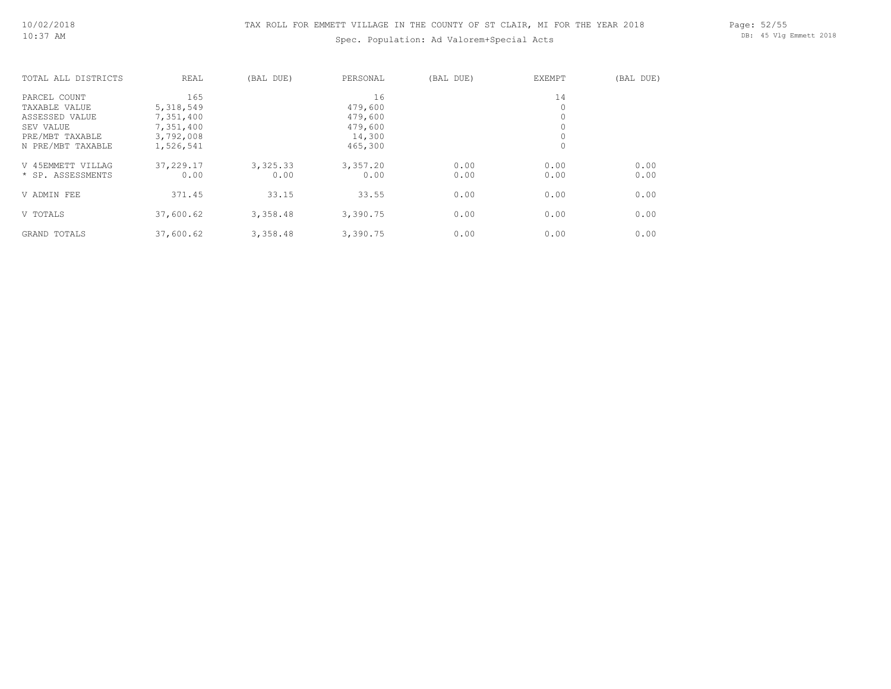TAX ROLL FOR EMMETT VILLAGE IN THE COUNTY OF ST CLAIR, MI FOR THE YEAR 2018

Spec. Population: Ad Valorem+Special Acts

| TOTAL ALL DISTRICTS | REAL | (BAL DUE) | PERSONAL | (BAL DUE) | EXEMPT | (BAL DUE) |
|---|---|---|---|---|---|---|
| PARCEL COUNT | 165 | | 16 | | 14 | |
| TAXABLE VALUE | 5,318,549 | | 479,600 | | 0 | |
| ASSESSED VALUE | 7,351,400 | | 479,600 | | 0 | |
| SEV VALUE | 7,351,400 | | 479,600 | | 0 | |
| PRE/MBT TAXABLE | 3,792,008 | | 14,300 | | 0 | |
| N PRE/MBT TAXABLE | 1,526,541 | | 465,300 | | 0 | |
| V 45EMMETT VILLAG | 37,229.17 | 3,325.33 | 3,357.20 | 0.00 | 0.00 | 0.00 |
| * SP. ASSESSMENTS | 0.00 | 0.00 | 0.00 | 0.00 | 0.00 | 0.00 |
| V ADMIN FEE | 371.45 | 33.15 | 33.55 | 0.00 | 0.00 | 0.00 |
| V TOTALS | 37,600.62 | 3,358.48 | 3,390.75 | 0.00 | 0.00 | 0.00 |
| GRAND TOTALS | 37,600.62 | 3,358.48 | 3,390.75 | 0.00 | 0.00 | 0.00 |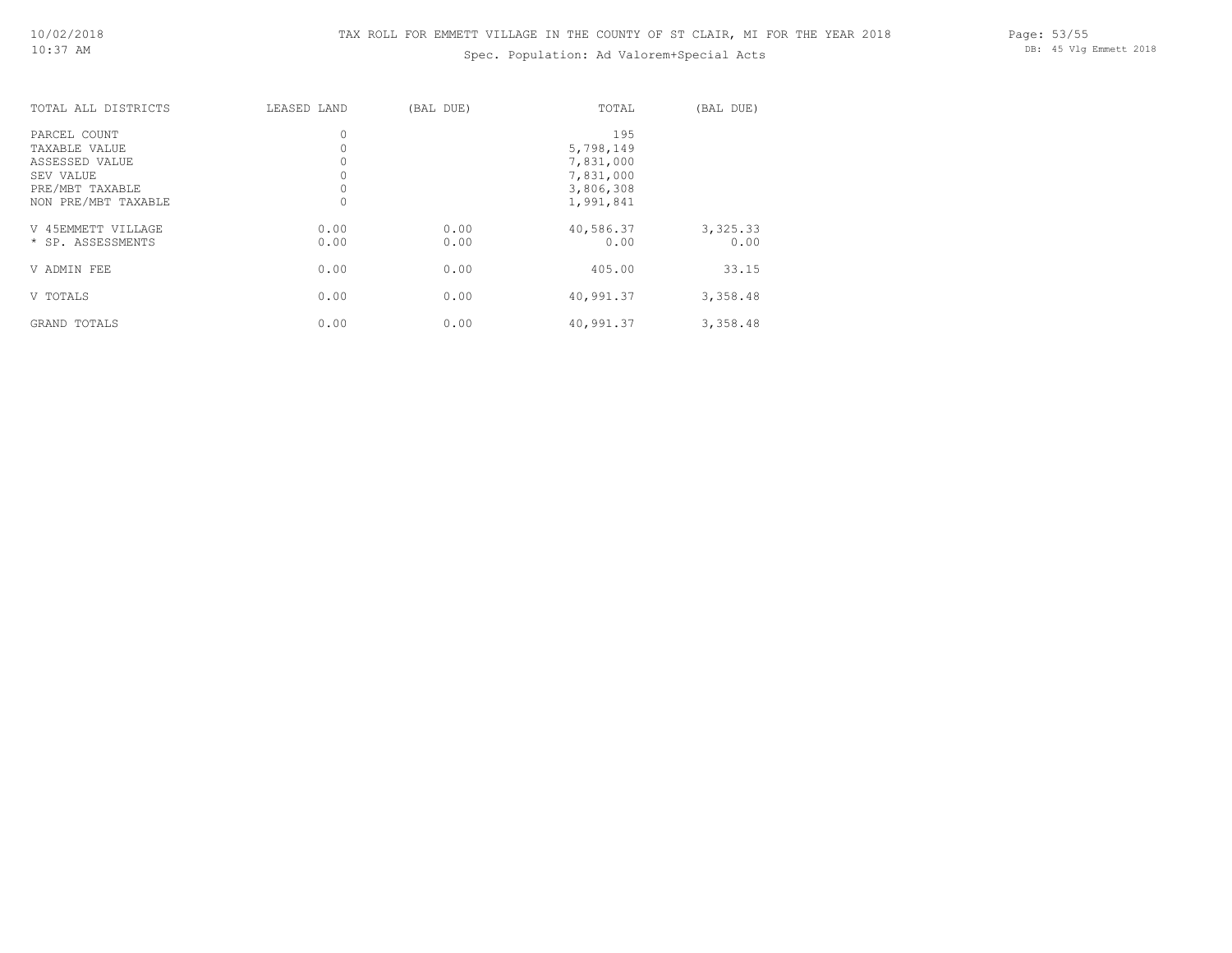# TAX ROLL FOR EMMETT VILLAGE IN THE COUNTY OF ST CLAIR, MI FOR THE YEAR 2018

Spec. Population: Ad Valorem+Special Acts

| TOTAL ALL DISTRICTS | LEASED LAND | (BAL DUE) | TOTAL | (BAL DUE) |
|---|---|---|---|---|
| PARCEL COUNT | 0 | | 195 | |
| TAXABLE VALUE | 0 | | 5,798,149 | |
| ASSESSED VALUE | 0 | | 7,831,000 | |
| SEV VALUE | 0 | | 7,831,000 | |
| PRE/MBT TAXABLE | 0 | | 3,806,308 | |
| NON PRE/MBT TAXABLE | 0 | | 1,991,841 | |
| V 45EMMETT VILLAGE | 0.00 | 0.00 | 40,586.37 | 3,325.33 |
| * SP. ASSESSMENTS | 0.00 | 0.00 | 0.00 | 0.00 |
| V ADMIN FEE | 0.00 | 0.00 | 405.00 | 33.15 |
| V TOTALS | 0.00 | 0.00 | 40,991.37 | 3,358.48 |
| GRAND TOTALS | 0.00 | 0.00 | 40,991.37 | 3,358.48 |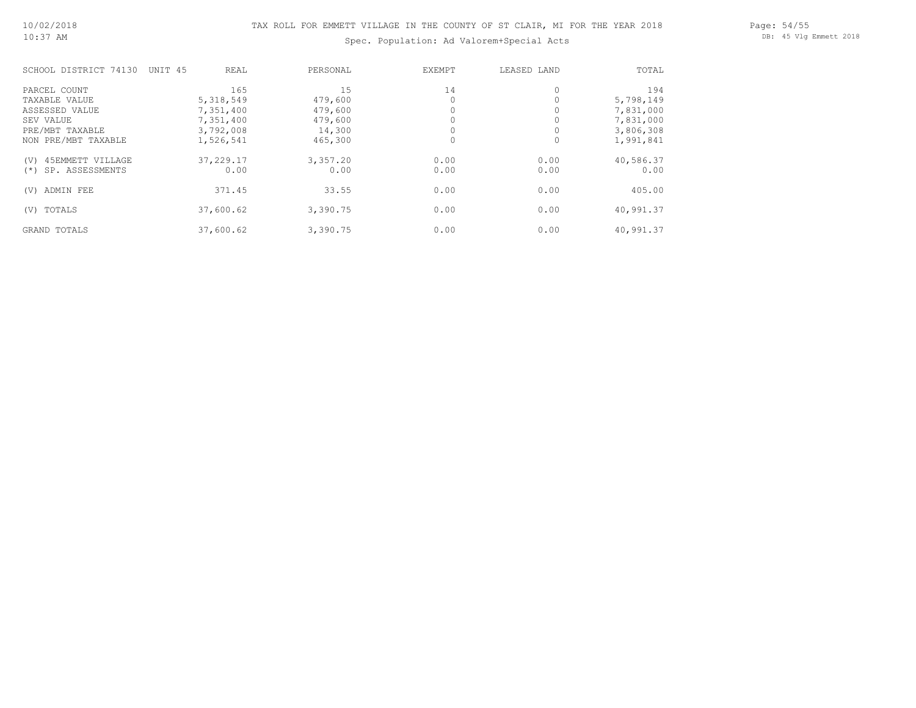# TAX ROLL FOR EMMETT VILLAGE IN THE COUNTY OF ST CLAIR, MI FOR THE YEAR 2018

Spec. Population: Ad Valorem+Special Acts

| SCHOOL DISTRICT 74130 UNIT 45 | REAL | PERSONAL | EXEMPT | LEASED LAND | TOTAL |
|---|---|---|---|---|---|
| PARCEL COUNT | 165 | 15 | 14 | 0 | 194 |
| TAXABLE VALUE | 5,318,549 | 479,600 | 0 | 0 | 5,798,149 |
| ASSESSED VALUE | 7,351,400 | 479,600 | 0 | 0 | 7,831,000 |
| SEV VALUE | 7,351,400 | 479,600 | 0 | 0 | 7,831,000 |
| PRE/MBT TAXABLE | 3,792,008 | 14,300 | 0 | 0 | 3,806,308 |
| NON PRE/MBT TAXABLE | 1,526,541 | 465,300 | 0 | 0 | 1,991,841 |
| (V) 45EMMETT VILLAGE | 37,229.17 | 3,357.20 | 0.00 | 0.00 | 40,586.37 |
| (*) SP. ASSESSMENTS | 0.00 | 0.00 | 0.00 | 0.00 | 0.00 |
| (V) ADMIN FEE | 371.45 | 33.55 | 0.00 | 0.00 | 405.00 |
| (V) TOTALS | 37,600.62 | 3,390.75 | 0.00 | 0.00 | 40,991.37 |
| GRAND TOTALS | 37,600.62 | 3,390.75 | 0.00 | 0.00 | 40,991.37 |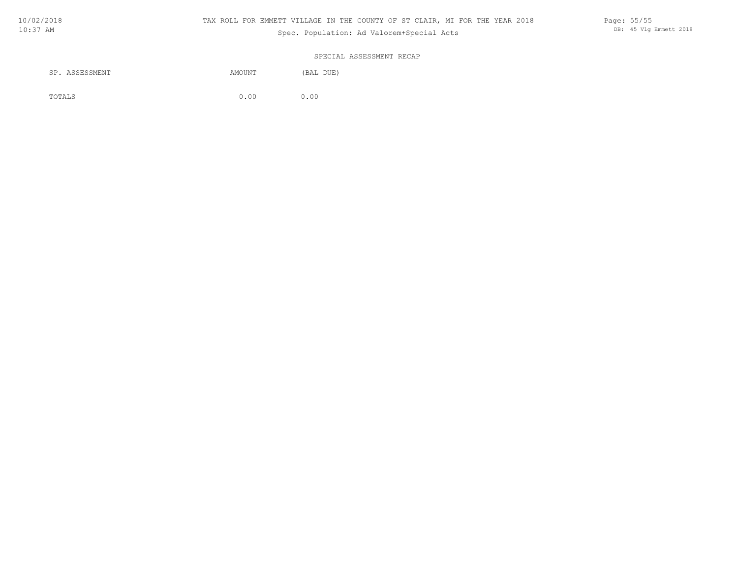TAX ROLL FOR EMMETT VILLAGE IN THE COUNTY OF ST CLAIR, MI FOR THE YEAR 2018

Spec. Population: Ad Valorem+Special Acts

## SPECIAL ASSESSMENT RECAP

| SP. ASSESSMENT | AMOUNT | (BAL DUE) |
|---|---|---|
| TOTALS | 0.00 | 0.00 |